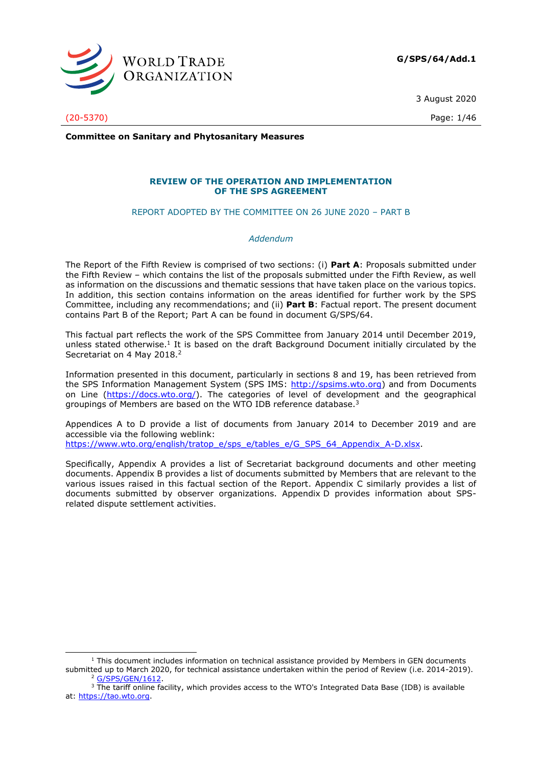WORLD TRADE ORGANIZATION

**G/SPS/64/Add.1**

3 August 2020

(20-5370)

**Committee on Sanitary and Phytosanitary Measures**

## REVIEW OF THE OPERATION AND IMPLEMENTATION OF THE SPS AGREEMENT

REPORT ADOPTED BY THE COMMITTEE ON 26 JUNE 2020 – PART B

*Addendum*

The Report of the Fifth Review is comprised of two sections: (i) **Part A**: Proposals submitted under the Fifth Review – which contains the list of the proposals submitted under the Fifth Review, as well as information on the discussions and thematic sessions that have taken place on the various topics. In addition, this section contains information on the areas identified for further work by the SPS Committee, including any recommendations; and (ii) **Part B**: Factual report. The present document contains Part B of the Report; Part A can be found in document G/SPS/64.

This factual part reflects the work of the SPS Committee from January 2014 until December 2019, unless stated otherwise.[1] It is based on the draft Background Document initially circulated by the Secretariat on 4 May 2018.[2]

Information presented in this document, particularly in sections 8 and 19, has been retrieved from the SPS Information Management System (SPS IMS: http://spsims.wto.org) and from Documents on Line (https://docs.wto.org/). The categories of level of development and the geographical groupings of Members are based on the WTO IDB reference database.[3]

Appendices A to D provide a list of documents from January 2014 to December 2019 and are accessible via the following weblink:
https://www.wto.org/english/tratop_e/sps_e/tables_e/G_SPS_64_Appendix_A-D.xlsx.

Specifically, Appendix A provides a list of Secretariat background documents and other meeting documents. Appendix B provides a list of documents submitted by Members that are relevant to the various issues raised in this factual section of the Report. Appendix C similarly provides a list of documents submitted by observer organizations. Appendix D provides information about SPS-related dispute settlement activities.

---

[1] This document includes information on technical assistance provided by Members in GEN documents submitted up to March 2020, for technical assistance undertaken within the period of Review (i.e. 2014-2019).

[2] G/SPS/GEN/1612.

[3] The tariff online facility, which provides access to the WTO's Integrated Data Base (IDB) is available at: https://tao.wto.org.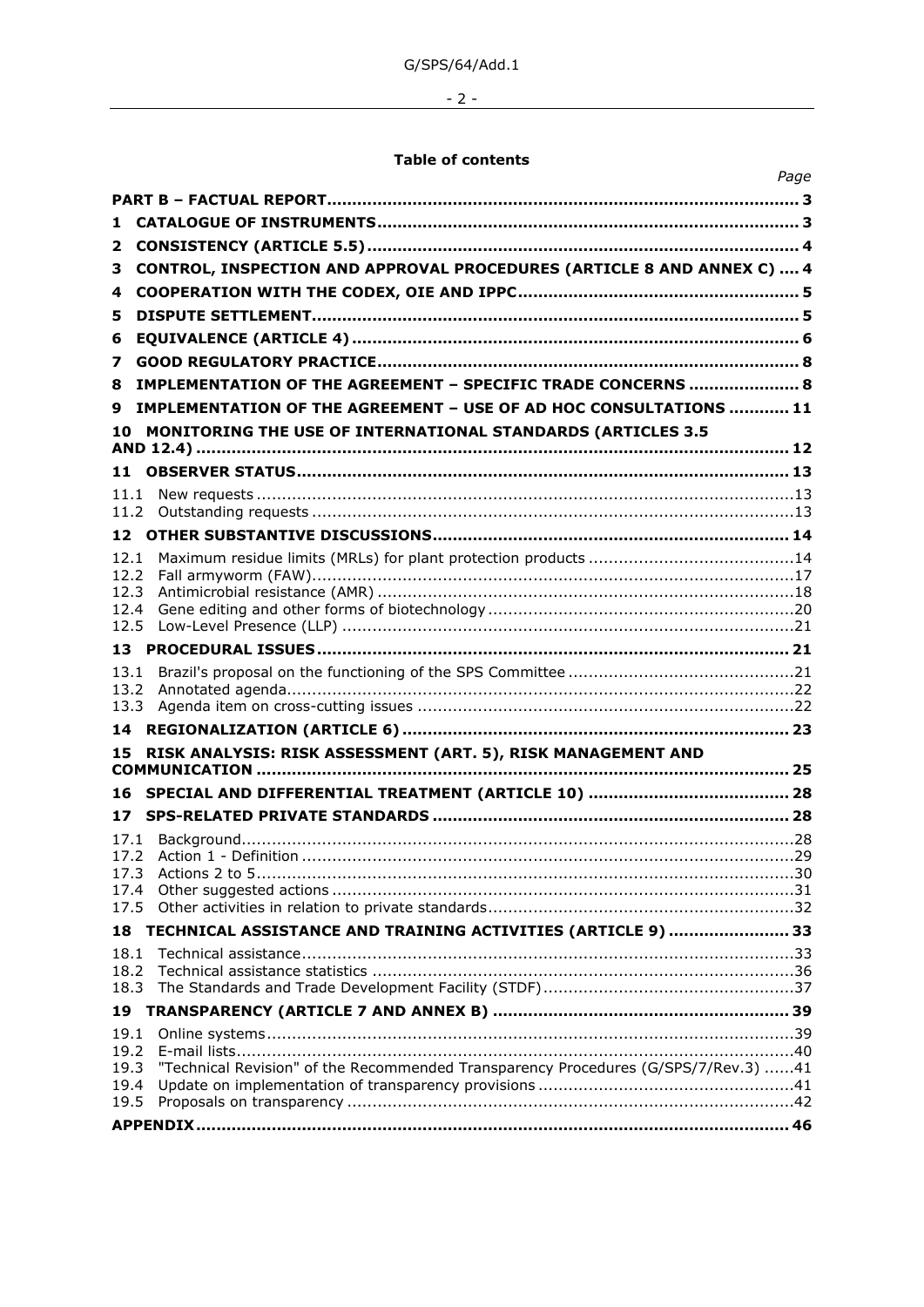**Table of contents**

| | Page |
|---|---|
| **PART B – FACTUAL REPORT** | **3** |
| **1 CATALOGUE OF INSTRUMENTS** | **3** |
| **2 CONSISTENCY (ARTICLE 5.5)** | **4** |
| **3 CONTROL, INSPECTION AND APPROVAL PROCEDURES (ARTICLE 8 AND ANNEX C)** | **4** |
| **4 COOPERATION WITH THE CODEX, OIE AND IPPC** | **5** |
| **5 DISPUTE SETTLEMENT** | **5** |
| **6 EQUIVALENCE (ARTICLE 4)** | **6** |
| **7 GOOD REGULATORY PRACTICE** | **8** |
| **8 IMPLEMENTATION OF THE AGREEMENT – SPECIFIC TRADE CONCERNS** | **8** |
| **9 IMPLEMENTATION OF THE AGREEMENT – USE OF AD HOC CONSULTATIONS** | **11** |
| **10 MONITORING THE USE OF INTERNATIONAL STANDARDS (ARTICLES 3.5 AND 12.4)** | **12** |
| **11 OBSERVER STATUS** | **13** |
| 11.1 New requests | 13 |
| 11.2 Outstanding requests | 13 |
| **12 OTHER SUBSTANTIVE DISCUSSIONS** | **14** |
| 12.1 Maximum residue limits (MRLs) for plant protection products | 14 |
| 12.2 Fall armyworm (FAW) | 17 |
| 12.3 Antimicrobial resistance (AMR) | 18 |
| 12.4 Gene editing and other forms of biotechnology | 20 |
| 12.5 Low-Level Presence (LLP) | 21 |
| **13 PROCEDURAL ISSUES** | **21** |
| 13.1 Brazil's proposal on the functioning of the SPS Committee | 21 |
| 13.2 Annotated agenda | 22 |
| 13.3 Agenda item on cross-cutting issues | 22 |
| **14 REGIONALIZATION (ARTICLE 6)** | **23** |
| **15 RISK ANALYSIS: RISK ASSESSMENT (ART. 5), RISK MANAGEMENT AND COMMUNICATION** | **25** |
| **16 SPECIAL AND DIFFERENTIAL TREATMENT (ARTICLE 10)** | **28** |
| **17 SPS-RELATED PRIVATE STANDARDS** | **28** |
| 17.1 Background | 28 |
| 17.2 Action 1 - Definition | 29 |
| 17.3 Actions 2 to 5 | 30 |
| 17.4 Other suggested actions | 31 |
| 17.5 Other activities in relation to private standards | 32 |
| **18 TECHNICAL ASSISTANCE AND TRAINING ACTIVITIES (ARTICLE 9)** | **33** |
| 18.1 Technical assistance | 33 |
| 18.2 Technical assistance statistics | 36 |
| 18.3 The Standards and Trade Development Facility (STDF) | 37 |
| **19 TRANSPARENCY (ARTICLE 7 AND ANNEX B)** | **39** |
| 19.1 Online systems | 39 |
| 19.2 E-mail lists | 40 |
| 19.3 "Technical Revision" of the Recommended Transparency Procedures (G/SPS/7/Rev.3) | 41 |
| 19.4 Update on implementation of transparency provisions | 41 |
| 19.5 Proposals on transparency | 42 |
| **APPENDIX** | **46** |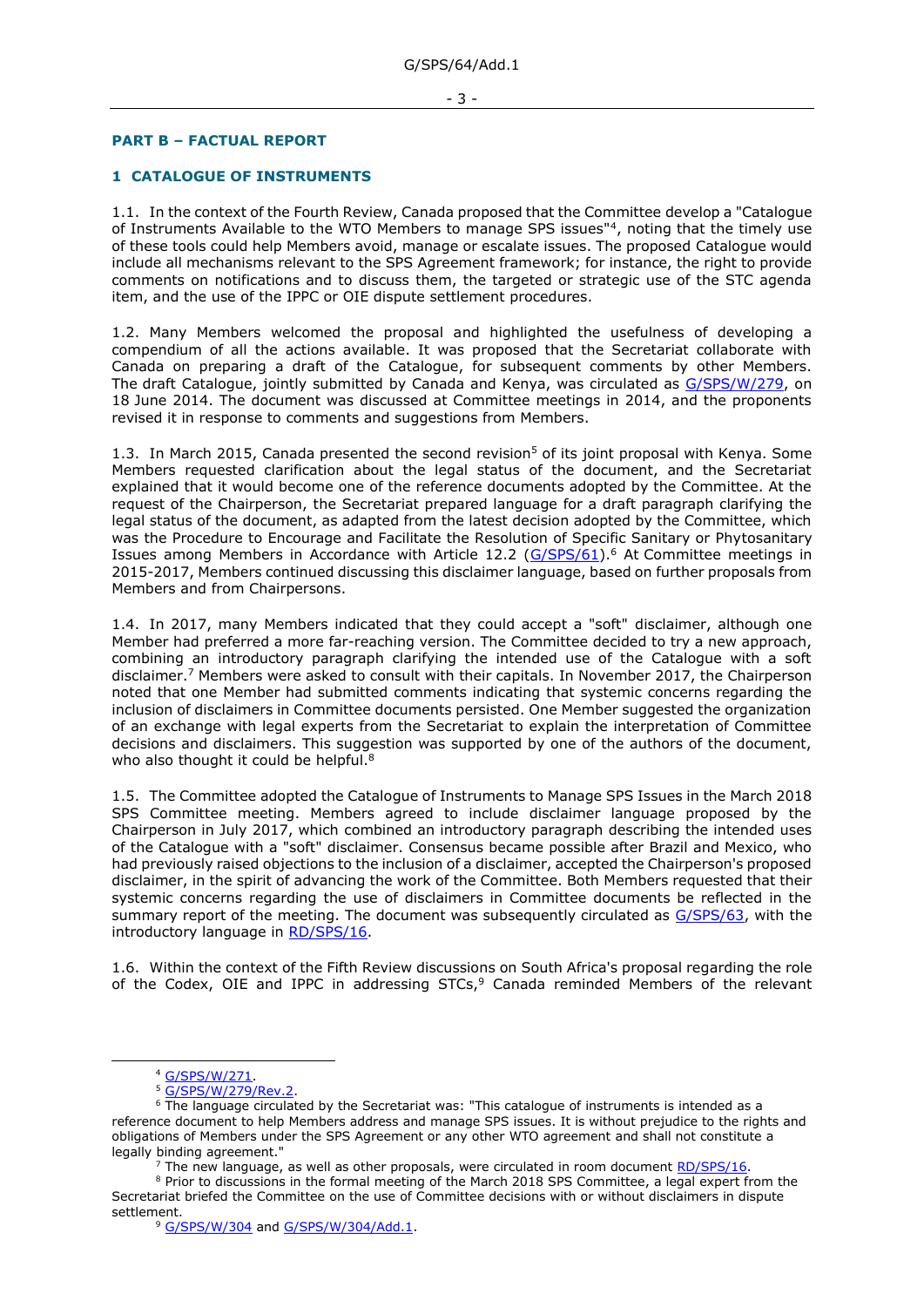## PART B – FACTUAL REPORT

### 1 CATALOGUE OF INSTRUMENTS

1.1. In the context of the Fourth Review, Canada proposed that the Committee develop a "Catalogue of Instruments Available to the WTO Members to manage SPS issues"[4], noting that the timely use of these tools could help Members avoid, manage or escalate issues. The proposed Catalogue would include all mechanisms relevant to the SPS Agreement framework; for instance, the right to provide comments on notifications and to discuss them, the targeted or strategic use of the STC agenda item, and the use of the IPPC or OIE dispute settlement procedures.

1.2. Many Members welcomed the proposal and highlighted the usefulness of developing a compendium of all the actions available. It was proposed that the Secretariat collaborate with Canada on preparing a draft of the Catalogue, for subsequent comments by other Members. The draft Catalogue, jointly submitted by Canada and Kenya, was circulated as G/SPS/W/279, on 18 June 2014. The document was discussed at Committee meetings in 2014, and the proponents revised it in response to comments and suggestions from Members.

1.3. In March 2015, Canada presented the second revision[5] of its joint proposal with Kenya. Some Members requested clarification about the legal status of the document, and the Secretariat explained that it would become one of the reference documents adopted by the Committee. At the request of the Chairperson, the Secretariat prepared language for a draft paragraph clarifying the legal status of the document, as adapted from the latest decision adopted by the Committee, which was the Procedure to Encourage and Facilitate the Resolution of Specific Sanitary or Phytosanitary Issues among Members in Accordance with Article 12.2 (G/SPS/61).[6] At Committee meetings in 2015-2017, Members continued discussing this disclaimer language, based on further proposals from Members and from Chairpersons.

1.4. In 2017, many Members indicated that they could accept a "soft" disclaimer, although one Member had preferred a more far-reaching version. The Committee decided to try a new approach, combining an introductory paragraph clarifying the intended use of the Catalogue with a soft disclaimer.[7] Members were asked to consult with their capitals. In November 2017, the Chairperson noted that one Member had submitted comments indicating that systemic concerns regarding the inclusion of disclaimers in Committee documents persisted. One Member suggested the organization of an exchange with legal experts from the Secretariat to explain the interpretation of Committee decisions and disclaimers. This suggestion was supported by one of the authors of the document, who also thought it could be helpful.[8]

1.5. The Committee adopted the Catalogue of Instruments to Manage SPS Issues in the March 2018 SPS Committee meeting. Members agreed to include disclaimer language proposed by the Chairperson in July 2017, which combined an introductory paragraph describing the intended uses of the Catalogue with a "soft" disclaimer. Consensus became possible after Brazil and Mexico, who had previously raised objections to the inclusion of a disclaimer, accepted the Chairperson's proposed disclaimer, in the spirit of advancing the work of the Committee. Both Members requested that their systemic concerns regarding the use of disclaimers in Committee documents be reflected in the summary report of the meeting. The document was subsequently circulated as G/SPS/63, with the introductory language in RD/SPS/16.

1.6. Within the context of the Fifth Review discussions on South Africa's proposal regarding the role of the Codex, OIE and IPPC in addressing STCs,[9] Canada reminded Members of the relevant

---

[4] G/SPS/W/271.

[5] G/SPS/W/279/Rev.2.

[6] The language circulated by the Secretariat was: "This catalogue of instruments is intended as a reference document to help Members address and manage SPS issues. It is without prejudice to the rights and obligations of Members under the SPS Agreement or any other WTO agreement and shall not constitute a legally binding agreement."

[7] The new language, as well as other proposals, were circulated in room document RD/SPS/16.

[8] Prior to discussions in the formal meeting of the March 2018 SPS Committee, a legal expert from the Secretariat briefed the Committee on the use of Committee decisions with or without disclaimers in dispute settlement.

[9] G/SPS/W/304 and G/SPS/W/304/Add.1.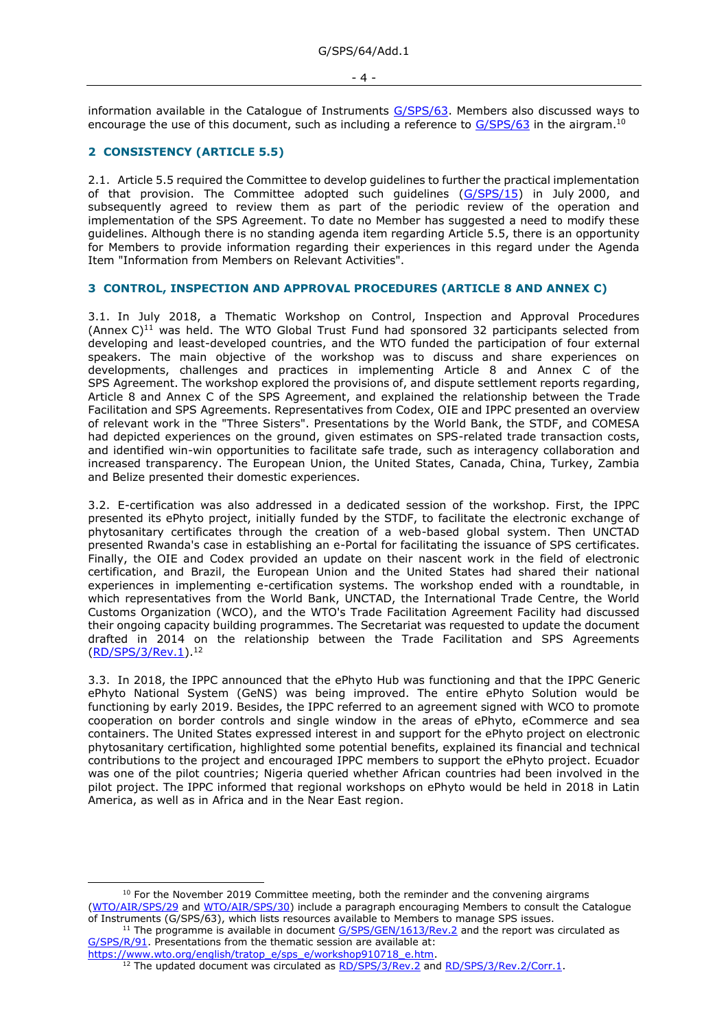information available in the Catalogue of Instruments G/SPS/63. Members also discussed ways to encourage the use of this document, such as including a reference to G/SPS/63 in the airgram.[10]

## 2 CONSISTENCY (ARTICLE 5.5)

2.1. Article 5.5 required the Committee to develop guidelines to further the practical implementation of that provision. The Committee adopted such guidelines (G/SPS/15) in July 2000, and subsequently agreed to review them as part of the periodic review of the operation and implementation of the SPS Agreement. To date no Member has suggested a need to modify these guidelines. Although there is no standing agenda item regarding Article 5.5, there is an opportunity for Members to provide information regarding their experiences in this regard under the Agenda Item "Information from Members on Relevant Activities".

## 3 CONTROL, INSPECTION AND APPROVAL PROCEDURES (ARTICLE 8 AND ANNEX C)

3.1. In July 2018, a Thematic Workshop on Control, Inspection and Approval Procedures (Annex C)[11] was held. The WTO Global Trust Fund had sponsored 32 participants selected from developing and least-developed countries, and the WTO funded the participation of four external speakers. The main objective of the workshop was to discuss and share experiences on developments, challenges and practices in implementing Article 8 and Annex C of the SPS Agreement. The workshop explored the provisions of, and dispute settlement reports regarding, Article 8 and Annex C of the SPS Agreement, and explained the relationship between the Trade Facilitation and SPS Agreements. Representatives from Codex, OIE and IPPC presented an overview of relevant work in the "Three Sisters". Presentations by the World Bank, the STDF, and COMESA had depicted experiences on the ground, given estimates on SPS-related trade transaction costs, and identified win-win opportunities to facilitate safe trade, such as interagency collaboration and increased transparency. The European Union, the United States, Canada, China, Turkey, Zambia and Belize presented their domestic experiences.

3.2. E-certification was also addressed in a dedicated session of the workshop. First, the IPPC presented its ePhyto project, initially funded by the STDF, to facilitate the electronic exchange of phytosanitary certificates through the creation of a web-based global system. Then UNCTAD presented Rwanda's case in establishing an e-Portal for facilitating the issuance of SPS certificates. Finally, the OIE and Codex provided an update on their nascent work in the field of electronic certification, and Brazil, the European Union and the United States had shared their national experiences in implementing e-certification systems. The workshop ended with a roundtable, in which representatives from the World Bank, UNCTAD, the International Trade Centre, the World Customs Organization (WCO), and the WTO's Trade Facilitation Agreement Facility had discussed their ongoing capacity building programmes. The Secretariat was requested to update the document drafted in 2014 on the relationship between the Trade Facilitation and SPS Agreements (RD/SPS/3/Rev.1).[12]

3.3. In 2018, the IPPC announced that the ePhyto Hub was functioning and that the IPPC Generic ePhyto National System (GeNS) was being improved. The entire ePhyto Solution would be functioning by early 2019. Besides, the IPPC referred to an agreement signed with WCO to promote cooperation on border controls and single window in the areas of ePhyto, eCommerce and sea containers. The United States expressed interest in and support for the ePhyto project on electronic phytosanitary certification, highlighted some potential benefits, explained its financial and technical contributions to the project and encouraged IPPC members to support the ePhyto project. Ecuador was one of the pilot countries; Nigeria queried whether African countries had been involved in the pilot project. The IPPC informed that regional workshops on ePhyto would be held in 2018 in Latin America, as well as in Africa and in the Near East region.

---

[10] For the November 2019 Committee meeting, both the reminder and the convening airgrams (WTO/AIR/SPS/29 and WTO/AIR/SPS/30) include a paragraph encouraging Members to consult the Catalogue of Instruments (G/SPS/63), which lists resources available to Members to manage SPS issues.

[11] The programme is available in document G/SPS/GEN/1613/Rev.2 and the report was circulated as G/SPS/R/91. Presentations from the thematic session are available at: https://www.wto.org/english/tratop_e/sps_e/workshop910718_e.htm.

[12] The updated document was circulated as RD/SPS/3/Rev.2 and RD/SPS/3/Rev.2/Corr.1.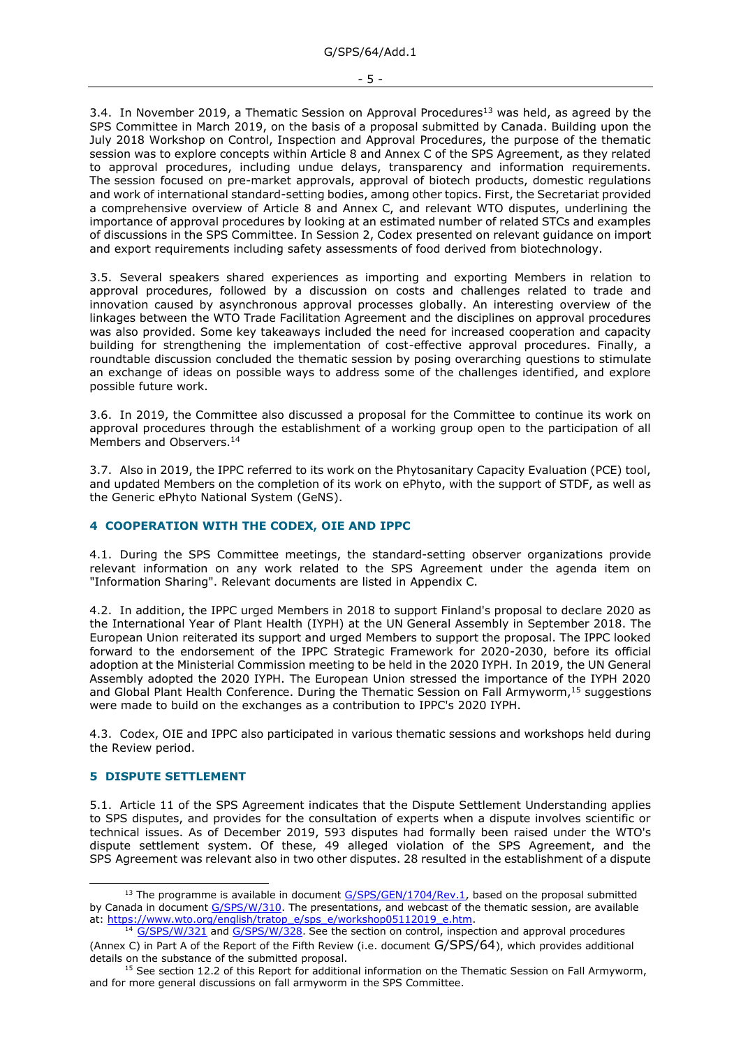3.4. In November 2019, a Thematic Session on Approval Procedures[13] was held, as agreed by the SPS Committee in March 2019, on the basis of a proposal submitted by Canada. Building upon the July 2018 Workshop on Control, Inspection and Approval Procedures, the purpose of the thematic session was to explore concepts within Article 8 and Annex C of the SPS Agreement, as they related to approval procedures, including undue delays, transparency and information requirements. The session focused on pre-market approvals, approval of biotech products, domestic regulations and work of international standard-setting bodies, among other topics. First, the Secretariat provided a comprehensive overview of Article 8 and Annex C, and relevant WTO disputes, underlining the importance of approval procedures by looking at an estimated number of related STCs and examples of discussions in the SPS Committee. In Session 2, Codex presented on relevant guidance on import and export requirements including safety assessments of food derived from biotechnology.

3.5. Several speakers shared experiences as importing and exporting Members in relation to approval procedures, followed by a discussion on costs and challenges related to trade and innovation caused by asynchronous approval processes globally. An interesting overview of the linkages between the WTO Trade Facilitation Agreement and the disciplines on approval procedures was also provided. Some key takeaways included the need for increased cooperation and capacity building for strengthening the implementation of cost-effective approval procedures. Finally, a roundtable discussion concluded the thematic session by posing overarching questions to stimulate an exchange of ideas on possible ways to address some of the challenges identified, and explore possible future work.

3.6. In 2019, the Committee also discussed a proposal for the Committee to continue its work on approval procedures through the establishment of a working group open to the participation of all Members and Observers.[14]

3.7. Also in 2019, the IPPC referred to its work on the Phytosanitary Capacity Evaluation (PCE) tool, and updated Members on the completion of its work on ePhyto, with the support of STDF, as well as the Generic ePhyto National System (GeNS).

## 4 COOPERATION WITH THE CODEX, OIE AND IPPC

4.1. During the SPS Committee meetings, the standard-setting observer organizations provide relevant information on any work related to the SPS Agreement under the agenda item on "Information Sharing". Relevant documents are listed in Appendix C.

4.2. In addition, the IPPC urged Members in 2018 to support Finland's proposal to declare 2020 as the International Year of Plant Health (IYPH) at the UN General Assembly in September 2018. The European Union reiterated its support and urged Members to support the proposal. The IPPC looked forward to the endorsement of the IPPC Strategic Framework for 2020-2030, before its official adoption at the Ministerial Commission meeting to be held in the 2020 IYPH. In 2019, the UN General Assembly adopted the 2020 IYPH. The European Union stressed the importance of the IYPH 2020 and Global Plant Health Conference. During the Thematic Session on Fall Armyworm,[15] suggestions were made to build on the exchanges as a contribution to IPPC's 2020 IYPH.

4.3. Codex, OIE and IPPC also participated in various thematic sessions and workshops held during the Review period.

## 5 DISPUTE SETTLEMENT

5.1. Article 11 of the SPS Agreement indicates that the Dispute Settlement Understanding applies to SPS disputes, and provides for the consultation of experts when a dispute involves scientific or technical issues. As of December 2019, 593 disputes had formally been raised under the WTO's dispute settlement system. Of these, 49 alleged violation of the SPS Agreement, and the SPS Agreement was relevant also in two other disputes. 28 resulted in the establishment of a dispute

---

[13] The programme is available in document G/SPS/GEN/1704/Rev.1, based on the proposal submitted by Canada in document G/SPS/W/310. The presentations, and webcast of the thematic session, are available at: https://www.wto.org/english/tratop_e/sps_e/workshop05112019_e.htm.

[14] G/SPS/W/321 and G/SPS/W/328. See the section on control, inspection and approval procedures (Annex C) in Part A of the Report of the Fifth Review (i.e. document G/SPS/64), which provides additional details on the substance of the submitted proposal.

[15] See section 12.2 of this Report for additional information on the Thematic Session on Fall Armyworm, and for more general discussions on fall armyworm in the SPS Committee.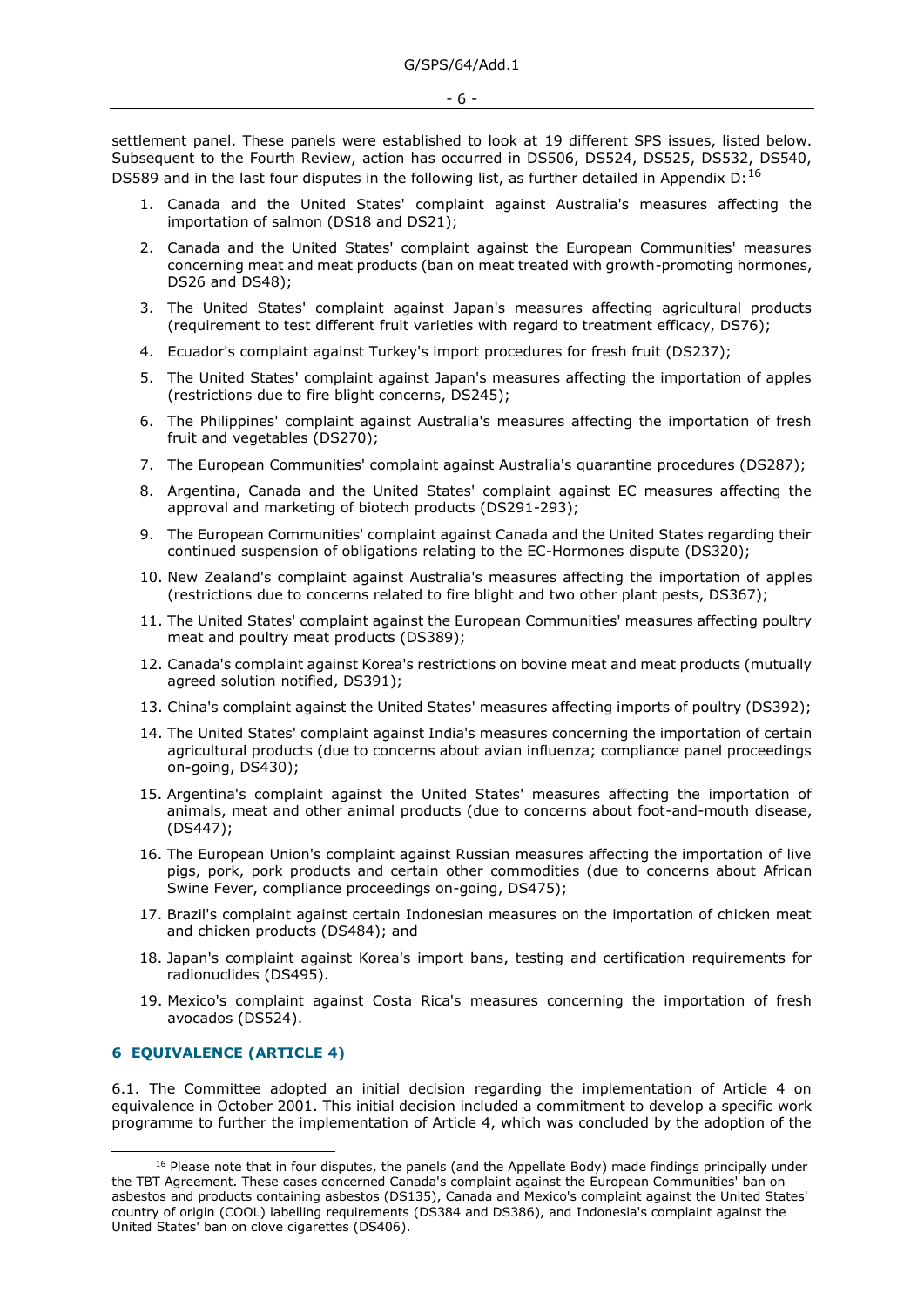settlement panel. These panels were established to look at 19 different SPS issues, listed below. Subsequent to the Fourth Review, action has occurred in DS506, DS524, DS525, DS532, DS540, DS589 and in the last four disputes in the following list, as further detailed in Appendix D:[16]

1. Canada and the United States' complaint against Australia's measures affecting the importation of salmon (DS18 and DS21);
2. Canada and the United States' complaint against the European Communities' measures concerning meat and meat products (ban on meat treated with growth-promoting hormones, DS26 and DS48);
3. The United States' complaint against Japan's measures affecting agricultural products (requirement to test different fruit varieties with regard to treatment efficacy, DS76);
4. Ecuador's complaint against Turkey's import procedures for fresh fruit (DS237);
5. The United States' complaint against Japan's measures affecting the importation of apples (restrictions due to fire blight concerns, DS245);
6. The Philippines' complaint against Australia's measures affecting the importation of fresh fruit and vegetables (DS270);
7. The European Communities' complaint against Australia's quarantine procedures (DS287);
8. Argentina, Canada and the United States' complaint against EC measures affecting the approval and marketing of biotech products (DS291-293);
9. The European Communities' complaint against Canada and the United States regarding their continued suspension of obligations relating to the EC-Hormones dispute (DS320);
10. New Zealand's complaint against Australia's measures affecting the importation of apples (restrictions due to concerns related to fire blight and two other plant pests, DS367);
11. The United States' complaint against the European Communities' measures affecting poultry meat and poultry meat products (DS389);
12. Canada's complaint against Korea's restrictions on bovine meat and meat products (mutually agreed solution notified, DS391);
13. China's complaint against the United States' measures affecting imports of poultry (DS392);
14. The United States' complaint against India's measures concerning the importation of certain agricultural products (due to concerns about avian influenza; compliance panel proceedings on-going, DS430);
15. Argentina's complaint against the United States' measures affecting the importation of animals, meat and other animal products (due to concerns about foot-and-mouth disease, (DS447);
16. The European Union's complaint against Russian measures affecting the importation of live pigs, pork, pork products and certain other commodities (due to concerns about African Swine Fever, compliance proceedings on-going, DS475);
17. Brazil's complaint against certain Indonesian measures on the importation of chicken meat and chicken products (DS484); and
18. Japan's complaint against Korea's import bans, testing and certification requirements for radionuclides (DS495).
19. Mexico's complaint against Costa Rica's measures concerning the importation of fresh avocados (DS524).

## 6 EQUIVALENCE (ARTICLE 4)

6.1. The Committee adopted an initial decision regarding the implementation of Article 4 on equivalence in October 2001. This initial decision included a commitment to develop a specific work programme to further the implementation of Article 4, which was concluded by the adoption of the

---

[16] Please note that in four disputes, the panels (and the Appellate Body) made findings principally under the TBT Agreement. These cases concerned Canada's complaint against the European Communities' ban on asbestos and products containing asbestos (DS135), Canada and Mexico's complaint against the United States' country of origin (COOL) labelling requirements (DS384 and DS386), and Indonesia's complaint against the United States' ban on clove cigarettes (DS406).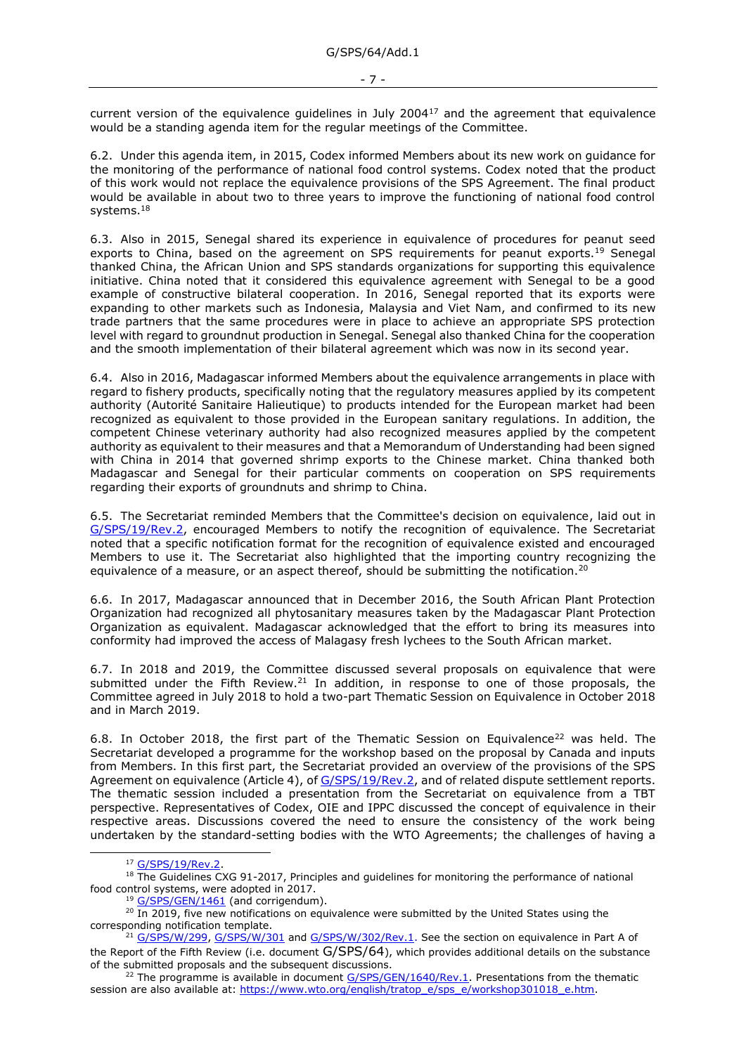current version of the equivalence guidelines in July 2004[17] and the agreement that equivalence would be a standing agenda item for the regular meetings of the Committee.

6.2. Under this agenda item, in 2015, Codex informed Members about its new work on guidance for the monitoring of the performance of national food control systems. Codex noted that the product of this work would not replace the equivalence provisions of the SPS Agreement. The final product would be available in about two to three years to improve the functioning of national food control systems.[18]

6.3. Also in 2015, Senegal shared its experience in equivalence of procedures for peanut seed exports to China, based on the agreement on SPS requirements for peanut exports.[19] Senegal thanked China, the African Union and SPS standards organizations for supporting this equivalence initiative. China noted that it considered this equivalence agreement with Senegal to be a good example of constructive bilateral cooperation. In 2016, Senegal reported that its exports were expanding to other markets such as Indonesia, Malaysia and Viet Nam, and confirmed to its new trade partners that the same procedures were in place to achieve an appropriate SPS protection level with regard to groundnut production in Senegal. Senegal also thanked China for the cooperation and the smooth implementation of their bilateral agreement which was now in its second year.

6.4. Also in 2016, Madagascar informed Members about the equivalence arrangements in place with regard to fishery products, specifically noting that the regulatory measures applied by its competent authority (Autorité Sanitaire Halieutique) to products intended for the European market had been recognized as equivalent to those provided in the European sanitary regulations. In addition, the competent Chinese veterinary authority had also recognized measures applied by the competent authority as equivalent to their measures and that a Memorandum of Understanding had been signed with China in 2014 that governed shrimp exports to the Chinese market. China thanked both Madagascar and Senegal for their particular comments on cooperation on SPS requirements regarding their exports of groundnuts and shrimp to China.

6.5. The Secretariat reminded Members that the Committee's decision on equivalence, laid out in G/SPS/19/Rev.2, encouraged Members to notify the recognition of equivalence. The Secretariat noted that a specific notification format for the recognition of equivalence existed and encouraged Members to use it. The Secretariat also highlighted that the importing country recognizing the equivalence of a measure, or an aspect thereof, should be submitting the notification.[20]

6.6. In 2017, Madagascar announced that in December 2016, the South African Plant Protection Organization had recognized all phytosanitary measures taken by the Madagascar Plant Protection Organization as equivalent. Madagascar acknowledged that the effort to bring its measures into conformity had improved the access of Malagasy fresh lychees to the South African market.

6.7. In 2018 and 2019, the Committee discussed several proposals on equivalence that were submitted under the Fifth Review.[21] In addition, in response to one of those proposals, the Committee agreed in July 2018 to hold a two-part Thematic Session on Equivalence in October 2018 and in March 2019.

6.8. In October 2018, the first part of the Thematic Session on Equivalence[22] was held. The Secretariat developed a programme for the workshop based on the proposal by Canada and inputs from Members. In this first part, the Secretariat provided an overview of the provisions of the SPS Agreement on equivalence (Article 4), of G/SPS/19/Rev.2, and of related dispute settlement reports. The thematic session included a presentation from the Secretariat on equivalence from a TBT perspective. Representatives of Codex, OIE and IPPC discussed the concept of equivalence in their respective areas. Discussions covered the need to ensure the consistency of the work being undertaken by the standard-setting bodies with the WTO Agreements; the challenges of having a

---

[17] G/SPS/19/Rev.2.

[18] The Guidelines CXG 91-2017, Principles and guidelines for monitoring the performance of national food control systems, were adopted in 2017.

[19] G/SPS/GEN/1461 (and corrigendum).

[20] In 2019, five new notifications on equivalence were submitted by the United States using the corresponding notification template.

[21] G/SPS/W/299, G/SPS/W/301 and G/SPS/W/302/Rev.1. See the section on equivalence in Part A of the Report of the Fifth Review (i.e. document G/SPS/64), which provides additional details on the substance of the submitted proposals and the subsequent discussions.

[22] The programme is available in document G/SPS/GEN/1640/Rev.1. Presentations from the thematic session are also available at: https://www.wto.org/english/tratop_e/sps_e/workshop301018_e.htm.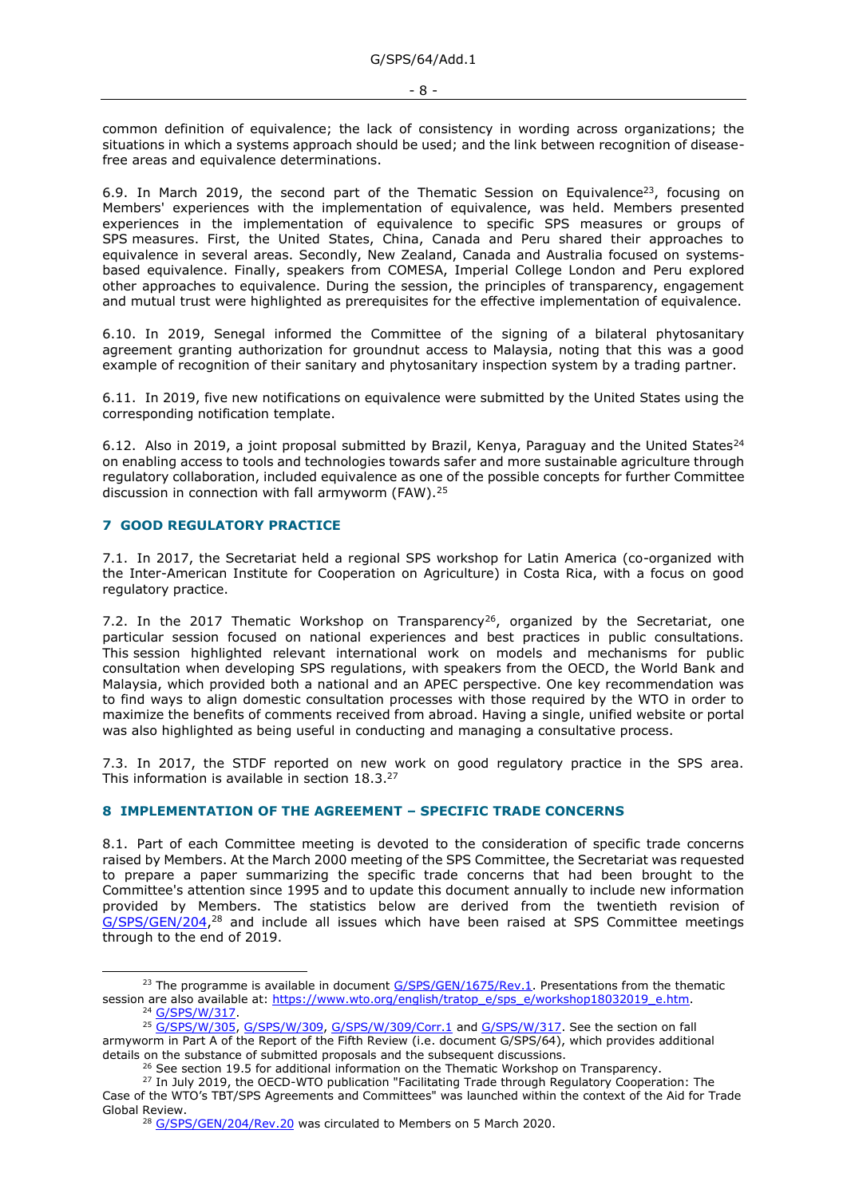common definition of equivalence; the lack of consistency in wording across organizations; the situations in which a systems approach should be used; and the link between recognition of disease-free areas and equivalence determinations.

6.9. In March 2019, the second part of the Thematic Session on Equivalence[23], focusing on Members' experiences with the implementation of equivalence, was held. Members presented experiences in the implementation of equivalence to specific SPS measures or groups of SPS measures. First, the United States, China, Canada and Peru shared their approaches to equivalence in several areas. Secondly, New Zealand, Canada and Australia focused on systems-based equivalence. Finally, speakers from COMESA, Imperial College London and Peru explored other approaches to equivalence. During the session, the principles of transparency, engagement and mutual trust were highlighted as prerequisites for the effective implementation of equivalence.

6.10. In 2019, Senegal informed the Committee of the signing of a bilateral phytosanitary agreement granting authorization for groundnut access to Malaysia, noting that this was a good example of recognition of their sanitary and phytosanitary inspection system by a trading partner.

6.11. In 2019, five new notifications on equivalence were submitted by the United States using the corresponding notification template.

6.12. Also in 2019, a joint proposal submitted by Brazil, Kenya, Paraguay and the United States[24] on enabling access to tools and technologies towards safer and more sustainable agriculture through regulatory collaboration, included equivalence as one of the possible concepts for further Committee discussion in connection with fall armyworm (FAW).[25]

## 7 GOOD REGULATORY PRACTICE

7.1. In 2017, the Secretariat held a regional SPS workshop for Latin America (co-organized with the Inter-American Institute for Cooperation on Agriculture) in Costa Rica, with a focus on good regulatory practice.

7.2. In the 2017 Thematic Workshop on Transparency[26], organized by the Secretariat, one particular session focused on national experiences and best practices in public consultations. This session highlighted relevant international work on models and mechanisms for public consultation when developing SPS regulations, with speakers from the OECD, the World Bank and Malaysia, which provided both a national and an APEC perspective. One key recommendation was to find ways to align domestic consultation processes with those required by the WTO in order to maximize the benefits of comments received from abroad. Having a single, unified website or portal was also highlighted as being useful in conducting and managing a consultative process.

7.3. In 2017, the STDF reported on new work on good regulatory practice in the SPS area. This information is available in section 18.3.[27]

## 8 IMPLEMENTATION OF THE AGREEMENT – SPECIFIC TRADE CONCERNS

8.1. Part of each Committee meeting is devoted to the consideration of specific trade concerns raised by Members. At the March 2000 meeting of the SPS Committee, the Secretariat was requested to prepare a paper summarizing the specific trade concerns that had been brought to the Committee's attention since 1995 and to update this document annually to include new information provided by Members. The statistics below are derived from the twentieth revision of G/SPS/GEN/204,[28] and include all issues which have been raised at SPS Committee meetings through to the end of 2019.

---

[23] The programme is available in document G/SPS/GEN/1675/Rev.1. Presentations from the thematic session are also available at: https://www.wto.org/english/tratop_e/sps_e/workshop18032019_e.htm.

[24] G/SPS/W/317.

[25] G/SPS/W/305, G/SPS/W/309, G/SPS/W/309/Corr.1 and G/SPS/W/317. See the section on fall armyworm in Part A of the Report of the Fifth Review (i.e. document G/SPS/64), which provides additional details on the substance of submitted proposals and the subsequent discussions.

[26] See section 19.5 for additional information on the Thematic Workshop on Transparency.

[27] In July 2019, the OECD-WTO publication "Facilitating Trade through Regulatory Cooperation: The Case of the WTO's TBT/SPS Agreements and Committees" was launched within the context of the Aid for Trade Global Review.

[28] G/SPS/GEN/204/Rev.20 was circulated to Members on 5 March 2020.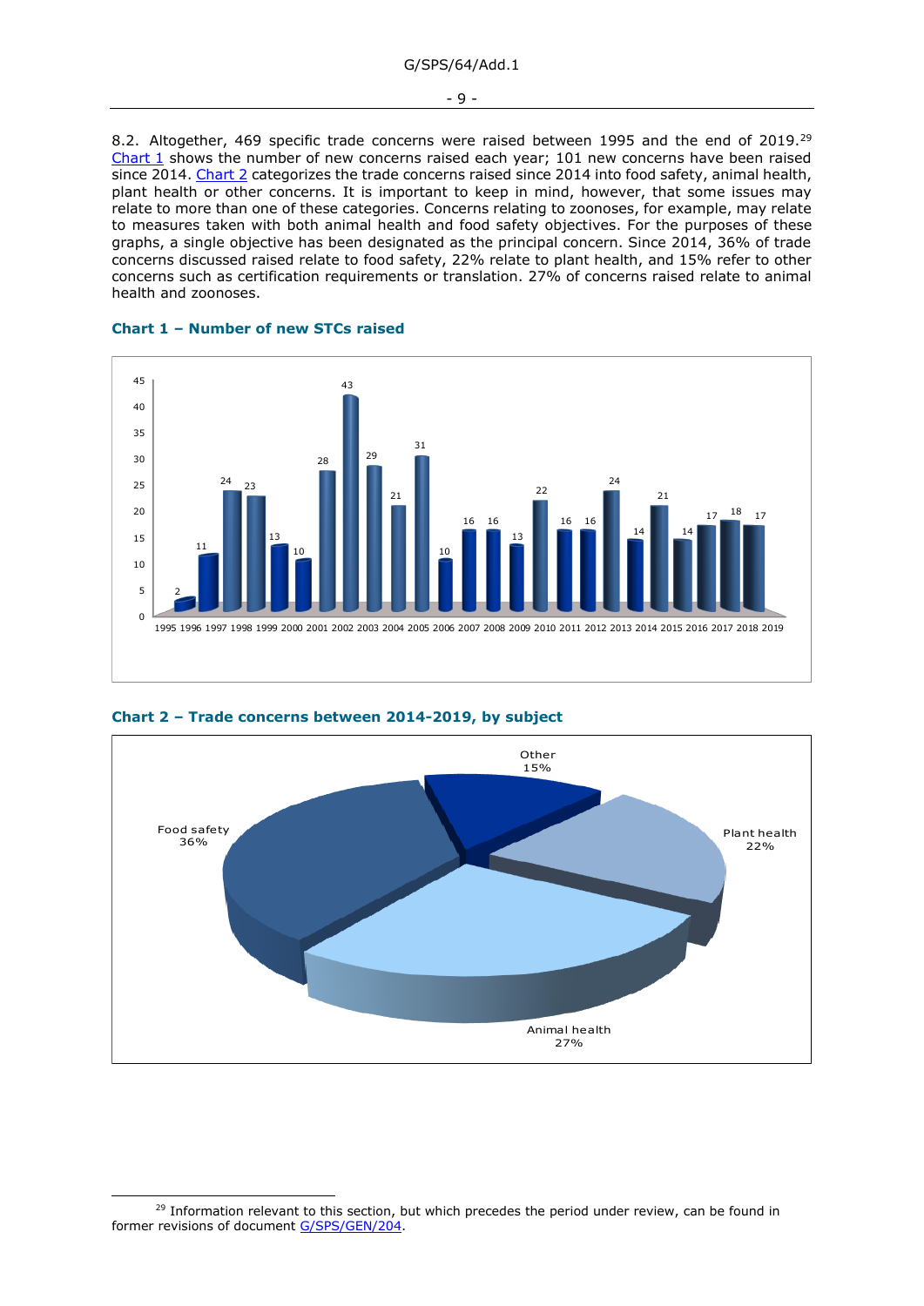8.2. Altogether, 469 specific trade concerns were raised between 1995 and the end of 2019.[29] Chart 1 shows the number of new concerns raised each year; 101 new concerns have been raised since 2014. Chart 2 categorizes the trade concerns raised since 2014 into food safety, animal health, plant health or other concerns. It is important to keep in mind, however, that some issues may relate to more than one of these categories. Concerns relating to zoonoses, for example, may relate to measures taken with both animal health and food safety objectives. For the purposes of these graphs, a single objective has been designated as the principal concern. Since 2014, 36% of trade concerns discussed raised relate to food safety, 22% relate to plant health, and 15% refer to other concerns such as certification requirements or translation. 27% of concerns raised relate to animal health and zoonoses.

**Chart 1 – Number of new STCs raised**

| Year | 1995 | 1996 | 1997 | 1998 | 1999 | 2000 | 2001 | 2002 | 2003 | 2004 | 2005 | 2006 | 2007 | 2008 | 2009 | 2010 | 2011 | 2012 | 2013 | 2014 | 2015 | 2016 | 2017 | 2018 | 2019 |
|---|---|---|---|---|---|---|---|---|---|---|---|---|---|---|---|---|---|---|---|---|---|---|---|---|---|
| New STCs | 2 | 11 | 24 | 23 | 13 | 10 | 28 | 43 | 29 | 21 | 31 | 10 | 16 | 16 | 13 | 22 | 16 | 16 | 24 | 14 | 21 | 14 | 17 | 18 | 17 |

**Chart 2 – Trade concerns between 2014-2019, by subject**

| Subject | Share |
|---|---|
| Food safety | 36% |
| Animal health | 27% |
| Plant health | 22% |
| Other | 15% |

[29] Information relevant to this section, but which precedes the period under review, can be found in former revisions of document G/SPS/GEN/204.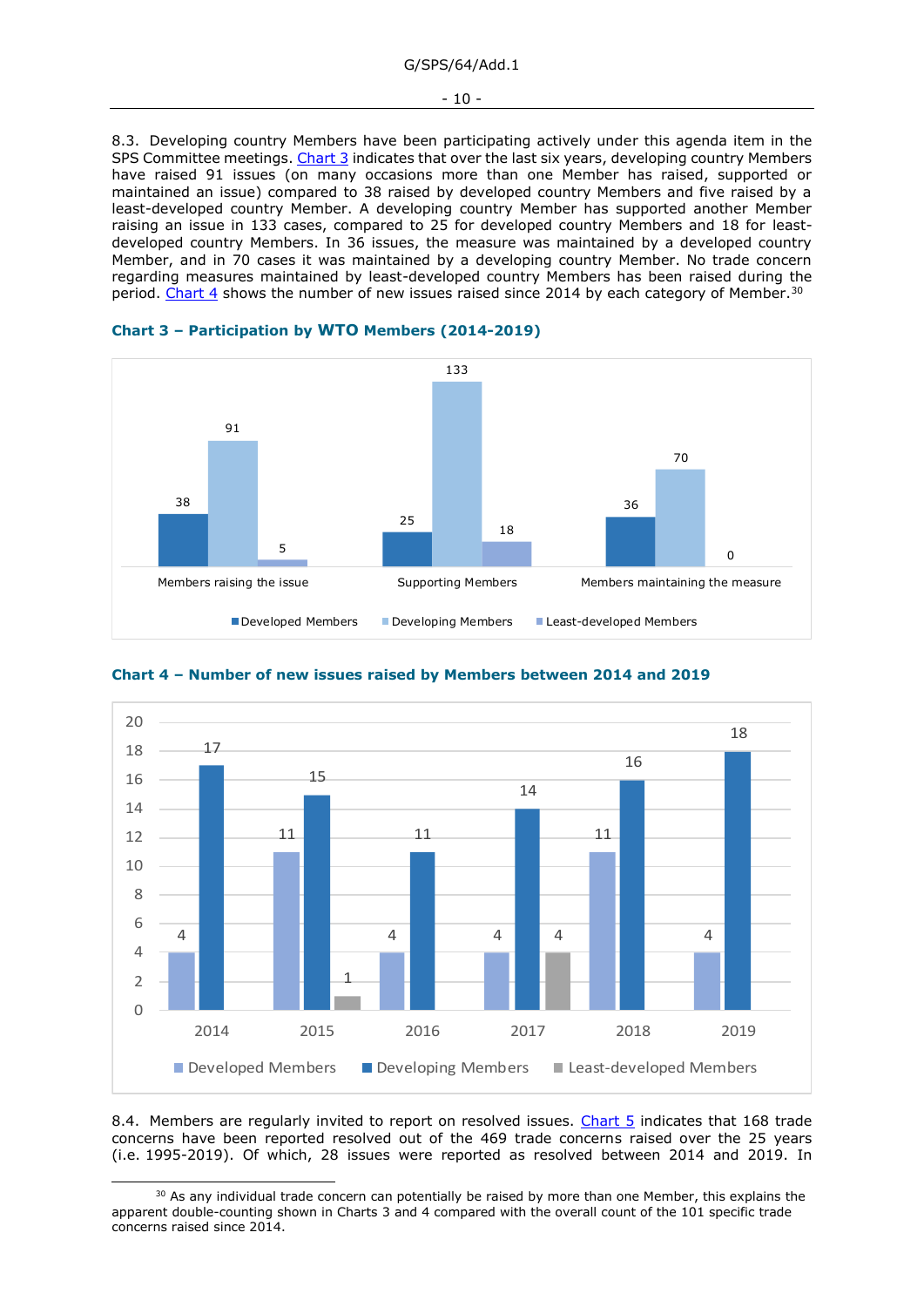8.3. Developing country Members have been participating actively under this agenda item in the SPS Committee meetings. Chart 3 indicates that over the last six years, developing country Members have raised 91 issues (on many occasions more than one Member has raised, supported or maintained an issue) compared to 38 raised by developed country Members and five raised by a least-developed country Member. A developing country Member has supported another Member raising an issue in 133 cases, compared to 25 for developed country Members and 18 for least-developed country Members. In 36 issues, the measure was maintained by a developed country Member, and in 70 cases it was maintained by a developing country Member. No trade concern regarding measures maintained by least-developed country Members has been raised during the period. Chart 4 shows the number of new issues raised since 2014 by each category of Member.[30]

**Chart 3 – Participation by WTO Members (2014-2019)**

| | Developed Members | Developing Members | Least-developed Members |
|---|---|---|---|
| Members raising the issue | 38 | 91 | 5 |
| Supporting Members | 25 | 133 | 18 |
| Members maintaining the measure | 36 | 70 | 0 |

**Chart 4 – Number of new issues raised by Members between 2014 and 2019**

| | Developed Members | Developing Members | Least-developed Members |
|---|---|---|---|
| 2014 | 4 | 17 | |
| 2015 | 11 | 15 | 1 |
| 2016 | 4 | 11 | |
| 2017 | 4 | 14 | 4 |
| 2018 | 11 | 16 | |
| 2019 | 4 | 18 | |

8.4. Members are regularly invited to report on resolved issues. Chart 5 indicates that 168 trade concerns have been reported resolved out of the 469 trade concerns raised over the 25 years (i.e. 1995-2019). Of which, 28 issues were reported as resolved between 2014 and 2019. In

---

[30] As any individual trade concern can potentially be raised by more than one Member, this explains the apparent double-counting shown in Charts 3 and 4 compared with the overall count of the 101 specific trade concerns raised since 2014.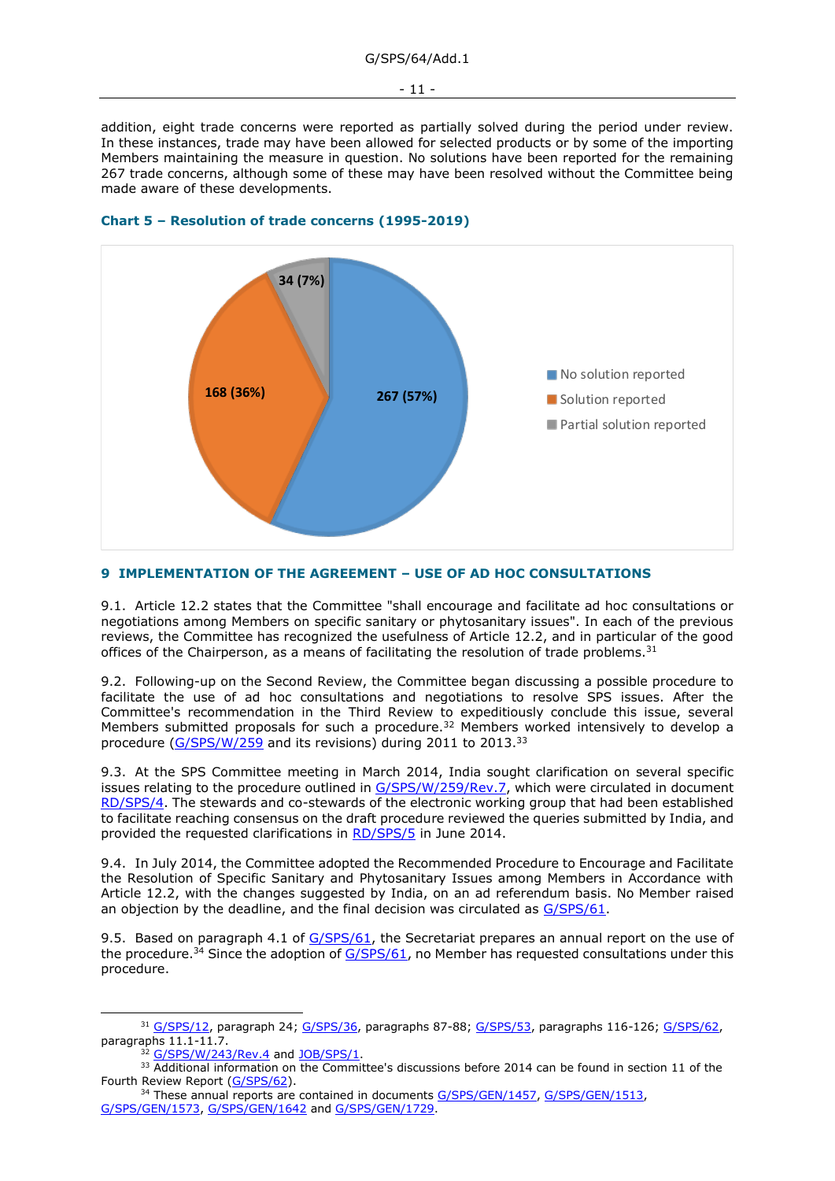addition, eight trade concerns were reported as partially solved during the period under review. In these instances, trade may have been allowed for selected products or by some of the importing Members maintaining the measure in question. No solutions have been reported for the remaining 267 trade concerns, although some of these may have been resolved without the Committee being made aware of these developments.

**Chart 5 – Resolution of trade concerns (1995-2019)**

| Category | Number (%) |
|---|---|
| No solution reported | 267 (57%) |
| Solution reported | 168 (36%) |
| Partial solution reported | 34 (7%) |

## 9 IMPLEMENTATION OF THE AGREEMENT – USE OF AD HOC CONSULTATIONS

9.1. Article 12.2 states that the Committee "shall encourage and facilitate ad hoc consultations or negotiations among Members on specific sanitary or phytosanitary issues". In each of the previous reviews, the Committee has recognized the usefulness of Article 12.2, and in particular of the good offices of the Chairperson, as a means of facilitating the resolution of trade problems.[31]

9.2. Following-up on the Second Review, the Committee began discussing a possible procedure to facilitate the use of ad hoc consultations and negotiations to resolve SPS issues. After the Committee's recommendation in the Third Review to expeditiously conclude this issue, several Members submitted proposals for such a procedure.[32] Members worked intensively to develop a procedure (G/SPS/W/259 and its revisions) during 2011 to 2013.[33]

9.3. At the SPS Committee meeting in March 2014, India sought clarification on several specific issues relating to the procedure outlined in G/SPS/W/259/Rev.7, which were circulated in document RD/SPS/4. The stewards and co-stewards of the electronic working group that had been established to facilitate reaching consensus on the draft procedure reviewed the queries submitted by India, and provided the requested clarifications in RD/SPS/5 in June 2014.

9.4. In July 2014, the Committee adopted the Recommended Procedure to Encourage and Facilitate the Resolution of Specific Sanitary and Phytosanitary Issues among Members in Accordance with Article 12.2, with the changes suggested by India, on an ad referendum basis. No Member raised an objection by the deadline, and the final decision was circulated as G/SPS/61.

9.5. Based on paragraph 4.1 of G/SPS/61, the Secretariat prepares an annual report on the use of the procedure.[34] Since the adoption of G/SPS/61, no Member has requested consultations under this procedure.

---

[31] G/SPS/12, paragraph 24; G/SPS/36, paragraphs 87-88; G/SPS/53, paragraphs 116-126; G/SPS/62, paragraphs 11.1-11.7.

[32] G/SPS/W/243/Rev.4 and JOB/SPS/1.

[33] Additional information on the Committee's discussions before 2014 can be found in section 11 of the Fourth Review Report (G/SPS/62).

[34] These annual reports are contained in documents G/SPS/GEN/1457, G/SPS/GEN/1513, G/SPS/GEN/1573, G/SPS/GEN/1642 and G/SPS/GEN/1729.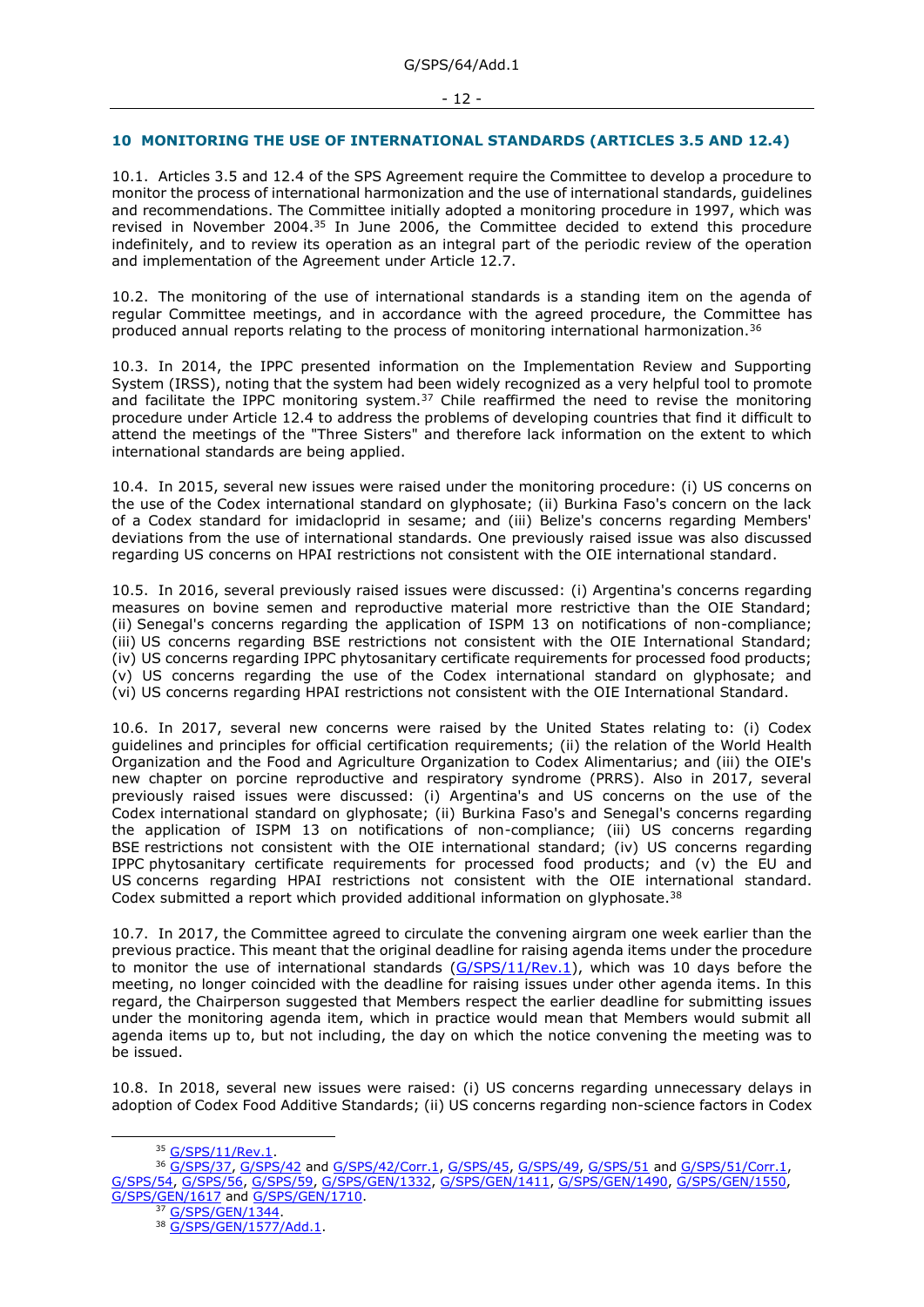## 10 MONITORING THE USE OF INTERNATIONAL STANDARDS (ARTICLES 3.5 AND 12.4)

10.1. Articles 3.5 and 12.4 of the SPS Agreement require the Committee to develop a procedure to monitor the process of international harmonization and the use of international standards, guidelines and recommendations. The Committee initially adopted a monitoring procedure in 1997, which was revised in November 2004.[35] In June 2006, the Committee decided to extend this procedure indefinitely, and to review its operation as an integral part of the periodic review of the operation and implementation of the Agreement under Article 12.7.

10.2. The monitoring of the use of international standards is a standing item on the agenda of regular Committee meetings, and in accordance with the agreed procedure, the Committee has produced annual reports relating to the process of monitoring international harmonization.[36]

10.3. In 2014, the IPPC presented information on the Implementation Review and Supporting System (IRSS), noting that the system had been widely recognized as a very helpful tool to promote and facilitate the IPPC monitoring system.[37] Chile reaffirmed the need to revise the monitoring procedure under Article 12.4 to address the problems of developing countries that find it difficult to attend the meetings of the "Three Sisters" and therefore lack information on the extent to which international standards are being applied.

10.4. In 2015, several new issues were raised under the monitoring procedure: (i) US concerns on the use of the Codex international standard on glyphosate; (ii) Burkina Faso's concern on the lack of a Codex standard for imidacloprid in sesame; and (iii) Belize's concerns regarding Members' deviations from the use of international standards. One previously raised issue was also discussed regarding US concerns on HPAI restrictions not consistent with the OIE international standard.

10.5. In 2016, several previously raised issues were discussed: (i) Argentina's concerns regarding measures on bovine semen and reproductive material more restrictive than the OIE Standard; (ii) Senegal's concerns regarding the application of ISPM 13 on notifications of non-compliance; (iii) US concerns regarding BSE restrictions not consistent with the OIE International Standard; (iv) US concerns regarding IPPC phytosanitary certificate requirements for processed food products; (v) US concerns regarding the use of the Codex international standard on glyphosate; and (vi) US concerns regarding HPAI restrictions not consistent with the OIE International Standard.

10.6. In 2017, several new concerns were raised by the United States relating to: (i) Codex guidelines and principles for official certification requirements; (ii) the relation of the World Health Organization and the Food and Agriculture Organization to Codex Alimentarius; and (iii) the OIE's new chapter on porcine reproductive and respiratory syndrome (PRRS). Also in 2017, several previously raised issues were discussed: (i) Argentina's and US concerns on the use of the Codex international standard on glyphosate; (ii) Burkina Faso's and Senegal's concerns regarding the application of ISPM 13 on notifications of non-compliance; (iii) US concerns regarding BSE restrictions not consistent with the OIE international standard; (iv) US concerns regarding IPPC phytosanitary certificate requirements for processed food products; and (v) the EU and US concerns regarding HPAI restrictions not consistent with the OIE international standard. Codex submitted a report which provided additional information on glyphosate.[38]

10.7. In 2017, the Committee agreed to circulate the convening airgram one week earlier than the previous practice. This meant that the original deadline for raising agenda items under the procedure to monitor the use of international standards (G/SPS/11/Rev.1), which was 10 days before the meeting, no longer coincided with the deadline for raising issues under other agenda items. In this regard, the Chairperson suggested that Members respect the earlier deadline for submitting issues under the monitoring agenda item, which in practice would mean that Members would submit all agenda items up to, but not including, the day on which the notice convening the meeting was to be issued.

10.8. In 2018, several new issues were raised: (i) US concerns regarding unnecessary delays in adoption of Codex Food Additive Standards; (ii) US concerns regarding non-science factors in Codex

---

[35] G/SPS/11/Rev.1.

[36] G/SPS/37, G/SPS/42 and G/SPS/42/Corr.1, G/SPS/45, G/SPS/49, G/SPS/51 and G/SPS/51/Corr.1, G/SPS/54, G/SPS/56, G/SPS/59, G/SPS/GEN/1332, G/SPS/GEN/1411, G/SPS/GEN/1490, G/SPS/GEN/1550, G/SPS/GEN/1617 and G/SPS/GEN/1710.

[37] G/SPS/GEN/1344.

[38] G/SPS/GEN/1577/Add.1.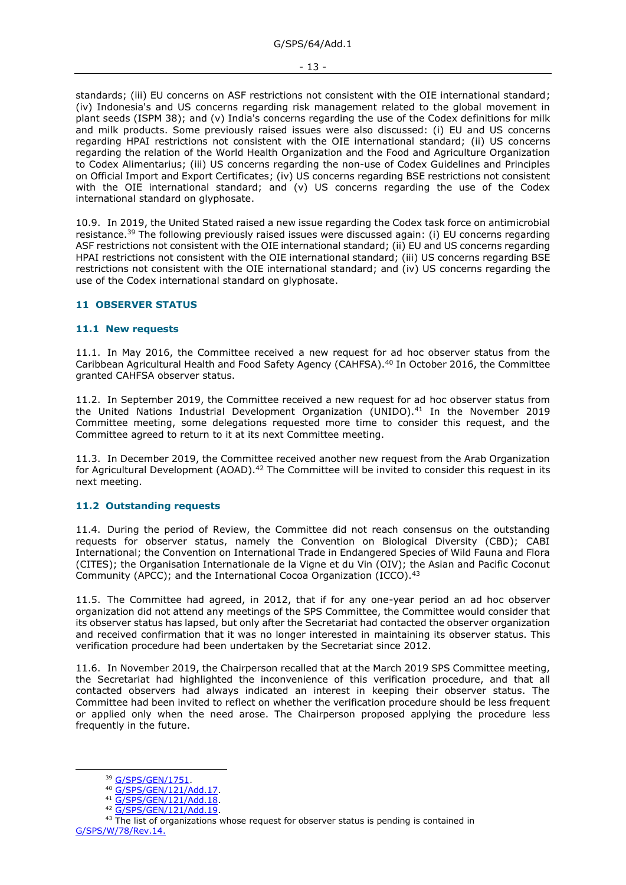standards; (iii) EU concerns on ASF restrictions not consistent with the OIE international standard; (iv) Indonesia's and US concerns regarding risk management related to the global movement in plant seeds (ISPM 38); and (v) India's concerns regarding the use of the Codex definitions for milk and milk products. Some previously raised issues were also discussed: (i) EU and US concerns regarding HPAI restrictions not consistent with the OIE international standard; (ii) US concerns regarding the relation of the World Health Organization and the Food and Agriculture Organization to Codex Alimentarius; (iii) US concerns regarding the non-use of Codex Guidelines and Principles on Official Import and Export Certificates; (iv) US concerns regarding BSE restrictions not consistent with the OIE international standard; and (v) US concerns regarding the use of the Codex international standard on glyphosate.

10.9. In 2019, the United Stated raised a new issue regarding the Codex task force on antimicrobial resistance.[39] The following previously raised issues were discussed again: (i) EU concerns regarding ASF restrictions not consistent with the OIE international standard; (ii) EU and US concerns regarding HPAI restrictions not consistent with the OIE international standard; (iii) US concerns regarding BSE restrictions not consistent with the OIE international standard; and (iv) US concerns regarding the use of the Codex international standard on glyphosate.

## 11 OBSERVER STATUS

### 11.1 New requests

11.1. In May 2016, the Committee received a new request for ad hoc observer status from the Caribbean Agricultural Health and Food Safety Agency (CAHFSA).[40] In October 2016, the Committee granted CAHFSA observer status.

11.2. In September 2019, the Committee received a new request for ad hoc observer status from the United Nations Industrial Development Organization (UNIDO).[41] In the November 2019 Committee meeting, some delegations requested more time to consider this request, and the Committee agreed to return to it at its next Committee meeting.

11.3. In December 2019, the Committee received another new request from the Arab Organization for Agricultural Development (AOAD).[42] The Committee will be invited to consider this request in its next meeting.

### 11.2 Outstanding requests

11.4. During the period of Review, the Committee did not reach consensus on the outstanding requests for observer status, namely the Convention on Biological Diversity (CBD); CABI International; the Convention on International Trade in Endangered Species of Wild Fauna and Flora (CITES); the Organisation Internationale de la Vigne et du Vin (OIV); the Asian and Pacific Coconut Community (APCC); and the International Cocoa Organization (ICCO).[43]

11.5. The Committee had agreed, in 2012, that if for any one-year period an ad hoc observer organization did not attend any meetings of the SPS Committee, the Committee would consider that its observer status has lapsed, but only after the Secretariat had contacted the observer organization and received confirmation that it was no longer interested in maintaining its observer status. This verification procedure had been undertaken by the Secretariat since 2012.

11.6. In November 2019, the Chairperson recalled that at the March 2019 SPS Committee meeting, the Secretariat had highlighted the inconvenience of this verification procedure, and that all contacted observers had always indicated an interest in keeping their observer status. The Committee had been invited to reflect on whether the verification procedure should be less frequent or applied only when the need arose. The Chairperson proposed applying the procedure less frequently in the future.

---

[39] G/SPS/GEN/1751.
[40] G/SPS/GEN/121/Add.17.
[41] G/SPS/GEN/121/Add.18.
[42] G/SPS/GEN/121/Add.19.
[43] The list of organizations whose request for observer status is pending is contained in G/SPS/W/78/Rev.14.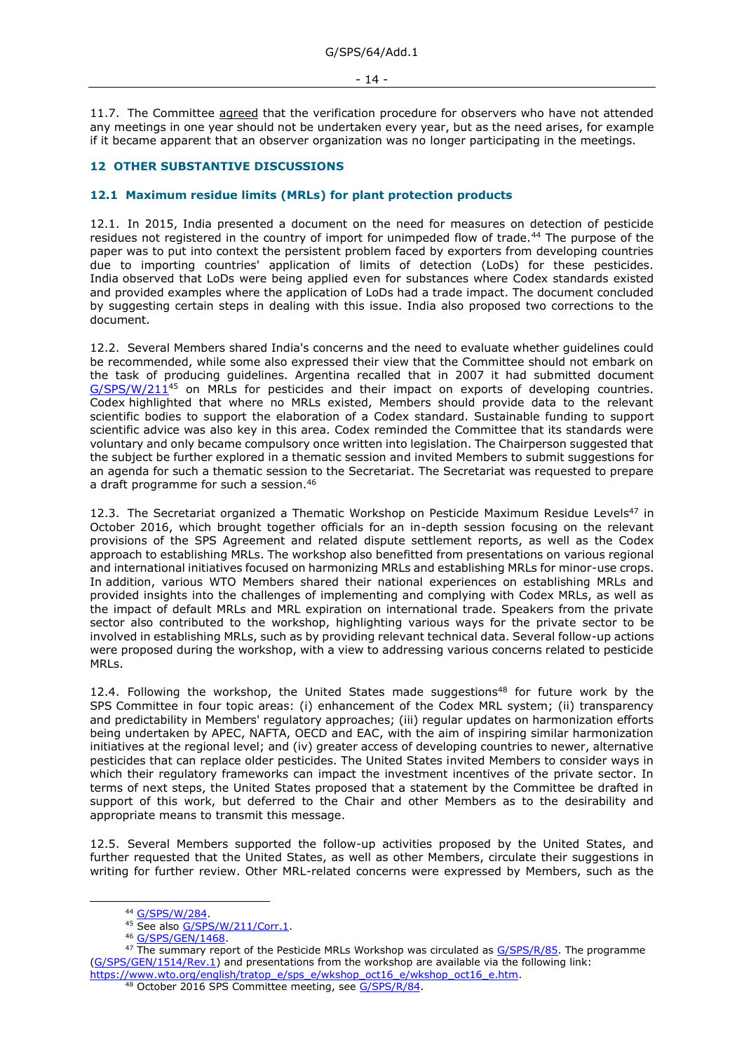11.7. The Committee agreed that the verification procedure for observers who have not attended any meetings in one year should not be undertaken every year, but as the need arises, for example if it became apparent that an observer organization was no longer participating in the meetings.

## 12 OTHER SUBSTANTIVE DISCUSSIONS

### 12.1 Maximum residue limits (MRLs) for plant protection products

12.1. In 2015, India presented a document on the need for measures on detection of pesticide residues not registered in the country of import for unimpeded flow of trade.[44] The purpose of the paper was to put into context the persistent problem faced by exporters from developing countries due to importing countries' application of limits of detection (LoDs) for these pesticides. India observed that LoDs were being applied even for substances where Codex standards existed and provided examples where the application of LoDs had a trade impact. The document concluded by suggesting certain steps in dealing with this issue. India also proposed two corrections to the document.

12.2. Several Members shared India's concerns and the need to evaluate whether guidelines could be recommended, while some also expressed their view that the Committee should not embark on the task of producing guidelines. Argentina recalled that in 2007 it had submitted document G/SPS/W/211[45] on MRLs for pesticides and their impact on exports of developing countries. Codex highlighted that where no MRLs existed, Members should provide data to the relevant scientific bodies to support the elaboration of a Codex standard. Sustainable funding to support scientific advice was also key in this area. Codex reminded the Committee that its standards were voluntary and only became compulsory once written into legislation. The Chairperson suggested that the subject be further explored in a thematic session and invited Members to submit suggestions for an agenda for such a thematic session to the Secretariat. The Secretariat was requested to prepare a draft programme for such a session.[46]

12.3. The Secretariat organized a Thematic Workshop on Pesticide Maximum Residue Levels[47] in October 2016, which brought together officials for an in-depth session focusing on the relevant provisions of the SPS Agreement and related dispute settlement reports, as well as the Codex approach to establishing MRLs. The workshop also benefitted from presentations on various regional and international initiatives focused on harmonizing MRLs and establishing MRLs for minor-use crops. In addition, various WTO Members shared their national experiences on establishing MRLs and provided insights into the challenges of implementing and complying with Codex MRLs, as well as the impact of default MRLs and MRL expiration on international trade. Speakers from the private sector also contributed to the workshop, highlighting various ways for the private sector to be involved in establishing MRLs, such as by providing relevant technical data. Several follow-up actions were proposed during the workshop, with a view to addressing various concerns related to pesticide MRLs.

12.4. Following the workshop, the United States made suggestions[48] for future work by the SPS Committee in four topic areas: (i) enhancement of the Codex MRL system; (ii) transparency and predictability in Members' regulatory approaches; (iii) regular updates on harmonization efforts being undertaken by APEC, NAFTA, OECD and EAC, with the aim of inspiring similar harmonization initiatives at the regional level; and (iv) greater access of developing countries to newer, alternative pesticides that can replace older pesticides. The United States invited Members to consider ways in which their regulatory frameworks can impact the investment incentives of the private sector. In terms of next steps, the United States proposed that a statement by the Committee be drafted in support of this work, but deferred to the Chair and other Members as to the desirability and appropriate means to transmit this message.

12.5. Several Members supported the follow-up activities proposed by the United States, and further requested that the United States, as well as other Members, circulate their suggestions in writing for further review. Other MRL-related concerns were expressed by Members, such as the

---

[44] G/SPS/W/284.

[45] See also G/SPS/W/211/Corr.1.

[46] G/SPS/GEN/1468.

[47] The summary report of the Pesticide MRLs Workshop was circulated as G/SPS/R/85. The programme (G/SPS/GEN/1514/Rev.1) and presentations from the workshop are available via the following link: https://www.wto.org/english/tratop_e/sps_e/wkshop_oct16_e/wkshop_oct16_e.htm.

[48] October 2016 SPS Committee meeting, see G/SPS/R/84.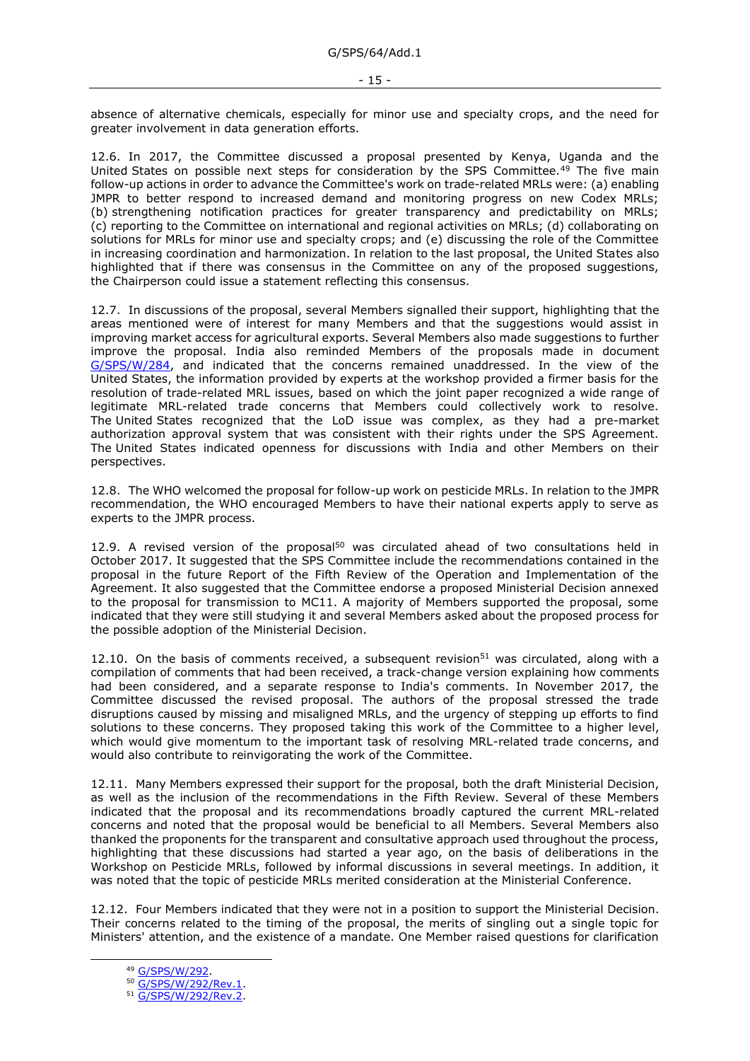absence of alternative chemicals, especially for minor use and specialty crops, and the need for greater involvement in data generation efforts.

12.6. In 2017, the Committee discussed a proposal presented by Kenya, Uganda and the United States on possible next steps for consideration by the SPS Committee.[49] The five main follow-up actions in order to advance the Committee's work on trade-related MRLs were: (a) enabling JMPR to better respond to increased demand and monitoring progress on new Codex MRLs; (b) strengthening notification practices for greater transparency and predictability on MRLs; (c) reporting to the Committee on international and regional activities on MRLs; (d) collaborating on solutions for MRLs for minor use and specialty crops; and (e) discussing the role of the Committee in increasing coordination and harmonization. In relation to the last proposal, the United States also highlighted that if there was consensus in the Committee on any of the proposed suggestions, the Chairperson could issue a statement reflecting this consensus.

12.7. In discussions of the proposal, several Members signalled their support, highlighting that the areas mentioned were of interest for many Members and that the suggestions would assist in improving market access for agricultural exports. Several Members also made suggestions to further improve the proposal. India also reminded Members of the proposals made in document G/SPS/W/284, and indicated that the concerns remained unaddressed. In the view of the United States, the information provided by experts at the workshop provided a firmer basis for the resolution of trade-related MRL issues, based on which the joint paper recognized a wide range of legitimate MRL-related trade concerns that Members could collectively work to resolve. The United States recognized that the LoD issue was complex, as they had a pre-market authorization approval system that was consistent with their rights under the SPS Agreement. The United States indicated openness for discussions with India and other Members on their perspectives.

12.8. The WHO welcomed the proposal for follow-up work on pesticide MRLs. In relation to the JMPR recommendation, the WHO encouraged Members to have their national experts apply to serve as experts to the JMPR process.

12.9. A revised version of the proposal[50] was circulated ahead of two consultations held in October 2017. It suggested that the SPS Committee include the recommendations contained in the proposal in the future Report of the Fifth Review of the Operation and Implementation of the Agreement. It also suggested that the Committee endorse a proposed Ministerial Decision annexed to the proposal for transmission to MC11. A majority of Members supported the proposal, some indicated that they were still studying it and several Members asked about the proposed process for the possible adoption of the Ministerial Decision.

12.10. On the basis of comments received, a subsequent revision[51] was circulated, along with a compilation of comments that had been received, a track-change version explaining how comments had been considered, and a separate response to India's comments. In November 2017, the Committee discussed the revised proposal. The authors of the proposal stressed the trade disruptions caused by missing and misaligned MRLs, and the urgency of stepping up efforts to find solutions to these concerns. They proposed taking this work of the Committee to a higher level, which would give momentum to the important task of resolving MRL-related trade concerns, and would also contribute to reinvigorating the work of the Committee.

12.11. Many Members expressed their support for the proposal, both the draft Ministerial Decision, as well as the inclusion of the recommendations in the Fifth Review. Several of these Members indicated that the proposal and its recommendations broadly captured the current MRL-related concerns and noted that the proposal would be beneficial to all Members. Several Members also thanked the proponents for the transparent and consultative approach used throughout the process, highlighting that these discussions had started a year ago, on the basis of deliberations in the Workshop on Pesticide MRLs, followed by informal discussions in several meetings. In addition, it was noted that the topic of pesticide MRLs merited consideration at the Ministerial Conference.

12.12. Four Members indicated that they were not in a position to support the Ministerial Decision. Their concerns related to the timing of the proposal, the merits of singling out a single topic for Ministers' attention, and the existence of a mandate. One Member raised questions for clarification

[49] G/SPS/W/292.

[50] G/SPS/W/292/Rev.1.

[51] G/SPS/W/292/Rev.2.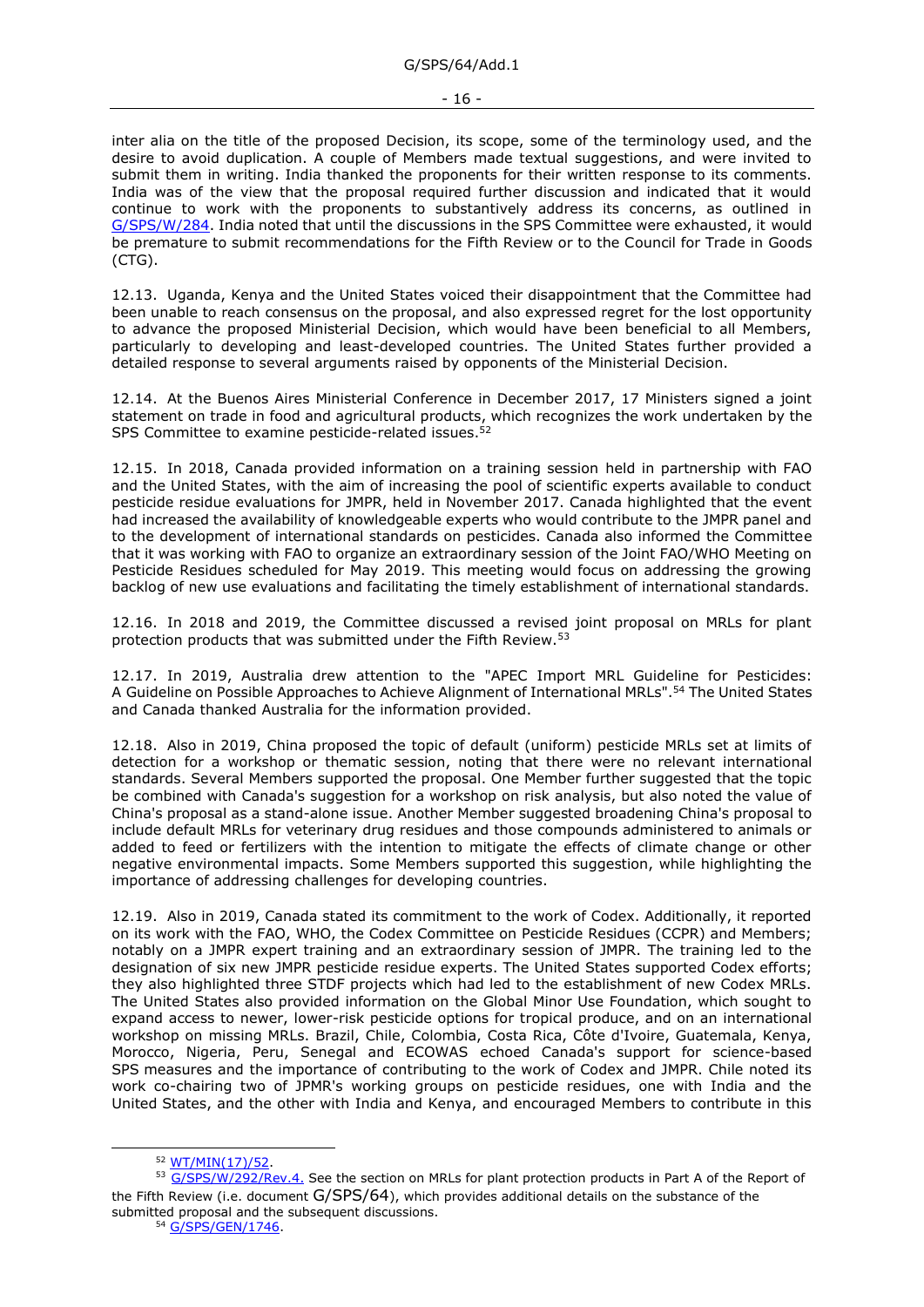inter alia on the title of the proposed Decision, its scope, some of the terminology used, and the desire to avoid duplication. A couple of Members made textual suggestions, and were invited to submit them in writing. India thanked the proponents for their written response to its comments. India was of the view that the proposal required further discussion and indicated that it would continue to work with the proponents to substantively address its concerns, as outlined in G/SPS/W/284. India noted that until the discussions in the SPS Committee were exhausted, it would be premature to submit recommendations for the Fifth Review or to the Council for Trade in Goods (CTG).

12.13. Uganda, Kenya and the United States voiced their disappointment that the Committee had been unable to reach consensus on the proposal, and also expressed regret for the lost opportunity to advance the proposed Ministerial Decision, which would have been beneficial to all Members, particularly to developing and least-developed countries. The United States further provided a detailed response to several arguments raised by opponents of the Ministerial Decision.

12.14. At the Buenos Aires Ministerial Conference in December 2017, 17 Ministers signed a joint statement on trade in food and agricultural products, which recognizes the work undertaken by the SPS Committee to examine pesticide-related issues.[52]

12.15. In 2018, Canada provided information on a training session held in partnership with FAO and the United States, with the aim of increasing the pool of scientific experts available to conduct pesticide residue evaluations for JMPR, held in November 2017. Canada highlighted that the event had increased the availability of knowledgeable experts who would contribute to the JMPR panel and to the development of international standards on pesticides. Canada also informed the Committee that it was working with FAO to organize an extraordinary session of the Joint FAO/WHO Meeting on Pesticide Residues scheduled for May 2019. This meeting would focus on addressing the growing backlog of new use evaluations and facilitating the timely establishment of international standards.

12.16. In 2018 and 2019, the Committee discussed a revised joint proposal on MRLs for plant protection products that was submitted under the Fifth Review.[53]

12.17. In 2019, Australia drew attention to the "APEC Import MRL Guideline for Pesticides: A Guideline on Possible Approaches to Achieve Alignment of International MRLs".[54] The United States and Canada thanked Australia for the information provided.

12.18. Also in 2019, China proposed the topic of default (uniform) pesticide MRLs set at limits of detection for a workshop or thematic session, noting that there were no relevant international standards. Several Members supported the proposal. One Member further suggested that the topic be combined with Canada's suggestion for a workshop on risk analysis, but also noted the value of China's proposal as a stand-alone issue. Another Member suggested broadening China's proposal to include default MRLs for veterinary drug residues and those compounds administered to animals or added to feed or fertilizers with the intention to mitigate the effects of climate change or other negative environmental impacts. Some Members supported this suggestion, while highlighting the importance of addressing challenges for developing countries.

12.19. Also in 2019, Canada stated its commitment to the work of Codex. Additionally, it reported on its work with the FAO, WHO, the Codex Committee on Pesticide Residues (CCPR) and Members; notably on a JMPR expert training and an extraordinary session of JMPR. The training led to the designation of six new JMPR pesticide residue experts. The United States supported Codex efforts; they also highlighted three STDF projects which had led to the establishment of new Codex MRLs. The United States also provided information on the Global Minor Use Foundation, which sought to expand access to newer, lower-risk pesticide options for tropical produce, and on an international workshop on missing MRLs. Brazil, Chile, Colombia, Costa Rica, Côte d'Ivoire, Guatemala, Kenya, Morocco, Nigeria, Peru, Senegal and ECOWAS echoed Canada's support for science-based SPS measures and the importance of contributing to the work of Codex and JMPR. Chile noted its work co-chairing two of JPMR's working groups on pesticide residues, one with India and the United States, and the other with India and Kenya, and encouraged Members to contribute in this

---

[52] WT/MIN(17)/52.

[53] G/SPS/W/292/Rev.4. See the section on MRLs for plant protection products in Part A of the Report of the Fifth Review (i.e. document G/SPS/64), which provides additional details on the substance of the submitted proposal and the subsequent discussions.

[54] G/SPS/GEN/1746.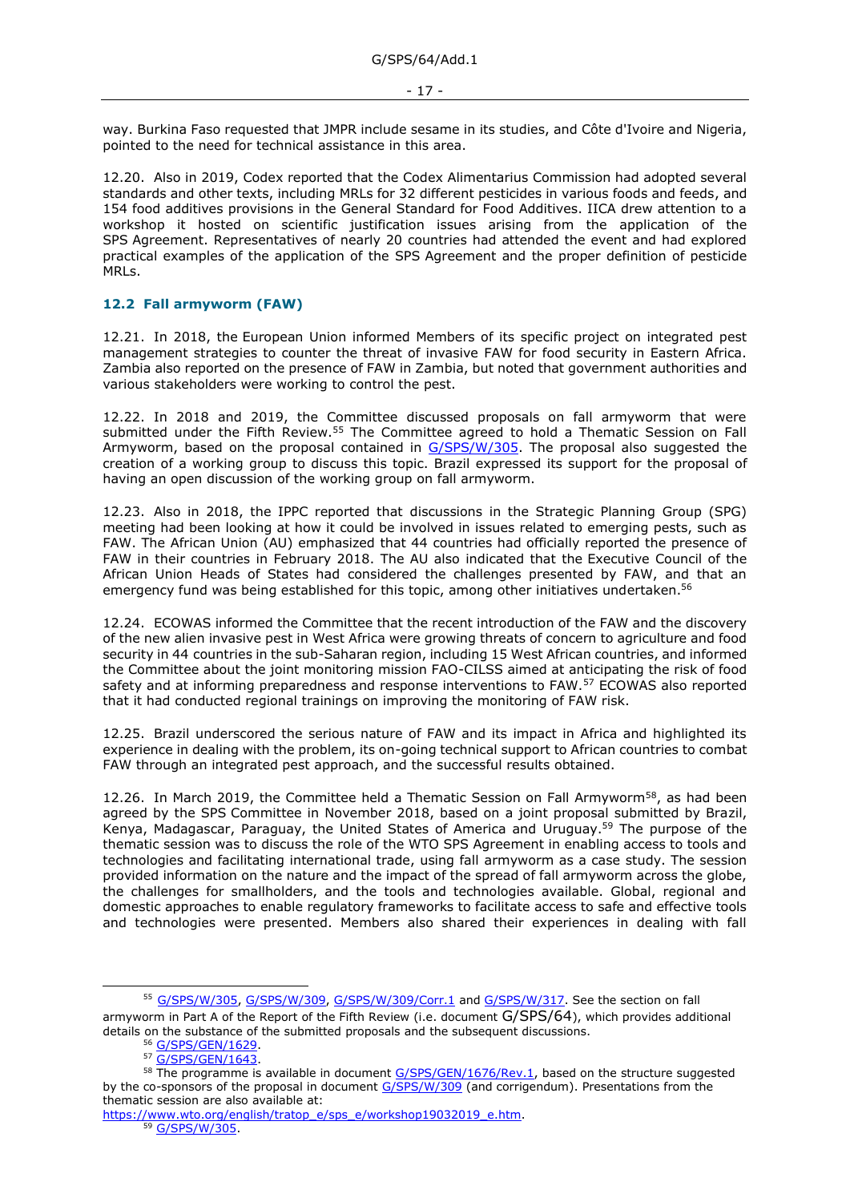way. Burkina Faso requested that JMPR include sesame in its studies, and Côte d'Ivoire and Nigeria, pointed to the need for technical assistance in this area.

12.20. Also in 2019, Codex reported that the Codex Alimentarius Commission had adopted several standards and other texts, including MRLs for 32 different pesticides in various foods and feeds, and 154 food additives provisions in the General Standard for Food Additives. IICA drew attention to a workshop it hosted on scientific justification issues arising from the application of the SPS Agreement. Representatives of nearly 20 countries had attended the event and had explored practical examples of the application of the SPS Agreement and the proper definition of pesticide MRLs.

### 12.2 Fall armyworm (FAW)

12.21. In 2018, the European Union informed Members of its specific project on integrated pest management strategies to counter the threat of invasive FAW for food security in Eastern Africa. Zambia also reported on the presence of FAW in Zambia, but noted that government authorities and various stakeholders were working to control the pest.

12.22. In 2018 and 2019, the Committee discussed proposals on fall armyworm that were submitted under the Fifth Review.[55] The Committee agreed to hold a Thematic Session on Fall Armyworm, based on the proposal contained in G/SPS/W/305. The proposal also suggested the creation of a working group to discuss this topic. Brazil expressed its support for the proposal of having an open discussion of the working group on fall armyworm.

12.23. Also in 2018, the IPPC reported that discussions in the Strategic Planning Group (SPG) meeting had been looking at how it could be involved in issues related to emerging pests, such as FAW. The African Union (AU) emphasized that 44 countries had officially reported the presence of FAW in their countries in February 2018. The AU also indicated that the Executive Council of the African Union Heads of States had considered the challenges presented by FAW, and that an emergency fund was being established for this topic, among other initiatives undertaken.[56]

12.24. ECOWAS informed the Committee that the recent introduction of the FAW and the discovery of the new alien invasive pest in West Africa were growing threats of concern to agriculture and food security in 44 countries in the sub-Saharan region, including 15 West African countries, and informed the Committee about the joint monitoring mission FAO-CILSS aimed at anticipating the risk of food safety and at informing preparedness and response interventions to FAW.[57] ECOWAS also reported that it had conducted regional trainings on improving the monitoring of FAW risk.

12.25. Brazil underscored the serious nature of FAW and its impact in Africa and highlighted its experience in dealing with the problem, its on-going technical support to African countries to combat FAW through an integrated pest approach, and the successful results obtained.

12.26. In March 2019, the Committee held a Thematic Session on Fall Armyworm[58], as had been agreed by the SPS Committee in November 2018, based on a joint proposal submitted by Brazil, Kenya, Madagascar, Paraguay, the United States of America and Uruguay.[59] The purpose of the thematic session was to discuss the role of the WTO SPS Agreement in enabling access to tools and technologies and facilitating international trade, using fall armyworm as a case study. The session provided information on the nature and the impact of the spread of fall armyworm across the globe, the challenges for smallholders, and the tools and technologies available. Global, regional and domestic approaches to enable regulatory frameworks to facilitate access to safe and effective tools and technologies were presented. Members also shared their experiences in dealing with fall

---

[55] G/SPS/W/305, G/SPS/W/309, G/SPS/W/309/Corr.1 and G/SPS/W/317. See the section on fall armyworm in Part A of the Report of the Fifth Review (i.e. document G/SPS/64), which provides additional details on the substance of the submitted proposals and the subsequent discussions.

[56] G/SPS/GEN/1629.

[57] G/SPS/GEN/1643.

[58] The programme is available in document G/SPS/GEN/1676/Rev.1, based on the structure suggested by the co-sponsors of the proposal in document G/SPS/W/309 (and corrigendum). Presentations from the thematic session are also available at: https://www.wto.org/english/tratop_e/sps_e/workshop19032019_e.htm.

[59] G/SPS/W/305.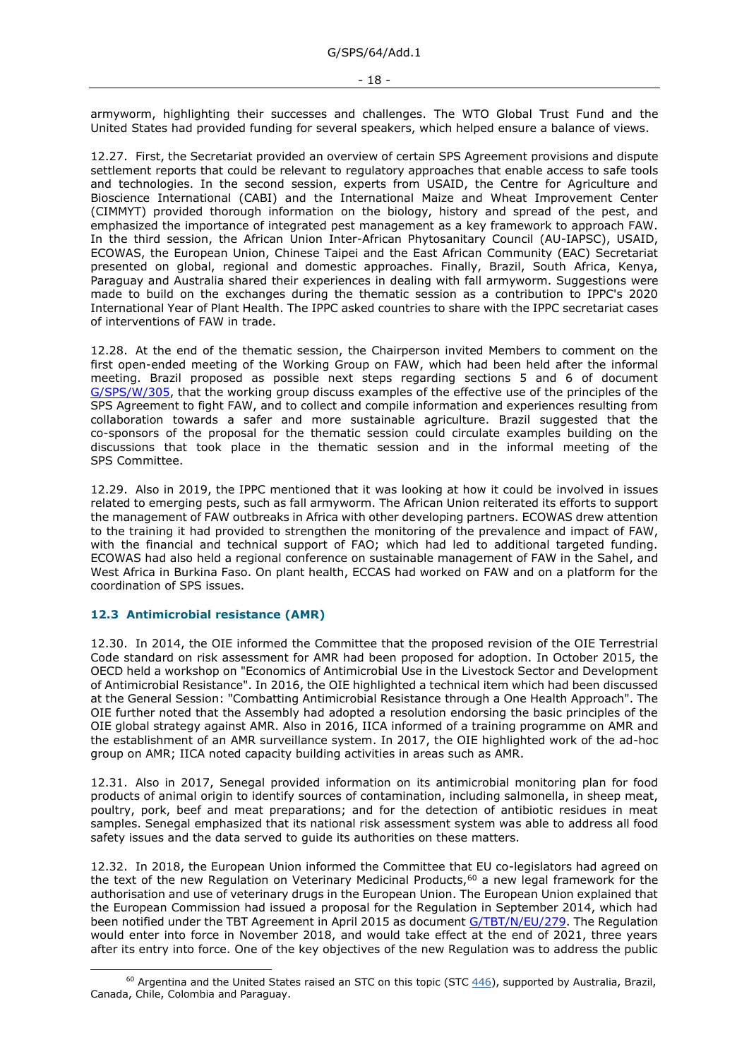armyworm, highlighting their successes and challenges. The WTO Global Trust Fund and the United States had provided funding for several speakers, which helped ensure a balance of views.

12.27. First, the Secretariat provided an overview of certain SPS Agreement provisions and dispute settlement reports that could be relevant to regulatory approaches that enable access to safe tools and technologies. In the second session, experts from USAID, the Centre for Agriculture and Bioscience International (CABI) and the International Maize and Wheat Improvement Center (CIMMYT) provided thorough information on the biology, history and spread of the pest, and emphasized the importance of integrated pest management as a key framework to approach FAW. In the third session, the African Union Inter-African Phytosanitary Council (AU-IAPSC), USAID, ECOWAS, the European Union, Chinese Taipei and the East African Community (EAC) Secretariat presented on global, regional and domestic approaches. Finally, Brazil, South Africa, Kenya, Paraguay and Australia shared their experiences in dealing with fall armyworm. Suggestions were made to build on the exchanges during the thematic session as a contribution to IPPC's 2020 International Year of Plant Health. The IPPC asked countries to share with the IPPC secretariat cases of interventions of FAW in trade.

12.28. At the end of the thematic session, the Chairperson invited Members to comment on the first open-ended meeting of the Working Group on FAW, which had been held after the informal meeting. Brazil proposed as possible next steps regarding sections 5 and 6 of document G/SPS/W/305, that the working group discuss examples of the effective use of the principles of the SPS Agreement to fight FAW, and to collect and compile information and experiences resulting from collaboration towards a safer and more sustainable agriculture. Brazil suggested that the co-sponsors of the proposal for the thematic session could circulate examples building on the discussions that took place in the thematic session and in the informal meeting of the SPS Committee.

12.29. Also in 2019, the IPPC mentioned that it was looking at how it could be involved in issues related to emerging pests, such as fall armyworm. The African Union reiterated its efforts to support the management of FAW outbreaks in Africa with other developing partners. ECOWAS drew attention to the training it had provided to strengthen the monitoring of the prevalence and impact of FAW, with the financial and technical support of FAO; which had led to additional targeted funding. ECOWAS had also held a regional conference on sustainable management of FAW in the Sahel, and West Africa in Burkina Faso. On plant health, ECCAS had worked on FAW and on a platform for the coordination of SPS issues.

### 12.3 Antimicrobial resistance (AMR)

12.30. In 2014, the OIE informed the Committee that the proposed revision of the OIE Terrestrial Code standard on risk assessment for AMR had been proposed for adoption. In October 2015, the OECD held a workshop on "Economics of Antimicrobial Use in the Livestock Sector and Development of Antimicrobial Resistance". In 2016, the OIE highlighted a technical item which had been discussed at the General Session: "Combatting Antimicrobial Resistance through a One Health Approach". The OIE further noted that the Assembly had adopted a resolution endorsing the basic principles of the OIE global strategy against AMR. Also in 2016, IICA informed of a training programme on AMR and the establishment of an AMR surveillance system. In 2017, the OIE highlighted work of the ad-hoc group on AMR; IICA noted capacity building activities in areas such as AMR.

12.31. Also in 2017, Senegal provided information on its antimicrobial monitoring plan for food products of animal origin to identify sources of contamination, including salmonella, in sheep meat, poultry, pork, beef and meat preparations; and for the detection of antibiotic residues in meat samples. Senegal emphasized that its national risk assessment system was able to address all food safety issues and the data served to guide its authorities on these matters.

12.32. In 2018, the European Union informed the Committee that EU co-legislators had agreed on the text of the new Regulation on Veterinary Medicinal Products,[60] a new legal framework for the authorisation and use of veterinary drugs in the European Union. The European Union explained that the European Commission had issued a proposal for the Regulation in September 2014, which had been notified under the TBT Agreement in April 2015 as document G/TBT/N/EU/279. The Regulation would enter into force in November 2018, and would take effect at the end of 2021, three years after its entry into force. One of the key objectives of the new Regulation was to address the public

---

[60] Argentina and the United States raised an STC on this topic (STC 446), supported by Australia, Brazil, Canada, Chile, Colombia and Paraguay.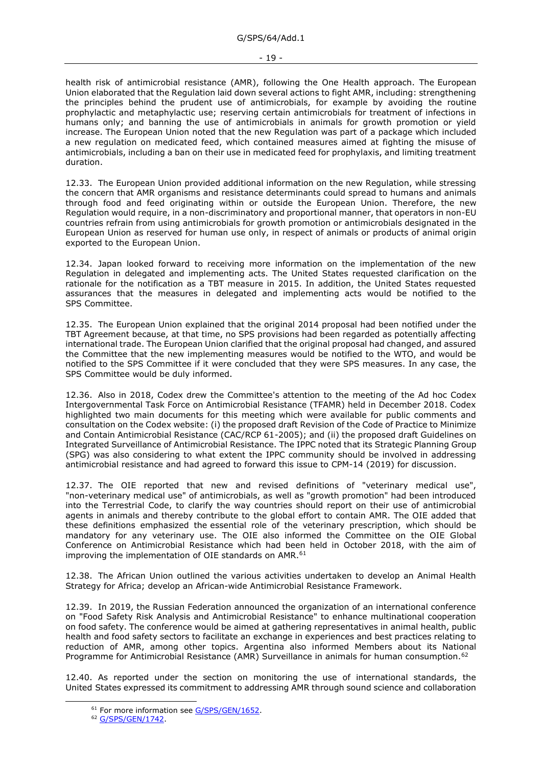health risk of antimicrobial resistance (AMR), following the One Health approach. The European Union elaborated that the Regulation laid down several actions to fight AMR, including: strengthening the principles behind the prudent use of antimicrobials, for example by avoiding the routine prophylactic and metaphylactic use; reserving certain antimicrobials for treatment of infections in humans only; and banning the use of antimicrobials in animals for growth promotion or yield increase. The European Union noted that the new Regulation was part of a package which included a new regulation on medicated feed, which contained measures aimed at fighting the misuse of antimicrobials, including a ban on their use in medicated feed for prophylaxis, and limiting treatment duration.

12.33. The European Union provided additional information on the new Regulation, while stressing the concern that AMR organisms and resistance determinants could spread to humans and animals through food and feed originating within or outside the European Union. Therefore, the new Regulation would require, in a non-discriminatory and proportional manner, that operators in non-EU countries refrain from using antimicrobials for growth promotion or antimicrobials designated in the European Union as reserved for human use only, in respect of animals or products of animal origin exported to the European Union.

12.34. Japan looked forward to receiving more information on the implementation of the new Regulation in delegated and implementing acts. The United States requested clarification on the rationale for the notification as a TBT measure in 2015. In addition, the United States requested assurances that the measures in delegated and implementing acts would be notified to the SPS Committee.

12.35. The European Union explained that the original 2014 proposal had been notified under the TBT Agreement because, at that time, no SPS provisions had been regarded as potentially affecting international trade. The European Union clarified that the original proposal had changed, and assured the Committee that the new implementing measures would be notified to the WTO, and would be notified to the SPS Committee if it were concluded that they were SPS measures. In any case, the SPS Committee would be duly informed.

12.36. Also in 2018, Codex drew the Committee's attention to the meeting of the Ad hoc Codex Intergovernmental Task Force on Antimicrobial Resistance (TFAMR) held in December 2018. Codex highlighted two main documents for this meeting which were available for public comments and consultation on the Codex website: (i) the proposed draft Revision of the Code of Practice to Minimize and Contain Antimicrobial Resistance (CAC/RCP 61-2005); and (ii) the proposed draft Guidelines on Integrated Surveillance of Antimicrobial Resistance. The IPPC noted that its Strategic Planning Group (SPG) was also considering to what extent the IPPC community should be involved in addressing antimicrobial resistance and had agreed to forward this issue to CPM-14 (2019) for discussion.

12.37. The OIE reported that new and revised definitions of "veterinary medical use", "non-veterinary medical use" of antimicrobials, as well as "growth promotion" had been introduced into the Terrestrial Code, to clarify the way countries should report on their use of antimicrobial agents in animals and thereby contribute to the global effort to contain AMR. The OIE added that these definitions emphasized the essential role of the veterinary prescription, which should be mandatory for any veterinary use. The OIE also informed the Committee on the OIE Global Conference on Antimicrobial Resistance which had been held in October 2018, with the aim of improving the implementation of OIE standards on AMR.[61]

12.38. The African Union outlined the various activities undertaken to develop an Animal Health Strategy for Africa; develop an African-wide Antimicrobial Resistance Framework.

12.39. In 2019, the Russian Federation announced the organization of an international conference on "Food Safety Risk Analysis and Antimicrobial Resistance" to enhance multinational cooperation on food safety. The conference would be aimed at gathering representatives in animal health, public health and food safety sectors to facilitate an exchange in experiences and best practices relating to reduction of AMR, among other topics. Argentina also informed Members about its National Programme for Antimicrobial Resistance (AMR) Surveillance in animals for human consumption.[62]

12.40. As reported under the section on monitoring the use of international standards, the United States expressed its commitment to addressing AMR through sound science and collaboration

[61] For more information see G/SPS/GEN/1652.

[62] G/SPS/GEN/1742.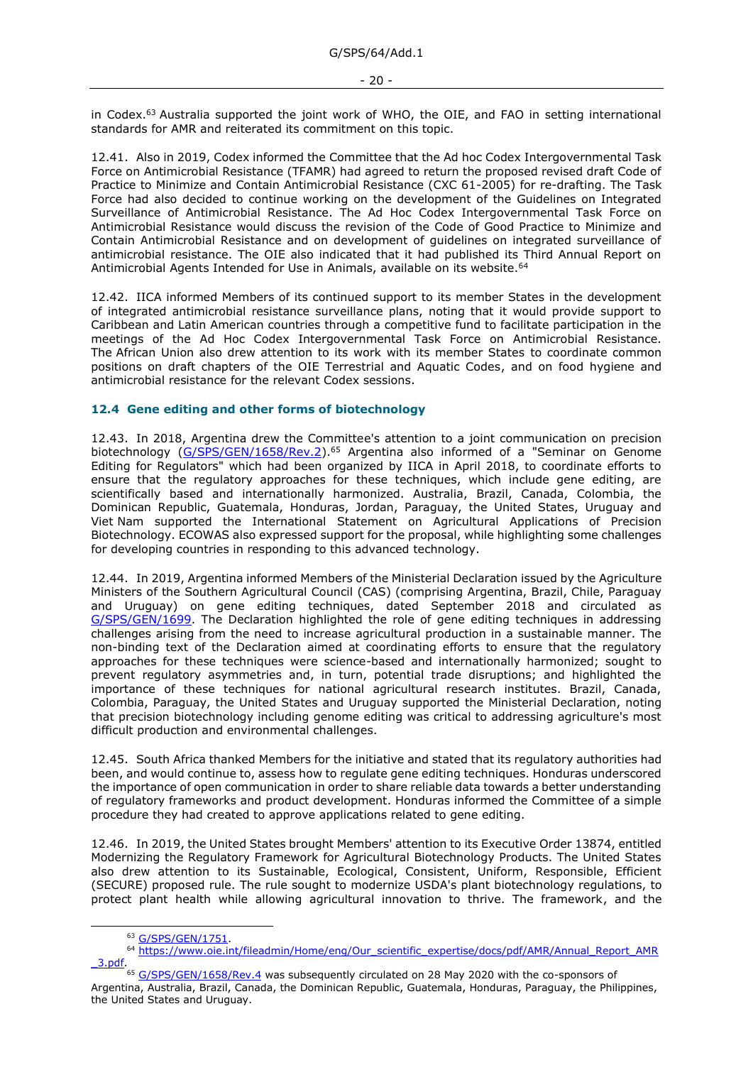in Codex.[63] Australia supported the joint work of WHO, the OIE, and FAO in setting international standards for AMR and reiterated its commitment on this topic.

12.41. Also in 2019, Codex informed the Committee that the Ad hoc Codex Intergovernmental Task Force on Antimicrobial Resistance (TFAMR) had agreed to return the proposed revised draft Code of Practice to Minimize and Contain Antimicrobial Resistance (CXC 61-2005) for re-drafting. The Task Force had also decided to continue working on the development of the Guidelines on Integrated Surveillance of Antimicrobial Resistance. The Ad Hoc Codex Intergovernmental Task Force on Antimicrobial Resistance would discuss the revision of the Code of Good Practice to Minimize and Contain Antimicrobial Resistance and on development of guidelines on integrated surveillance of antimicrobial resistance. The OIE also indicated that it had published its Third Annual Report on Antimicrobial Agents Intended for Use in Animals, available on its website.[64]

12.42. IICA informed Members of its continued support to its member States in the development of integrated antimicrobial resistance surveillance plans, noting that it would provide support to Caribbean and Latin American countries through a competitive fund to facilitate participation in the meetings of the Ad Hoc Codex Intergovernmental Task Force on Antimicrobial Resistance. The African Union also drew attention to its work with its member States to coordinate common positions on draft chapters of the OIE Terrestrial and Aquatic Codes, and on food hygiene and antimicrobial resistance for the relevant Codex sessions.

### 12.4 Gene editing and other forms of biotechnology

12.43. In 2018, Argentina drew the Committee's attention to a joint communication on precision biotechnology (G/SPS/GEN/1658/Rev.2).[65] Argentina also informed of a "Seminar on Genome Editing for Regulators" which had been organized by IICA in April 2018, to coordinate efforts to ensure that the regulatory approaches for these techniques, which include gene editing, are scientifically based and internationally harmonized. Australia, Brazil, Canada, Colombia, the Dominican Republic, Guatemala, Honduras, Jordan, Paraguay, the United States, Uruguay and Viet Nam supported the International Statement on Agricultural Applications of Precision Biotechnology. ECOWAS also expressed support for the proposal, while highlighting some challenges for developing countries in responding to this advanced technology.

12.44. In 2019, Argentina informed Members of the Ministerial Declaration issued by the Agriculture Ministers of the Southern Agricultural Council (CAS) (comprising Argentina, Brazil, Chile, Paraguay and Uruguay) on gene editing techniques, dated September 2018 and circulated as G/SPS/GEN/1699. The Declaration highlighted the role of gene editing techniques in addressing challenges arising from the need to increase agricultural production in a sustainable manner. The non-binding text of the Declaration aimed at coordinating efforts to ensure that the regulatory approaches for these techniques were science-based and internationally harmonized; sought to prevent regulatory asymmetries and, in turn, potential trade disruptions; and highlighted the importance of these techniques for national agricultural research institutes. Brazil, Canada, Colombia, Paraguay, the United States and Uruguay supported the Ministerial Declaration, noting that precision biotechnology including genome editing was critical to addressing agriculture's most difficult production and environmental challenges.

12.45. South Africa thanked Members for the initiative and stated that its regulatory authorities had been, and would continue to, assess how to regulate gene editing techniques. Honduras underscored the importance of open communication in order to share reliable data towards a better understanding of regulatory frameworks and product development. Honduras informed the Committee of a simple procedure they had created to approve applications related to gene editing.

12.46. In 2019, the United States brought Members' attention to its Executive Order 13874, entitled Modernizing the Regulatory Framework for Agricultural Biotechnology Products. The United States also drew attention to its Sustainable, Ecological, Consistent, Uniform, Responsible, Efficient (SECURE) proposed rule. The rule sought to modernize USDA's plant biotechnology regulations, to protect plant health while allowing agricultural innovation to thrive. The framework, and the

---

[63] G/SPS/GEN/1751.

[64] https://www.oie.int/fileadmin/Home/eng/Our_scientific_expertise/docs/pdf/AMR/Annual_Report_AMR_3.pdf.

[65] G/SPS/GEN/1658/Rev.4 was subsequently circulated on 28 May 2020 with the co-sponsors of Argentina, Australia, Brazil, Canada, the Dominican Republic, Guatemala, Honduras, Paraguay, the Philippines, the United States and Uruguay.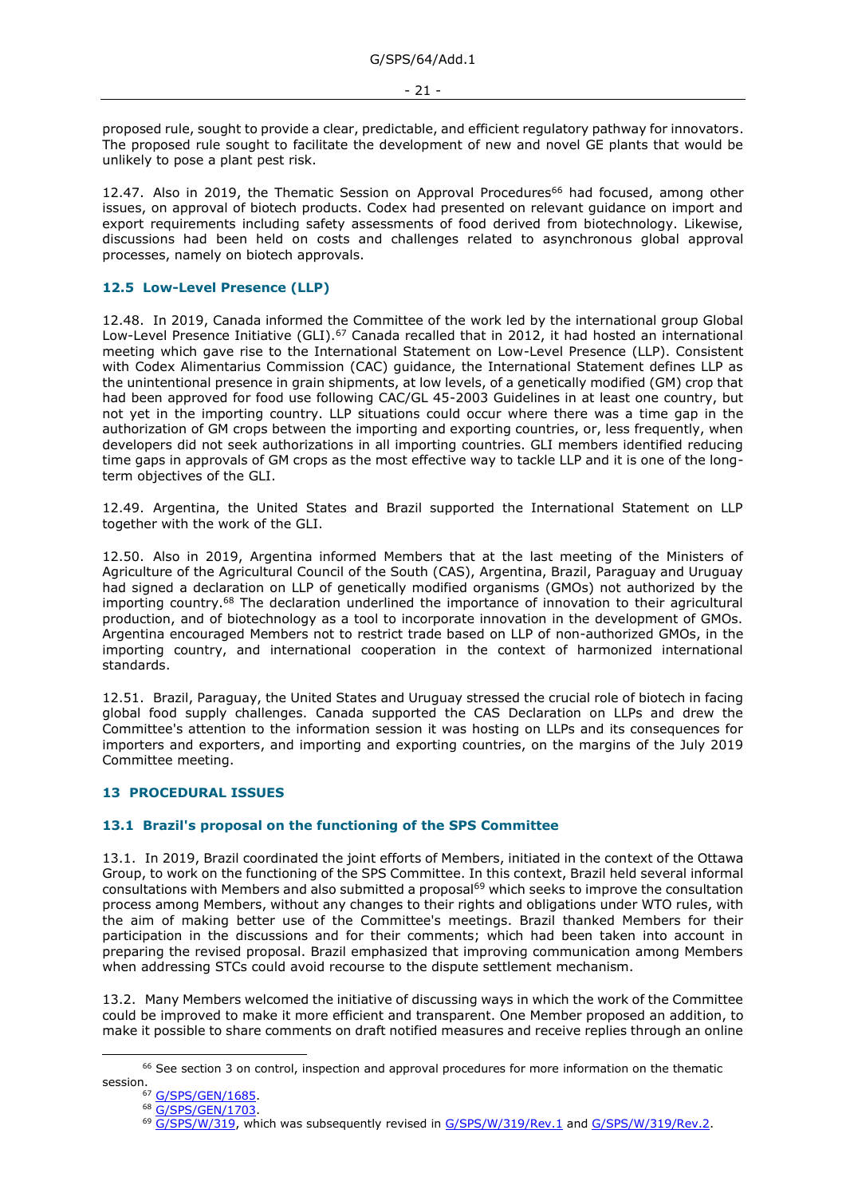proposed rule, sought to provide a clear, predictable, and efficient regulatory pathway for innovators. The proposed rule sought to facilitate the development of new and novel GE plants that would be unlikely to pose a plant pest risk.

12.47. Also in 2019, the Thematic Session on Approval Procedures[66] had focused, among other issues, on approval of biotech products. Codex had presented on relevant guidance on import and export requirements including safety assessments of food derived from biotechnology. Likewise, discussions had been held on costs and challenges related to asynchronous global approval processes, namely on biotech approvals.

### 12.5 Low-Level Presence (LLP)

12.48. In 2019, Canada informed the Committee of the work led by the international group Global Low-Level Presence Initiative (GLI).[67] Canada recalled that in 2012, it had hosted an international meeting which gave rise to the International Statement on Low-Level Presence (LLP). Consistent with Codex Alimentarius Commission (CAC) guidance, the International Statement defines LLP as the unintentional presence in grain shipments, at low levels, of a genetically modified (GM) crop that had been approved for food use following CAC/GL 45-2003 Guidelines in at least one country, but not yet in the importing country. LLP situations could occur where there was a time gap in the authorization of GM crops between the importing and exporting countries, or, less frequently, when developers did not seek authorizations in all importing countries. GLI members identified reducing time gaps in approvals of GM crops as the most effective way to tackle LLP and it is one of the long-term objectives of the GLI.

12.49. Argentina, the United States and Brazil supported the International Statement on LLP together with the work of the GLI.

12.50. Also in 2019, Argentina informed Members that at the last meeting of the Ministers of Agriculture of the Agricultural Council of the South (CAS), Argentina, Brazil, Paraguay and Uruguay had signed a declaration on LLP of genetically modified organisms (GMOs) not authorized by the importing country.[68] The declaration underlined the importance of innovation to their agricultural production, and of biotechnology as a tool to incorporate innovation in the development of GMOs. Argentina encouraged Members not to restrict trade based on LLP of non-authorized GMOs, in the importing country, and international cooperation in the context of harmonized international standards.

12.51. Brazil, Paraguay, the United States and Uruguay stressed the crucial role of biotech in facing global food supply challenges. Canada supported the CAS Declaration on LLPs and drew the Committee's attention to the information session it was hosting on LLPs and its consequences for importers and exporters, and importing and exporting countries, on the margins of the July 2019 Committee meeting.

## 13 PROCEDURAL ISSUES

### 13.1 Brazil's proposal on the functioning of the SPS Committee

13.1. In 2019, Brazil coordinated the joint efforts of Members, initiated in the context of the Ottawa Group, to work on the functioning of the SPS Committee. In this context, Brazil held several informal consultations with Members and also submitted a proposal[69] which seeks to improve the consultation process among Members, without any changes to their rights and obligations under WTO rules, with the aim of making better use of the Committee's meetings. Brazil thanked Members for their participation in the discussions and for their comments; which had been taken into account in preparing the revised proposal. Brazil emphasized that improving communication among Members when addressing STCs could avoid recourse to the dispute settlement mechanism.

13.2. Many Members welcomed the initiative of discussing ways in which the work of the Committee could be improved to make it more efficient and transparent. One Member proposed an addition, to make it possible to share comments on draft notified measures and receive replies through an online

---

[66] See section 3 on control, inspection and approval procedures for more information on the thematic session.

[67] G/SPS/GEN/1685.

[68] G/SPS/GEN/1703.

[69] G/SPS/W/319, which was subsequently revised in G/SPS/W/319/Rev.1 and G/SPS/W/319/Rev.2.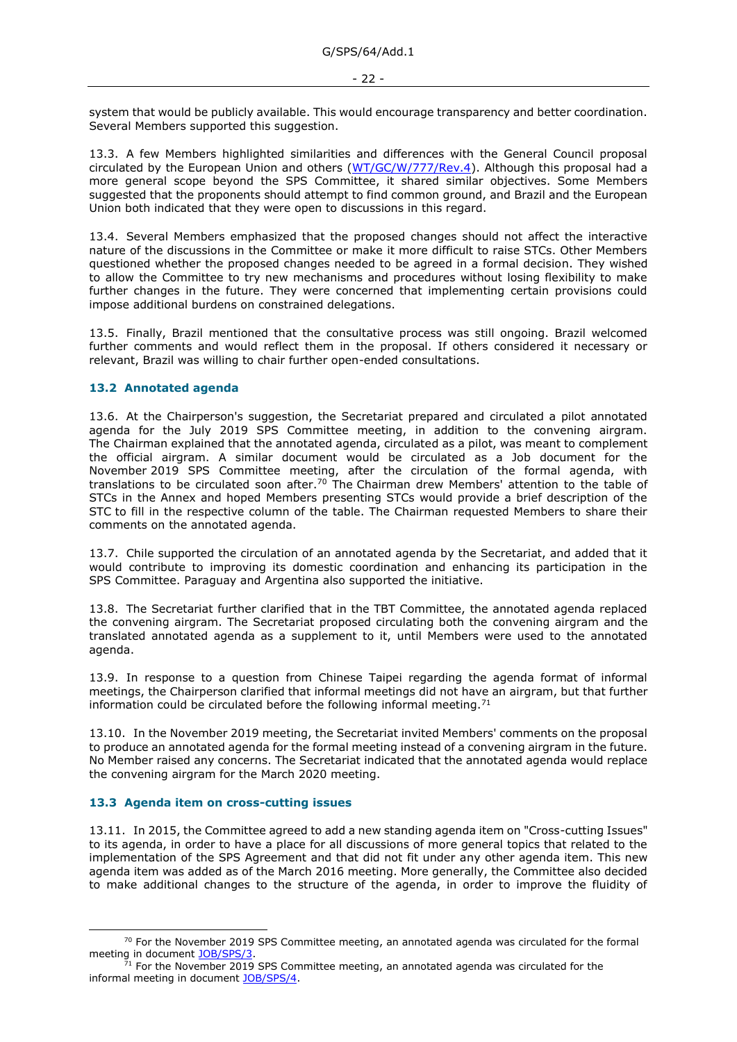system that would be publicly available. This would encourage transparency and better coordination. Several Members supported this suggestion.

13.3. A few Members highlighted similarities and differences with the General Council proposal circulated by the European Union and others (WT/GC/W/777/Rev.4). Although this proposal had a more general scope beyond the SPS Committee, it shared similar objectives. Some Members suggested that the proponents should attempt to find common ground, and Brazil and the European Union both indicated that they were open to discussions in this regard.

13.4. Several Members emphasized that the proposed changes should not affect the interactive nature of the discussions in the Committee or make it more difficult to raise STCs. Other Members questioned whether the proposed changes needed to be agreed in a formal decision. They wished to allow the Committee to try new mechanisms and procedures without losing flexibility to make further changes in the future. They were concerned that implementing certain provisions could impose additional burdens on constrained delegations.

13.5. Finally, Brazil mentioned that the consultative process was still ongoing. Brazil welcomed further comments and would reflect them in the proposal. If others considered it necessary or relevant, Brazil was willing to chair further open-ended consultations.

### 13.2 Annotated agenda

13.6. At the Chairperson's suggestion, the Secretariat prepared and circulated a pilot annotated agenda for the July 2019 SPS Committee meeting, in addition to the convening airgram. The Chairman explained that the annotated agenda, circulated as a pilot, was meant to complement the official airgram. A similar document would be circulated as a Job document for the November 2019 SPS Committee meeting, after the circulation of the formal agenda, with translations to be circulated soon after.[70] The Chairman drew Members' attention to the table of STCs in the Annex and hoped Members presenting STCs would provide a brief description of the STC to fill in the respective column of the table. The Chairman requested Members to share their comments on the annotated agenda.

13.7. Chile supported the circulation of an annotated agenda by the Secretariat, and added that it would contribute to improving its domestic coordination and enhancing its participation in the SPS Committee. Paraguay and Argentina also supported the initiative.

13.8. The Secretariat further clarified that in the TBT Committee, the annotated agenda replaced the convening airgram. The Secretariat proposed circulating both the convening airgram and the translated annotated agenda as a supplement to it, until Members were used to the annotated agenda.

13.9. In response to a question from Chinese Taipei regarding the agenda format of informal meetings, the Chairperson clarified that informal meetings did not have an airgram, but that further information could be circulated before the following informal meeting.[71]

13.10. In the November 2019 meeting, the Secretariat invited Members' comments on the proposal to produce an annotated agenda for the formal meeting instead of a convening airgram in the future. No Member raised any concerns. The Secretariat indicated that the annotated agenda would replace the convening airgram for the March 2020 meeting.

### 13.3 Agenda item on cross-cutting issues

13.11. In 2015, the Committee agreed to add a new standing agenda item on "Cross-cutting Issues" to its agenda, in order to have a place for all discussions of more general topics that related to the implementation of the SPS Agreement and that did not fit under any other agenda item. This new agenda item was added as of the March 2016 meeting. More generally, the Committee also decided to make additional changes to the structure of the agenda, in order to improve the fluidity of

[70] For the November 2019 SPS Committee meeting, an annotated agenda was circulated for the formal meeting in document JOB/SPS/3.

[71] For the November 2019 SPS Committee meeting, an annotated agenda was circulated for the informal meeting in document JOB/SPS/4.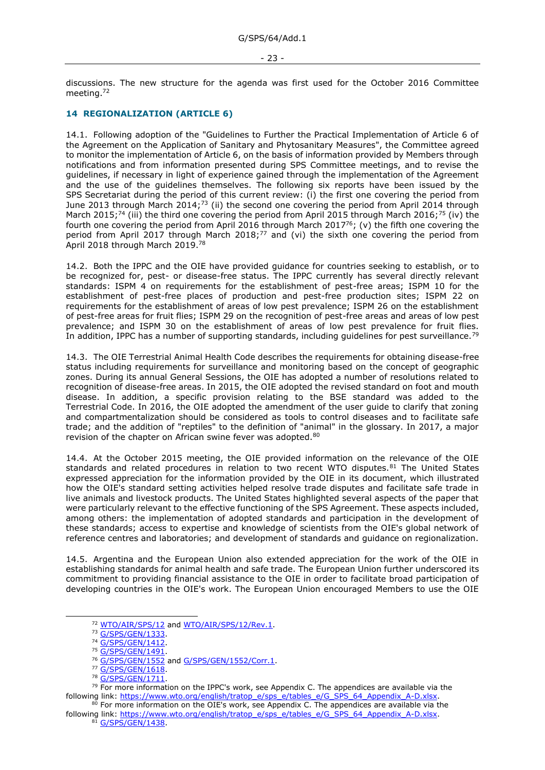discussions. The new structure for the agenda was first used for the October 2016 Committee meeting.[72]

## 14 REGIONALIZATION (ARTICLE 6)

14.1. Following adoption of the "Guidelines to Further the Practical Implementation of Article 6 of the Agreement on the Application of Sanitary and Phytosanitary Measures", the Committee agreed to monitor the implementation of Article 6, on the basis of information provided by Members through notifications and from information presented during SPS Committee meetings, and to revise the guidelines, if necessary in light of experience gained through the implementation of the Agreement and the use of the guidelines themselves. The following six reports have been issued by the SPS Secretariat during the period of this current review: (i) the first one covering the period from June 2013 through March 2014;[73] (ii) the second one covering the period from April 2014 through March 2015;[74] (iii) the third one covering the period from April 2015 through March 2016;[75] (iv) the fourth one covering the period from April 2016 through March 2017[76]; (v) the fifth one covering the period from April 2017 through March 2018;[77] and (vi) the sixth one covering the period from April 2018 through March 2019.[78]

14.2. Both the IPPC and the OIE have provided guidance for countries seeking to establish, or to be recognized for, pest- or disease-free status. The IPPC currently has several directly relevant standards: ISPM 4 on requirements for the establishment of pest-free areas; ISPM 10 for the establishment of pest-free places of production and pest-free production sites; ISPM 22 on requirements for the establishment of areas of low pest prevalence; ISPM 26 on the establishment of pest-free areas for fruit flies; ISPM 29 on the recognition of pest-free areas and areas of low pest prevalence; and ISPM 30 on the establishment of areas of low pest prevalence for fruit flies. In addition, IPPC has a number of supporting standards, including guidelines for pest surveillance.[79]

14.3. The OIE Terrestrial Animal Health Code describes the requirements for obtaining disease-free status including requirements for surveillance and monitoring based on the concept of geographic zones. During its annual General Sessions, the OIE has adopted a number of resolutions related to recognition of disease-free areas. In 2015, the OIE adopted the revised standard on foot and mouth disease. In addition, a specific provision relating to the BSE standard was added to the Terrestrial Code. In 2016, the OIE adopted the amendment of the user guide to clarify that zoning and compartmentalization should be considered as tools to control diseases and to facilitate safe trade; and the addition of "reptiles" to the definition of "animal" in the glossary. In 2017, a major revision of the chapter on African swine fever was adopted.[80]

14.4. At the October 2015 meeting, the OIE provided information on the relevance of the OIE standards and related procedures in relation to two recent WTO disputes.[81] The United States expressed appreciation for the information provided by the OIE in its document, which illustrated how the OIE's standard setting activities helped resolve trade disputes and facilitate safe trade in live animals and livestock products. The United States highlighted several aspects of the paper that were particularly relevant to the effective functioning of the SPS Agreement. These aspects included, among others: the implementation of adopted standards and participation in the development of these standards; access to expertise and knowledge of scientists from the OIE's global network of reference centres and laboratories; and development of standards and guidance on regionalization.

14.5. Argentina and the European Union also extended appreciation for the work of the OIE in establishing standards for animal health and safe trade. The European Union further underscored its commitment to providing financial assistance to the OIE in order to facilitate broad participation of developing countries in the OIE's work. The European Union encouraged Members to use the OIE

---

[72] WTO/AIR/SPS/12 and WTO/AIR/SPS/12/Rev.1.

[73] G/SPS/GEN/1333.

[74] G/SPS/GEN/1412.

[75] G/SPS/GEN/1491.

[76] G/SPS/GEN/1552 and G/SPS/GEN/1552/Corr.1.

[77] G/SPS/GEN/1618.

[78] G/SPS/GEN/1711.

[79] For more information on the IPPC's work, see Appendix C. The appendices are available via the following link: https://www.wto.org/english/tratop_e/sps_e/tables_e/G_SPS_64_Appendix_A-D.xlsx.

[80] For more information on the OIE's work, see Appendix C. The appendices are available via the following link: https://www.wto.org/english/tratop_e/sps_e/tables_e/G_SPS_64_Appendix_A-D.xlsx.

[81] G/SPS/GEN/1438.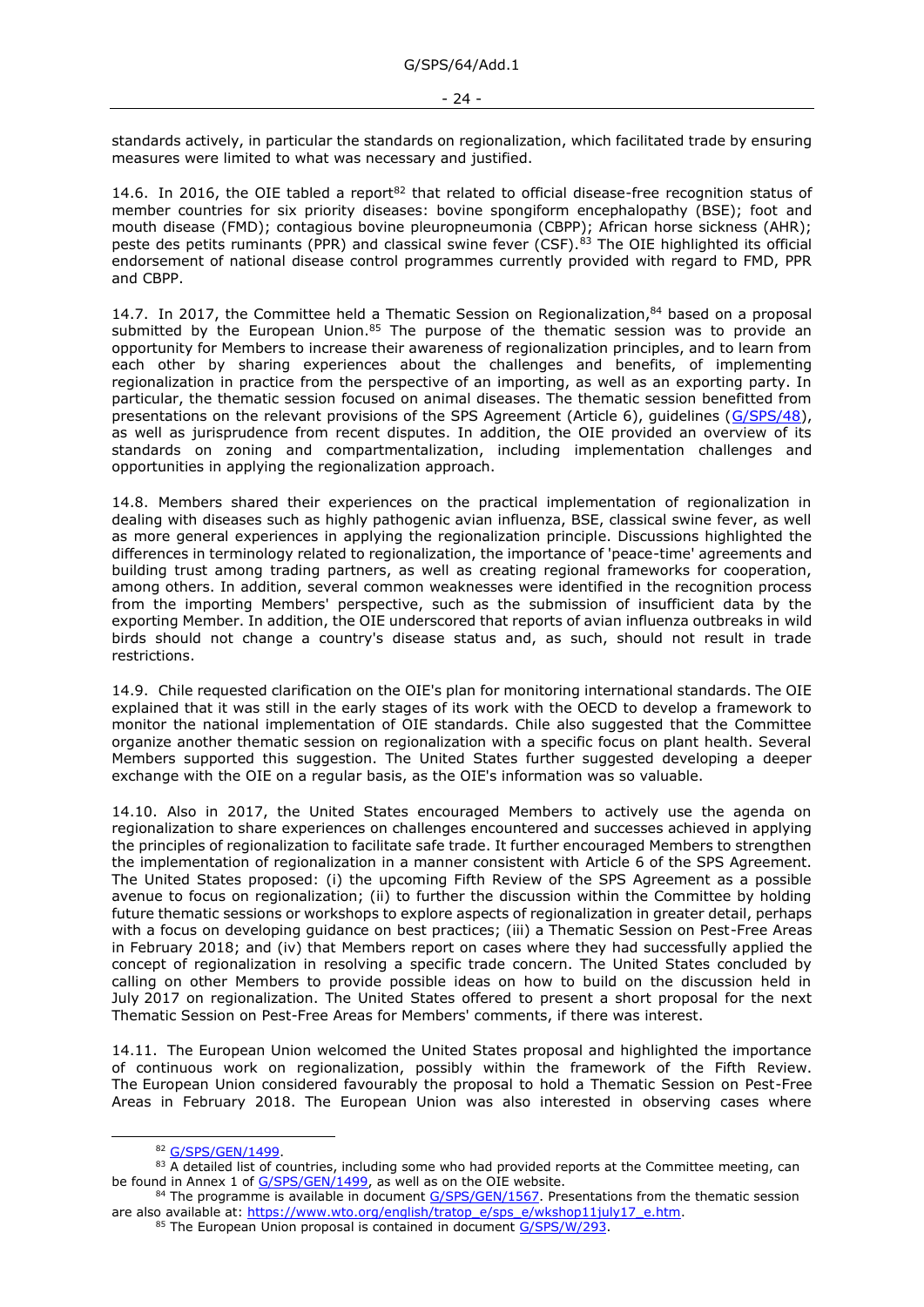standards actively, in particular the standards on regionalization, which facilitated trade by ensuring measures were limited to what was necessary and justified.

14.6. In 2016, the OIE tabled a report[82] that related to official disease-free recognition status of member countries for six priority diseases: bovine spongiform encephalopathy (BSE); foot and mouth disease (FMD); contagious bovine pleuropneumonia (CBPP); African horse sickness (AHR); peste des petits ruminants (PPR) and classical swine fever (CSF).[83] The OIE highlighted its official endorsement of national disease control programmes currently provided with regard to FMD, PPR and CBPP.

14.7. In 2017, the Committee held a Thematic Session on Regionalization,[84] based on a proposal submitted by the European Union.[85] The purpose of the thematic session was to provide an opportunity for Members to increase their awareness of regionalization principles, and to learn from each other by sharing experiences about the challenges and benefits, of implementing regionalization in practice from the perspective of an importing, as well as an exporting party. In particular, the thematic session focused on animal diseases. The thematic session benefitted from presentations on the relevant provisions of the SPS Agreement (Article 6), guidelines (G/SPS/48), as well as jurisprudence from recent disputes. In addition, the OIE provided an overview of its standards on zoning and compartmentalization, including implementation challenges and opportunities in applying the regionalization approach.

14.8. Members shared their experiences on the practical implementation of regionalization in dealing with diseases such as highly pathogenic avian influenza, BSE, classical swine fever, as well as more general experiences in applying the regionalization principle. Discussions highlighted the differences in terminology related to regionalization, the importance of 'peace-time' agreements and building trust among trading partners, as well as creating regional frameworks for cooperation, among others. In addition, several common weaknesses were identified in the recognition process from the importing Members' perspective, such as the submission of insufficient data by the exporting Member. In addition, the OIE underscored that reports of avian influenza outbreaks in wild birds should not change a country's disease status and, as such, should not result in trade restrictions.

14.9. Chile requested clarification on the OIE's plan for monitoring international standards. The OIE explained that it was still in the early stages of its work with the OECD to develop a framework to monitor the national implementation of OIE standards. Chile also suggested that the Committee organize another thematic session on regionalization with a specific focus on plant health. Several Members supported this suggestion. The United States further suggested developing a deeper exchange with the OIE on a regular basis, as the OIE's information was so valuable.

14.10. Also in 2017, the United States encouraged Members to actively use the agenda on regionalization to share experiences on challenges encountered and successes achieved in applying the principles of regionalization to facilitate safe trade. It further encouraged Members to strengthen the implementation of regionalization in a manner consistent with Article 6 of the SPS Agreement. The United States proposed: (i) the upcoming Fifth Review of the SPS Agreement as a possible avenue to focus on regionalization; (ii) to further the discussion within the Committee by holding future thematic sessions or workshops to explore aspects of regionalization in greater detail, perhaps with a focus on developing guidance on best practices; (iii) a Thematic Session on Pest-Free Areas in February 2018; and (iv) that Members report on cases where they had successfully applied the concept of regionalization in resolving a specific trade concern. The United States concluded by calling on other Members to provide possible ideas on how to build on the discussion held in July 2017 on regionalization. The United States offered to present a short proposal for the next Thematic Session on Pest-Free Areas for Members' comments, if there was interest.

14.11. The European Union welcomed the United States proposal and highlighted the importance of continuous work on regionalization, possibly within the framework of the Fifth Review. The European Union considered favourably the proposal to hold a Thematic Session on Pest-Free Areas in February 2018. The European Union was also interested in observing cases where

[82] G/SPS/GEN/1499.

[83] A detailed list of countries, including some who had provided reports at the Committee meeting, can be found in Annex 1 of G/SPS/GEN/1499, as well as on the OIE website.

[84] The programme is available in document G/SPS/GEN/1567. Presentations from the thematic session are also available at: https://www.wto.org/english/tratop_e/sps_e/wkshop11july17_e.htm.

[85] The European Union proposal is contained in document G/SPS/W/293.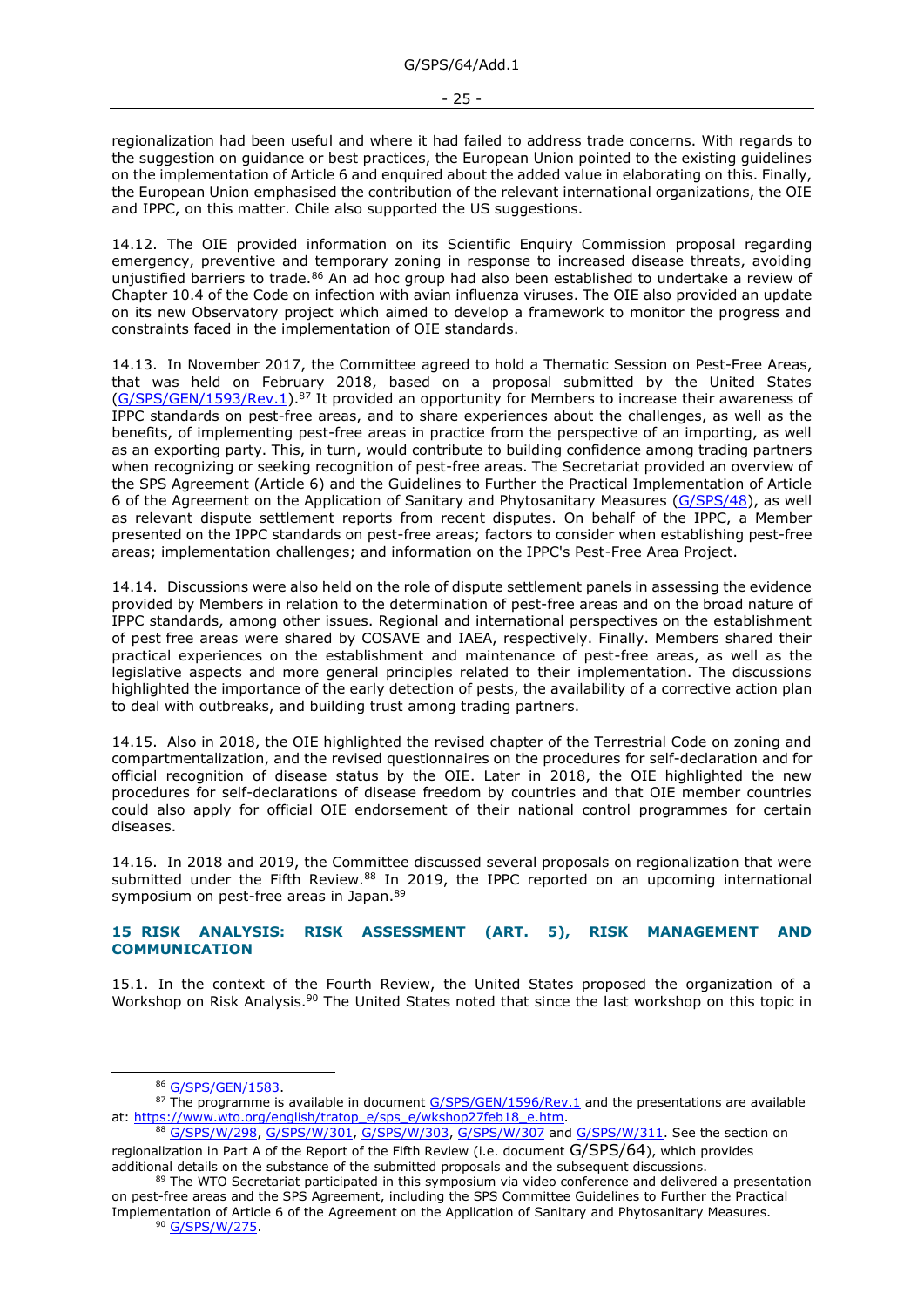regionalization had been useful and where it had failed to address trade concerns. With regards to the suggestion on guidance or best practices, the European Union pointed to the existing guidelines on the implementation of Article 6 and enquired about the added value in elaborating on this. Finally, the European Union emphasised the contribution of the relevant international organizations, the OIE and IPPC, on this matter. Chile also supported the US suggestions.

14.12. The OIE provided information on its Scientific Enquiry Commission proposal regarding emergency, preventive and temporary zoning in response to increased disease threats, avoiding unjustified barriers to trade.[86] An ad hoc group had also been established to undertake a review of Chapter 10.4 of the Code on infection with avian influenza viruses. The OIE also provided an update on its new Observatory project which aimed to develop a framework to monitor the progress and constraints faced in the implementation of OIE standards.

14.13. In November 2017, the Committee agreed to hold a Thematic Session on Pest-Free Areas, that was held on February 2018, based on a proposal submitted by the United States (G/SPS/GEN/1593/Rev.1).[87] It provided an opportunity for Members to increase their awareness of IPPC standards on pest-free areas, and to share experiences about the challenges, as well as the benefits, of implementing pest-free areas in practice from the perspective of an importing, as well as an exporting party. This, in turn, would contribute to building confidence among trading partners when recognizing or seeking recognition of pest-free areas. The Secretariat provided an overview of the SPS Agreement (Article 6) and the Guidelines to Further the Practical Implementation of Article 6 of the Agreement on the Application of Sanitary and Phytosanitary Measures (G/SPS/48), as well as relevant dispute settlement reports from recent disputes. On behalf of the IPPC, a Member presented on the IPPC standards on pest-free areas; factors to consider when establishing pest-free areas; implementation challenges; and information on the IPPC's Pest-Free Area Project.

14.14. Discussions were also held on the role of dispute settlement panels in assessing the evidence provided by Members in relation to the determination of pest-free areas and on the broad nature of IPPC standards, among other issues. Regional and international perspectives on the establishment of pest free areas were shared by COSAVE and IAEA, respectively. Finally, Members shared their practical experiences on the establishment and maintenance of pest-free areas, as well as the legislative aspects and more general principles related to their implementation. The discussions highlighted the importance of the early detection of pests, the availability of a corrective action plan to deal with outbreaks, and building trust among trading partners.

14.15. Also in 2018, the OIE highlighted the revised chapter of the Terrestrial Code on zoning and compartmentalization, and the revised questionnaires on the procedures for self-declaration and for official recognition of disease status by the OIE. Later in 2018, the OIE highlighted the new procedures for self-declarations of disease freedom by countries and that OIE member countries could also apply for official OIE endorsement of their national control programmes for certain diseases.

14.16. In 2018 and 2019, the Committee discussed several proposals on regionalization that were submitted under the Fifth Review.[88] In 2019, the IPPC reported on an upcoming international symposium on pest-free areas in Japan.[89]

## 15 RISK ANALYSIS: RISK ASSESSMENT (ART. 5), RISK MANAGEMENT AND COMMUNICATION

15.1. In the context of the Fourth Review, the United States proposed the organization of a Workshop on Risk Analysis.[90] The United States noted that since the last workshop on this topic in

---

[86] G/SPS/GEN/1583.

[87] The programme is available in document G/SPS/GEN/1596/Rev.1 and the presentations are available at: https://www.wto.org/english/tratop_e/sps_e/wkshop27feb18_e.htm.

[88] G/SPS/W/298, G/SPS/W/301, G/SPS/W/303, G/SPS/W/307 and G/SPS/W/311. See the section on regionalization in Part A of the Report of the Fifth Review (i.e. document G/SPS/64), which provides additional details on the substance of the submitted proposals and the subsequent discussions.

[89] The WTO Secretariat participated in this symposium via video conference and delivered a presentation on pest-free areas and the SPS Agreement, including the SPS Committee Guidelines to Further the Practical Implementation of Article 6 of the Agreement on the Application of Sanitary and Phytosanitary Measures.

[90] G/SPS/W/275.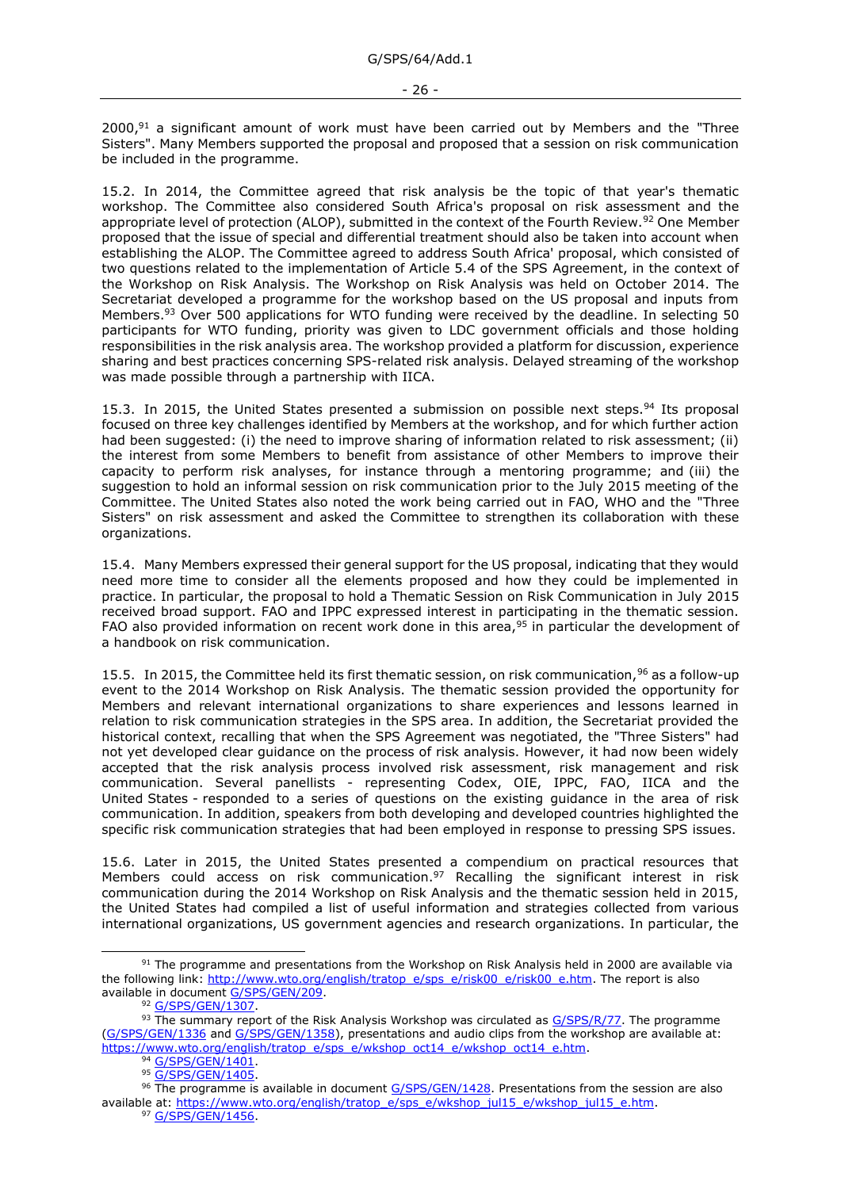2000,[91] a significant amount of work must have been carried out by Members and the "Three Sisters". Many Members supported the proposal and proposed that a session on risk communication be included in the programme.

15.2. In 2014, the Committee agreed that risk analysis be the topic of that year's thematic workshop. The Committee also considered South Africa's proposal on risk assessment and the appropriate level of protection (ALOP), submitted in the context of the Fourth Review.[92] One Member proposed that the issue of special and differential treatment should also be taken into account when establishing the ALOP. The Committee agreed to address South Africa' proposal, which consisted of two questions related to the implementation of Article 5.4 of the SPS Agreement, in the context of the Workshop on Risk Analysis. The Workshop on Risk Analysis was held on October 2014. The Secretariat developed a programme for the workshop based on the US proposal and inputs from Members.[93] Over 500 applications for WTO funding were received by the deadline. In selecting 50 participants for WTO funding, priority was given to LDC government officials and those holding responsibilities in the risk analysis area. The workshop provided a platform for discussion, experience sharing and best practices concerning SPS-related risk analysis. Delayed streaming of the workshop was made possible through a partnership with IICA.

15.3. In 2015, the United States presented a submission on possible next steps.[94] Its proposal focused on three key challenges identified by Members at the workshop, and for which further action had been suggested: (i) the need to improve sharing of information related to risk assessment; (ii) the interest from some Members to benefit from assistance of other Members to improve their capacity to perform risk analyses, for instance through a mentoring programme; and (iii) the suggestion to hold an informal session on risk communication prior to the July 2015 meeting of the Committee. The United States also noted the work being carried out in FAO, WHO and the "Three Sisters" on risk assessment and asked the Committee to strengthen its collaboration with these organizations.

15.4. Many Members expressed their general support for the US proposal, indicating that they would need more time to consider all the elements proposed and how they could be implemented in practice. In particular, the proposal to hold a Thematic Session on Risk Communication in July 2015 received broad support. FAO and IPPC expressed interest in participating in the thematic session. FAO also provided information on recent work done in this area,[95] in particular the development of a handbook on risk communication.

15.5. In 2015, the Committee held its first thematic session, on risk communication,[96] as a follow-up event to the 2014 Workshop on Risk Analysis. The thematic session provided the opportunity for Members and relevant international organizations to share experiences and lessons learned in relation to risk communication strategies in the SPS area. In addition, the Secretariat provided the historical context, recalling that when the SPS Agreement was negotiated, the "Three Sisters" had not yet developed clear guidance on the process of risk analysis. However, it had now been widely accepted that the risk analysis process involved risk assessment, risk management and risk communication. Several panellists - representing Codex, OIE, IPPC, FAO, IICA and the United States - responded to a series of questions on the existing guidance in the area of risk communication. In addition, speakers from both developing and developed countries highlighted the specific risk communication strategies that had been employed in response to pressing SPS issues.

15.6. Later in 2015, the United States presented a compendium on practical resources that Members could access on risk communication.[97] Recalling the significant interest in risk communication during the 2014 Workshop on Risk Analysis and the thematic session held in 2015, the United States had compiled a list of useful information and strategies collected from various international organizations, US government agencies and research organizations. In particular, the

---

[91] The programme and presentations from the Workshop on Risk Analysis held in 2000 are available via the following link: http://www.wto.org/english/tratop_e/sps_e/risk00_e/risk00_e.htm. The report is also available in document G/SPS/GEN/209.

[92] G/SPS/GEN/1307.

[93] The summary report of the Risk Analysis Workshop was circulated as G/SPS/R/77. The programme (G/SPS/GEN/1336 and G/SPS/GEN/1358), presentations and audio clips from the workshop are available at: https://www.wto.org/english/tratop_e/sps_e/wkshop_oct14_e/wkshop_oct14_e.htm.

[94] G/SPS/GEN/1401.

[95] G/SPS/GEN/1405.

[96] The programme is available in document G/SPS/GEN/1428. Presentations from the session are also available at: https://www.wto.org/english/tratop_e/sps_e/wkshop_jul15_e/wkshop_jul15_e.htm.

[97] G/SPS/GEN/1456.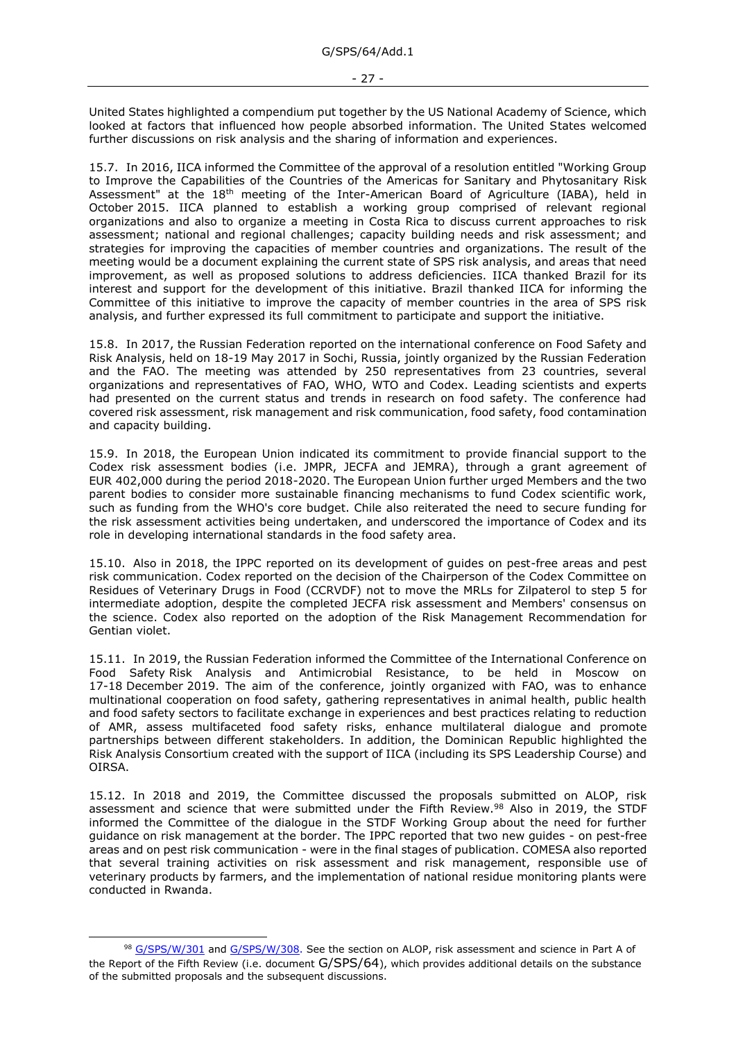United States highlighted a compendium put together by the US National Academy of Science, which looked at factors that influenced how people absorbed information. The United States welcomed further discussions on risk analysis and the sharing of information and experiences.

15.7. In 2016, IICA informed the Committee of the approval of a resolution entitled "Working Group to Improve the Capabilities of the Countries of the Americas for Sanitary and Phytosanitary Risk Assessment" at the 18th meeting of the Inter-American Board of Agriculture (IABA), held in October 2015. IICA planned to establish a working group comprised of relevant regional organizations and also to organize a meeting in Costa Rica to discuss current approaches to risk assessment; national and regional challenges; capacity building needs and risk assessment; and strategies for improving the capacities of member countries and organizations. The result of the meeting would be a document explaining the current state of SPS risk analysis, and areas that need improvement, as well as proposed solutions to address deficiencies. IICA thanked Brazil for its interest and support for the development of this initiative. Brazil thanked IICA for informing the Committee of this initiative to improve the capacity of member countries in the area of SPS risk analysis, and further expressed its full commitment to participate and support the initiative.

15.8. In 2017, the Russian Federation reported on the international conference on Food Safety and Risk Analysis, held on 18-19 May 2017 in Sochi, Russia, jointly organized by the Russian Federation and the FAO. The meeting was attended by 250 representatives from 23 countries, several organizations and representatives of FAO, WHO, WTO and Codex. Leading scientists and experts had presented on the current status and trends in research on food safety. The conference had covered risk assessment, risk management and risk communication, food safety, food contamination and capacity building.

15.9. In 2018, the European Union indicated its commitment to provide financial support to the Codex risk assessment bodies (i.e. JMPR, JECFA and JEMRA), through a grant agreement of EUR 402,000 during the period 2018-2020. The European Union further urged Members and the two parent bodies to consider more sustainable financing mechanisms to fund Codex scientific work, such as funding from the WHO's core budget. Chile also reiterated the need to secure funding for the risk assessment activities being undertaken, and underscored the importance of Codex and its role in developing international standards in the food safety area.

15.10. Also in 2018, the IPPC reported on its development of guides on pest-free areas and pest risk communication. Codex reported on the decision of the Chairperson of the Codex Committee on Residues of Veterinary Drugs in Food (CCRVDF) not to move the MRLs for Zilpaterol to step 5 for intermediate adoption, despite the completed JECFA risk assessment and Members' consensus on the science. Codex also reported on the adoption of the Risk Management Recommendation for Gentian violet.

15.11. In 2019, the Russian Federation informed the Committee of the International Conference on Food Safety Risk Analysis and Antimicrobial Resistance, to be held in Moscow on 17-18 December 2019. The aim of the conference, jointly organized with FAO, was to enhance multinational cooperation on food safety, gathering representatives in animal health, public health and food safety sectors to facilitate exchange in experiences and best practices relating to reduction of AMR, assess multifaceted food safety risks, enhance multilateral dialogue and promote partnerships between different stakeholders. In addition, the Dominican Republic highlighted the Risk Analysis Consortium created with the support of IICA (including its SPS Leadership Course) and OIRSA.

15.12. In 2018 and 2019, the Committee discussed the proposals submitted on ALOP, risk assessment and science that were submitted under the Fifth Review.[98] Also in 2019, the STDF informed the Committee of the dialogue in the STDF Working Group about the need for further guidance on risk management at the border. The IPPC reported that two new guides - on pest-free areas and on pest risk communication - were in the final stages of publication. COMESA also reported that several training activities on risk assessment and risk management, responsible use of veterinary products by farmers, and the implementation of national residue monitoring plants were conducted in Rwanda.

---

[98] G/SPS/W/301 and G/SPS/W/308. See the section on ALOP, risk assessment and science in Part A of the Report of the Fifth Review (i.e. document G/SPS/64), which provides additional details on the substance of the submitted proposals and the subsequent discussions.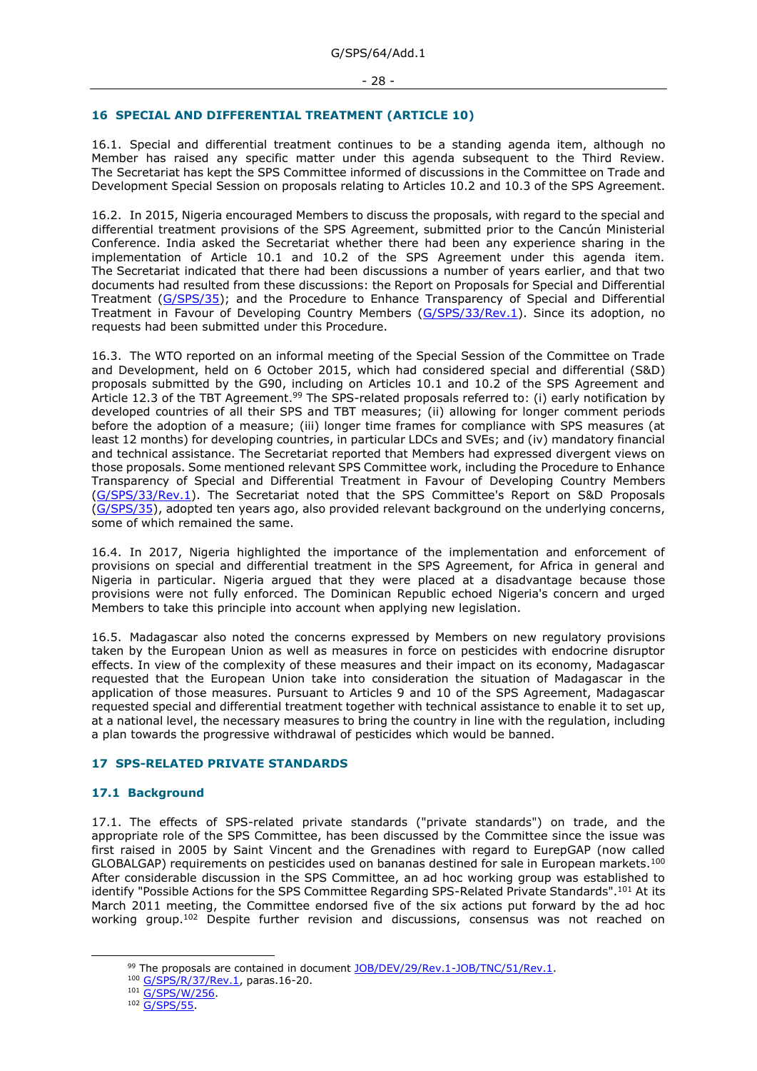## 16 SPECIAL AND DIFFERENTIAL TREATMENT (ARTICLE 10)

16.1. Special and differential treatment continues to be a standing agenda item, although no Member has raised any specific matter under this agenda subsequent to the Third Review. The Secretariat has kept the SPS Committee informed of discussions in the Committee on Trade and Development Special Session on proposals relating to Articles 10.2 and 10.3 of the SPS Agreement.

16.2. In 2015, Nigeria encouraged Members to discuss the proposals, with regard to the special and differential treatment provisions of the SPS Agreement, submitted prior to the Cancún Ministerial Conference. India asked the Secretariat whether there had been any experience sharing in the implementation of Article 10.1 and 10.2 of the SPS Agreement under this agenda item. The Secretariat indicated that there had been discussions a number of years earlier, and that two documents had resulted from these discussions: the Report on Proposals for Special and Differential Treatment (G/SPS/35); and the Procedure to Enhance Transparency of Special and Differential Treatment in Favour of Developing Country Members (G/SPS/33/Rev.1). Since its adoption, no requests had been submitted under this Procedure.

16.3. The WTO reported on an informal meeting of the Special Session of the Committee on Trade and Development, held on 6 October 2015, which had considered special and differential (S&D) proposals submitted by the G90, including on Articles 10.1 and 10.2 of the SPS Agreement and Article 12.3 of the TBT Agreement.[99] The SPS-related proposals referred to: (i) early notification by developed countries of all their SPS and TBT measures; (ii) allowing for longer comment periods before the adoption of a measure; (iii) longer time frames for compliance with SPS measures (at least 12 months) for developing countries, in particular LDCs and SVEs; and (iv) mandatory financial and technical assistance. The Secretariat reported that Members had expressed divergent views on those proposals. Some mentioned relevant SPS Committee work, including the Procedure to Enhance Transparency of Special and Differential Treatment in Favour of Developing Country Members (G/SPS/33/Rev.1). The Secretariat noted that the SPS Committee's Report on S&D Proposals (G/SPS/35), adopted ten years ago, also provided relevant background on the underlying concerns, some of which remained the same.

16.4. In 2017, Nigeria highlighted the importance of the implementation and enforcement of provisions on special and differential treatment in the SPS Agreement, for Africa in general and Nigeria in particular. Nigeria argued that they were placed at a disadvantage because those provisions were not fully enforced. The Dominican Republic echoed Nigeria's concern and urged Members to take this principle into account when applying new legislation.

16.5. Madagascar also noted the concerns expressed by Members on new regulatory provisions taken by the European Union as well as measures in force on pesticides with endocrine disruptor effects. In view of the complexity of these measures and their impact on its economy, Madagascar requested that the European Union take into consideration the situation of Madagascar in the application of those measures. Pursuant to Articles 9 and 10 of the SPS Agreement, Madagascar requested special and differential treatment together with technical assistance to enable it to set up, at a national level, the necessary measures to bring the country in line with the regulation, including a plan towards the progressive withdrawal of pesticides which would be banned.

## 17 SPS-RELATED PRIVATE STANDARDS

### 17.1 Background

17.1. The effects of SPS-related private standards ("private standards") on trade, and the appropriate role of the SPS Committee, has been discussed by the Committee since the issue was first raised in 2005 by Saint Vincent and the Grenadines with regard to EurepGAP (now called GLOBALGAP) requirements on pesticides used on bananas destined for sale in European markets.[100] After considerable discussion in the SPS Committee, an ad hoc working group was established to identify "Possible Actions for the SPS Committee Regarding SPS-Related Private Standards".[101] At its March 2011 meeting, the Committee endorsed five of the six actions put forward by the ad hoc working group.[102] Despite further revision and discussions, consensus was not reached on

[99] The proposals are contained in document JOB/DEV/29/Rev.1-JOB/TNC/51/Rev.1.

[100] G/SPS/R/37/Rev.1, paras.16-20.

[101] G/SPS/W/256.

[102] G/SPS/55.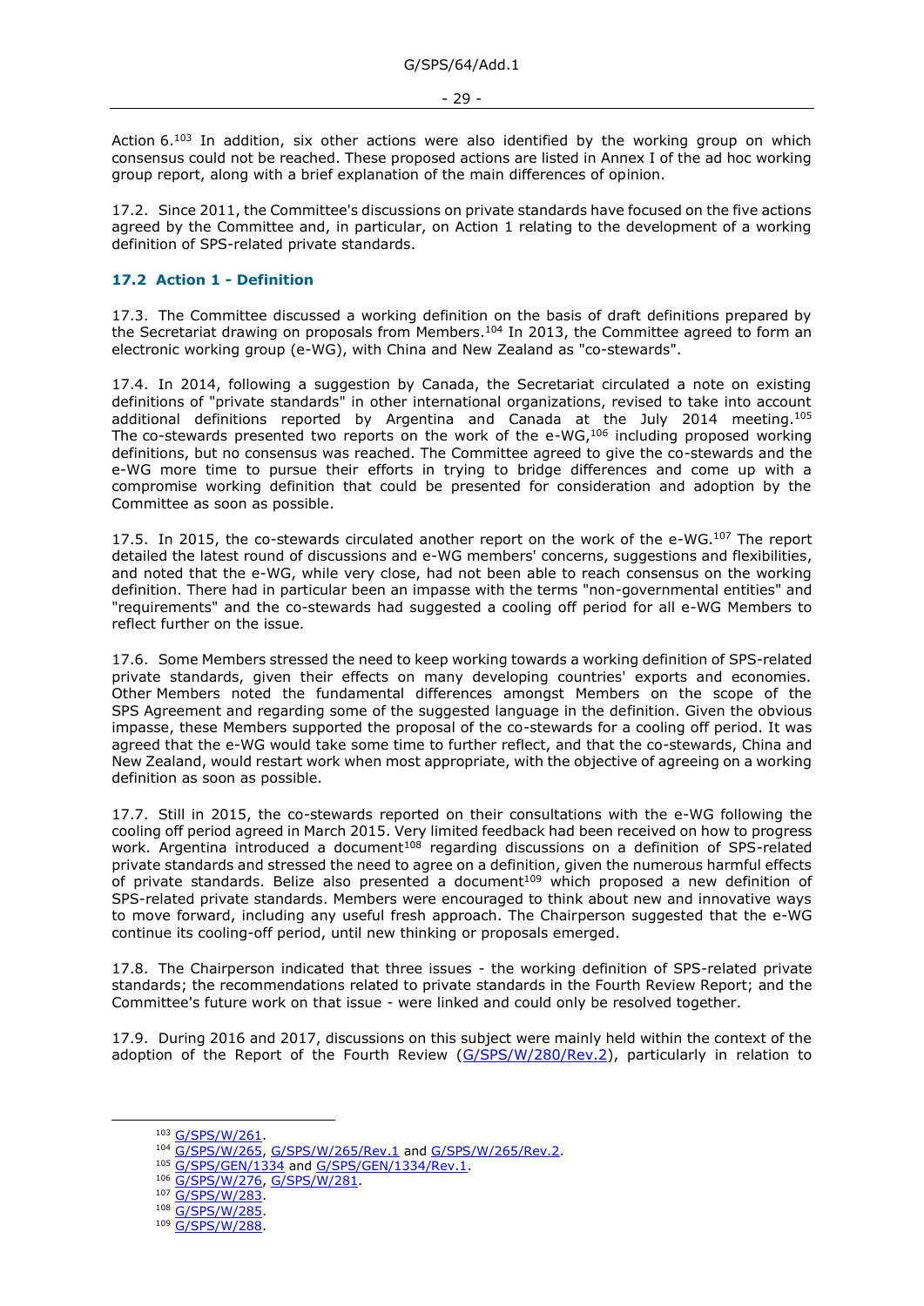Action 6.[103] In addition, six other actions were also identified by the working group on which consensus could not be reached. These proposed actions are listed in Annex I of the ad hoc working group report, along with a brief explanation of the main differences of opinion.

17.2. Since 2011, the Committee's discussions on private standards have focused on the five actions agreed by the Committee and, in particular, on Action 1 relating to the development of a working definition of SPS-related private standards.

### 17.2 Action 1 - Definition

17.3. The Committee discussed a working definition on the basis of draft definitions prepared by the Secretariat drawing on proposals from Members.[104] In 2013, the Committee agreed to form an electronic working group (e-WG), with China and New Zealand as "co-stewards".

17.4. In 2014, following a suggestion by Canada, the Secretariat circulated a note on existing definitions of "private standards" in other international organizations, revised to take into account additional definitions reported by Argentina and Canada at the July 2014 meeting.[105] The co-stewards presented two reports on the work of the e-WG,[106] including proposed working definitions, but no consensus was reached. The Committee agreed to give the co-stewards and the e-WG more time to pursue their efforts in trying to bridge differences and come up with a compromise working definition that could be presented for consideration and adoption by the Committee as soon as possible.

17.5. In 2015, the co-stewards circulated another report on the work of the e-WG.[107] The report detailed the latest round of discussions and e-WG members' concerns, suggestions and flexibilities, and noted that the e-WG, while very close, had not been able to reach consensus on the working definition. There had in particular been an impasse with the terms "non-governmental entities" and "requirements" and the co-stewards had suggested a cooling off period for all e-WG Members to reflect further on the issue.

17.6. Some Members stressed the need to keep working towards a working definition of SPS-related private standards, given their effects on many developing countries' exports and economies. Other Members noted the fundamental differences amongst Members on the scope of the SPS Agreement and regarding some of the suggested language in the definition. Given the obvious impasse, these Members supported the proposal of the co-stewards for a cooling off period. It was agreed that the e-WG would take some time to further reflect, and that the co-stewards, China and New Zealand, would restart work when most appropriate, with the objective of agreeing on a working definition as soon as possible.

17.7. Still in 2015, the co-stewards reported on their consultations with the e-WG following the cooling off period agreed in March 2015. Very limited feedback had been received on how to progress work. Argentina introduced a document[108] regarding discussions on a definition of SPS-related private standards and stressed the need to agree on a definition, given the numerous harmful effects of private standards. Belize also presented a document[109] which proposed a new definition of SPS-related private standards. Members were encouraged to think about new and innovative ways to move forward, including any useful fresh approach. The Chairperson suggested that the e-WG continue its cooling-off period, until new thinking or proposals emerged.

17.8. The Chairperson indicated that three issues - the working definition of SPS-related private standards; the recommendations related to private standards in the Fourth Review Report; and the Committee's future work on that issue - were linked and could only be resolved together.

17.9. During 2016 and 2017, discussions on this subject were mainly held within the context of the adoption of the Report of the Fourth Review (G/SPS/W/280/Rev.2), particularly in relation to

---

[103] G/SPS/W/261.

[104] G/SPS/W/265, G/SPS/W/265/Rev.1 and G/SPS/W/265/Rev.2.

[105] G/SPS/GEN/1334 and G/SPS/GEN/1334/Rev.1.

[106] G/SPS/W/276, G/SPS/W/281.

[107] G/SPS/W/283.

[108] G/SPS/W/285.

[109] G/SPS/W/288.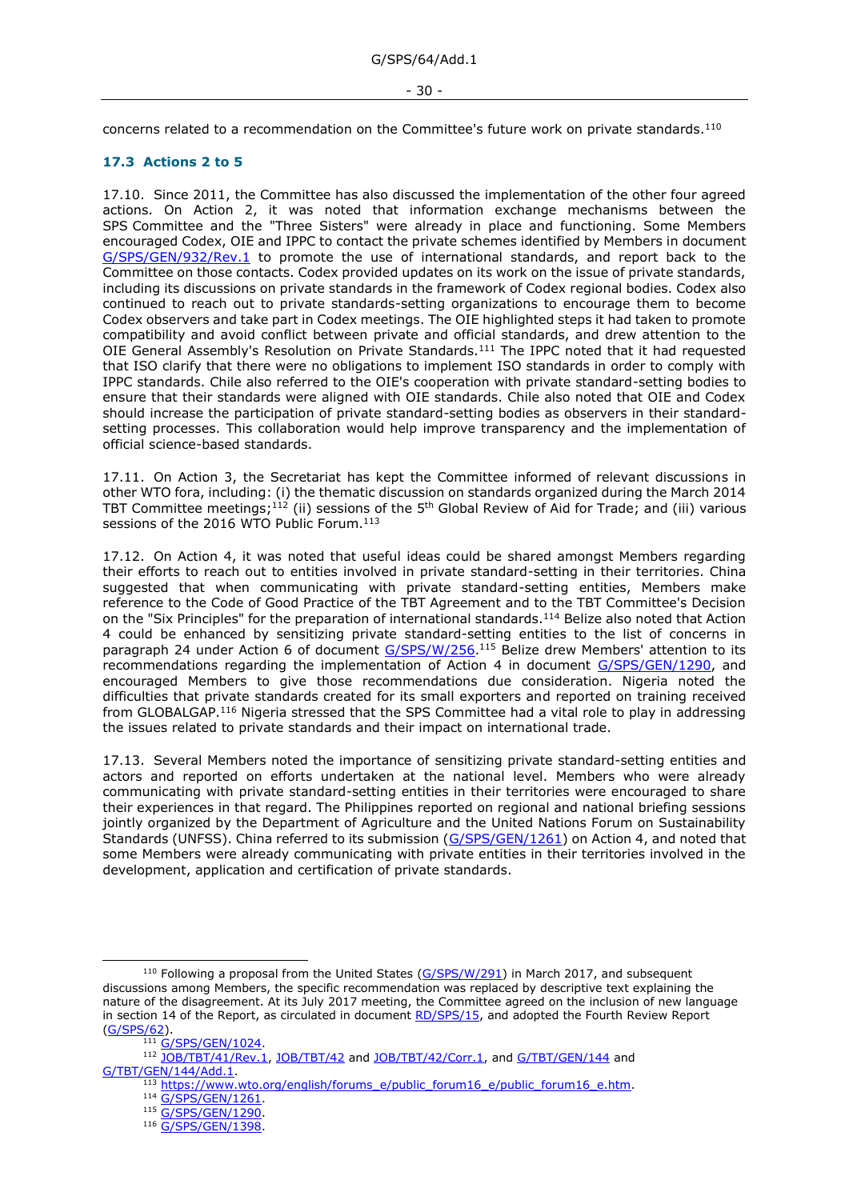concerns related to a recommendation on the Committee's future work on private standards.[110]

### 17.3 Actions 2 to 5

17.10. Since 2011, the Committee has also discussed the implementation of the other four agreed actions. On Action 2, it was noted that information exchange mechanisms between the SPS Committee and the "Three Sisters" were already in place and functioning. Some Members encouraged Codex, OIE and IPPC to contact the private schemes identified by Members in document G/SPS/GEN/932/Rev.1 to promote the use of international standards, and report back to the Committee on those contacts. Codex provided updates on its work on the issue of private standards, including its discussions on private standards in the framework of Codex regional bodies. Codex also continued to reach out to private standards-setting organizations to encourage them to become Codex observers and take part in Codex meetings. The OIE highlighted steps it had taken to promote compatibility and avoid conflict between private and official standards, and drew attention to the OIE General Assembly's Resolution on Private Standards.[111] The IPPC noted that it had requested that ISO clarify that there were no obligations to implement ISO standards in order to comply with IPPC standards. Chile also referred to the OIE's cooperation with private standard-setting bodies to ensure that their standards were aligned with OIE standards. Chile also noted that OIE and Codex should increase the participation of private standard-setting bodies as observers in their standard-setting processes. This collaboration would help improve transparency and the implementation of official science-based standards.

17.11. On Action 3, the Secretariat has kept the Committee informed of relevant discussions in other WTO fora, including: (i) the thematic discussion on standards organized during the March 2014 TBT Committee meetings;[112] (ii) sessions of the 5th Global Review of Aid for Trade; and (iii) various sessions of the 2016 WTO Public Forum.[113]

17.12. On Action 4, it was noted that useful ideas could be shared amongst Members regarding their efforts to reach out to entities involved in private standard-setting in their territories. China suggested that when communicating with private standard-setting entities, Members make reference to the Code of Good Practice of the TBT Agreement and to the TBT Committee's Decision on the "Six Principles" for the preparation of international standards.[114] Belize also noted that Action 4 could be enhanced by sensitizing private standard-setting entities to the list of concerns in paragraph 24 under Action 6 of document G/SPS/W/256.[115] Belize drew Members' attention to its recommendations regarding the implementation of Action 4 in document G/SPS/GEN/1290, and encouraged Members to give those recommendations due consideration. Nigeria noted the difficulties that private standards created for its small exporters and reported on training received from GLOBALGAP.[116] Nigeria stressed that the SPS Committee had a vital role to play in addressing the issues related to private standards and their impact on international trade.

17.13. Several Members noted the importance of sensitizing private standard-setting entities and actors and reported on efforts undertaken at the national level. Members who were already communicating with private standard-setting entities in their territories were encouraged to share their experiences in that regard. The Philippines reported on regional and national briefing sessions jointly organized by the Department of Agriculture and the United Nations Forum on Sustainability Standards (UNFSS). China referred to its submission (G/SPS/GEN/1261) on Action 4, and noted that some Members were already communicating with private entities in their territories involved in the development, application and certification of private standards.

---

[110] Following a proposal from the United States (G/SPS/W/291) in March 2017, and subsequent discussions among Members, the specific recommendation was replaced by descriptive text explaining the nature of the disagreement. At its July 2017 meeting, the Committee agreed on the inclusion of new language in section 14 of the Report, as circulated in document RD/SPS/15, and adopted the Fourth Review Report (G/SPS/62).

[111] G/SPS/GEN/1024.

[112] JOB/TBT/41/Rev.1, JOB/TBT/42 and JOB/TBT/42/Corr.1, and G/TBT/GEN/144 and G/TBT/GEN/144/Add.1.

[113] https://www.wto.org/english/forums_e/public_forum16_e/public_forum16_e.htm.

[114] G/SPS/GEN/1261.

[115] G/SPS/GEN/1290.

[116] G/SPS/GEN/1398.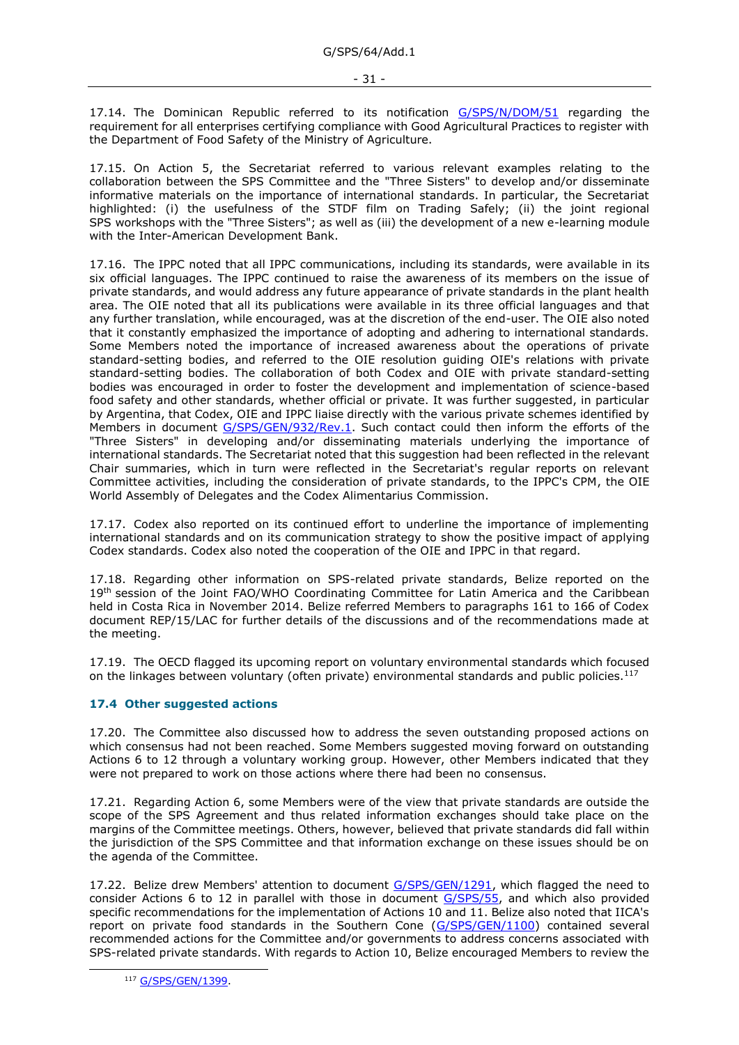17.14. The Dominican Republic referred to its notification G/SPS/N/DOM/51 regarding the requirement for all enterprises certifying compliance with Good Agricultural Practices to register with the Department of Food Safety of the Ministry of Agriculture.

17.15. On Action 5, the Secretariat referred to various relevant examples relating to the collaboration between the SPS Committee and the "Three Sisters" to develop and/or disseminate informative materials on the importance of international standards. In particular, the Secretariat highlighted: (i) the usefulness of the STDF film on Trading Safely; (ii) the joint regional SPS workshops with the "Three Sisters"; as well as (iii) the development of a new e-learning module with the Inter-American Development Bank.

17.16. The IPPC noted that all IPPC communications, including its standards, were available in its six official languages. The IPPC continued to raise the awareness of its members on the issue of private standards, and would address any future appearance of private standards in the plant health area. The OIE noted that all its publications were available in its three official languages and that any further translation, while encouraged, was at the discretion of the end-user. The OIE also noted that it constantly emphasized the importance of adopting and adhering to international standards. Some Members noted the importance of increased awareness about the operations of private standard-setting bodies, and referred to the OIE resolution guiding OIE's relations with private standard-setting bodies. The collaboration of both Codex and OIE with private standard-setting bodies was encouraged in order to foster the development and implementation of science-based food safety and other standards, whether official or private. It was further suggested, in particular by Argentina, that Codex, OIE and IPPC liaise directly with the various private schemes identified by Members in document G/SPS/GEN/932/Rev.1. Such contact could then inform the efforts of the "Three Sisters" in developing and/or disseminating materials underlying the importance of international standards. The Secretariat noted that this suggestion had been reflected in the relevant Chair summaries, which in turn were reflected in the Secretariat's regular reports on relevant Committee activities, including the consideration of private standards, to the IPPC's CPM, the OIE World Assembly of Delegates and the Codex Alimentarius Commission.

17.17. Codex also reported on its continued effort to underline the importance of implementing international standards and on its communication strategy to show the positive impact of applying Codex standards. Codex also noted the cooperation of the OIE and IPPC in that regard.

17.18. Regarding other information on SPS-related private standards, Belize reported on the 19th session of the Joint FAO/WHO Coordinating Committee for Latin America and the Caribbean held in Costa Rica in November 2014. Belize referred Members to paragraphs 161 to 166 of Codex document REP/15/LAC for further details of the discussions and of the recommendations made at the meeting.

17.19. The OECD flagged its upcoming report on voluntary environmental standards which focused on the linkages between voluntary (often private) environmental standards and public policies.[117]

### 17.4 Other suggested actions

17.20. The Committee also discussed how to address the seven outstanding proposed actions on which consensus had not been reached. Some Members suggested moving forward on outstanding Actions 6 to 12 through a voluntary working group. However, other Members indicated that they were not prepared to work on those actions where there had been no consensus.

17.21. Regarding Action 6, some Members were of the view that private standards are outside the scope of the SPS Agreement and thus related information exchanges should take place on the margins of the Committee meetings. Others, however, believed that private standards did fall within the jurisdiction of the SPS Committee and that information exchange on these issues should be on the agenda of the Committee.

17.22. Belize drew Members' attention to document G/SPS/GEN/1291, which flagged the need to consider Actions 6 to 12 in parallel with those in document G/SPS/55, and which also provided specific recommendations for the implementation of Actions 10 and 11. Belize also noted that IICA's report on private food standards in the Southern Cone (G/SPS/GEN/1100) contained several recommended actions for the Committee and/or governments to address concerns associated with SPS-related private standards. With regards to Action 10, Belize encouraged Members to review the

[117] G/SPS/GEN/1399.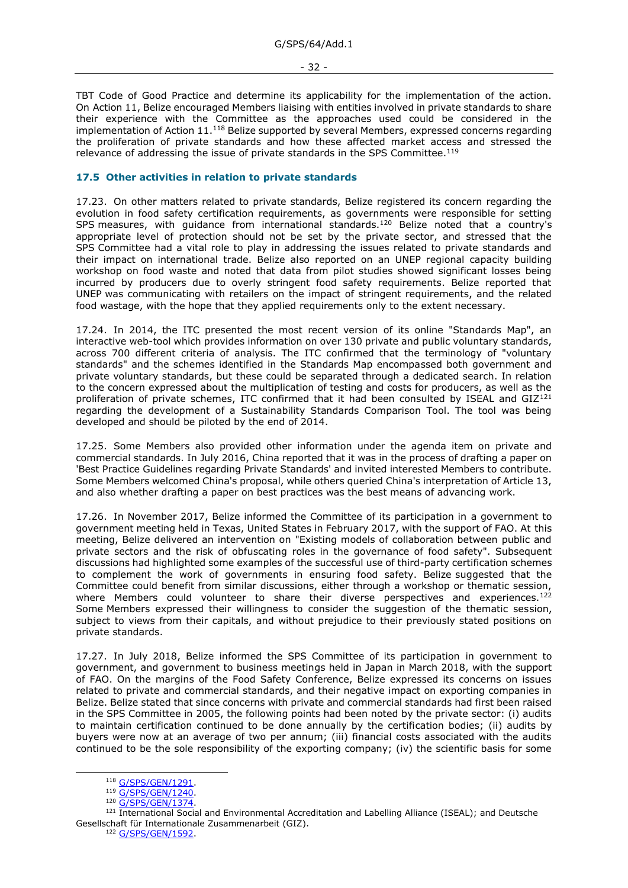TBT Code of Good Practice and determine its applicability for the implementation of the action. On Action 11, Belize encouraged Members liaising with entities involved in private standards to share their experience with the Committee as the approaches used could be considered in the implementation of Action 11.[118] Belize supported by several Members, expressed concerns regarding the proliferation of private standards and how these affected market access and stressed the relevance of addressing the issue of private standards in the SPS Committee.[119]

### 17.5 Other activities in relation to private standards

17.23. On other matters related to private standards, Belize registered its concern regarding the evolution in food safety certification requirements, as governments were responsible for setting SPS measures, with guidance from international standards.[120] Belize noted that a country's appropriate level of protection should not be set by the private sector, and stressed that the SPS Committee had a vital role to play in addressing the issues related to private standards and their impact on international trade. Belize also reported on an UNEP regional capacity building workshop on food waste and noted that data from pilot studies showed significant losses being incurred by producers due to overly stringent food safety requirements. Belize reported that UNEP was communicating with retailers on the impact of stringent requirements, and the related food wastage, with the hope that they applied requirements only to the extent necessary.

17.24. In 2014, the ITC presented the most recent version of its online "Standards Map", an interactive web-tool which provides information on over 130 private and public voluntary standards, across 700 different criteria of analysis. The ITC confirmed that the terminology of "voluntary standards" and the schemes identified in the Standards Map encompassed both government and private voluntary standards, but these could be separated through a dedicated search. In relation to the concern expressed about the multiplication of testing and costs for producers, as well as the proliferation of private schemes, ITC confirmed that it had been consulted by ISEAL and GIZ[121] regarding the development of a Sustainability Standards Comparison Tool. The tool was being developed and should be piloted by the end of 2014.

17.25. Some Members also provided other information under the agenda item on private and commercial standards. In July 2016, China reported that it was in the process of drafting a paper on 'Best Practice Guidelines regarding Private Standards' and invited interested Members to contribute. Some Members welcomed China's proposal, while others queried China's interpretation of Article 13, and also whether drafting a paper on best practices was the best means of advancing work.

17.26. In November 2017, Belize informed the Committee of its participation in a government to government meeting held in Texas, United States in February 2017, with the support of FAO. At this meeting, Belize delivered an intervention on "Existing models of collaboration between public and private sectors and the risk of obfuscating roles in the governance of food safety". Subsequent discussions had highlighted some examples of the successful use of third-party certification schemes to complement the work of governments in ensuring food safety. Belize suggested that the Committee could benefit from similar discussions, either through a workshop or thematic session, where Members could volunteer to share their diverse perspectives and experiences.[122] Some Members expressed their willingness to consider the suggestion of the thematic session, subject to views from their capitals, and without prejudice to their previously stated positions on private standards.

17.27. In July 2018, Belize informed the SPS Committee of its participation in government to government, and government to business meetings held in Japan in March 2018, with the support of FAO. On the margins of the Food Safety Conference, Belize expressed its concerns on issues related to private and commercial standards, and their negative impact on exporting companies in Belize. Belize stated that since concerns with private and commercial standards had first been raised in the SPS Committee in 2005, the following points had been noted by the private sector: (i) audits to maintain certification continued to be done annually by the certification bodies; (ii) audits by buyers were now at an average of two per annum; (iii) financial costs associated with the audits continued to be the sole responsibility of the exporting company; (iv) the scientific basis for some

---

[118] G/SPS/GEN/1291.

[119] G/SPS/GEN/1240.

[120] G/SPS/GEN/1374.

[121] International Social and Environmental Accreditation and Labelling Alliance (ISEAL); and Deutsche Gesellschaft für Internationale Zusammenarbeit (GIZ).

[122] G/SPS/GEN/1592.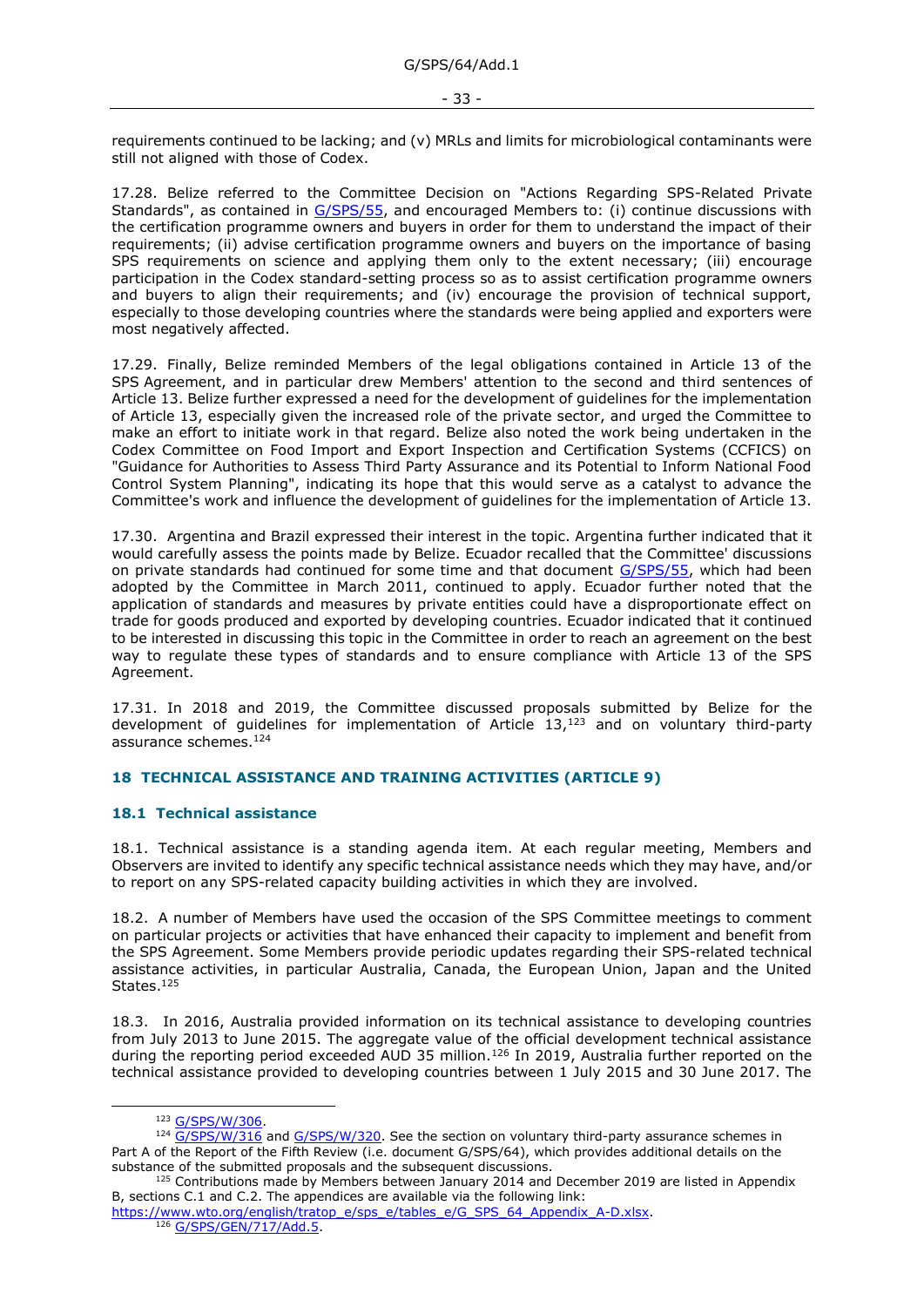requirements continued to be lacking; and (v) MRLs and limits for microbiological contaminants were still not aligned with those of Codex.

17.28. Belize referred to the Committee Decision on "Actions Regarding SPS-Related Private Standards", as contained in G/SPS/55, and encouraged Members to: (i) continue discussions with the certification programme owners and buyers in order for them to understand the impact of their requirements; (ii) advise certification programme owners and buyers on the importance of basing SPS requirements on science and applying them only to the extent necessary; (iii) encourage participation in the Codex standard-setting process so as to assist certification programme owners and buyers to align their requirements; and (iv) encourage the provision of technical support, especially to those developing countries where the standards were being applied and exporters were most negatively affected.

17.29. Finally, Belize reminded Members of the legal obligations contained in Article 13 of the SPS Agreement, and in particular drew Members' attention to the second and third sentences of Article 13. Belize further expressed a need for the development of guidelines for the implementation of Article 13, especially given the increased role of the private sector, and urged the Committee to make an effort to initiate work in that regard. Belize also noted the work being undertaken in the Codex Committee on Food Import and Export Inspection and Certification Systems (CCFICS) on "Guidance for Authorities to Assess Third Party Assurance and its Potential to Inform National Food Control System Planning", indicating its hope that this would serve as a catalyst to advance the Committee's work and influence the development of guidelines for the implementation of Article 13.

17.30. Argentina and Brazil expressed their interest in the topic. Argentina further indicated that it would carefully assess the points made by Belize. Ecuador recalled that the Committee' discussions on private standards had continued for some time and that document G/SPS/55, which had been adopted by the Committee in March 2011, continued to apply. Ecuador further noted that the application of standards and measures by private entities could have a disproportionate effect on trade for goods produced and exported by developing countries. Ecuador indicated that it continued to be interested in discussing this topic in the Committee in order to reach an agreement on the best way to regulate these types of standards and to ensure compliance with Article 13 of the SPS Agreement.

17.31. In 2018 and 2019, the Committee discussed proposals submitted by Belize for the development of guidelines for implementation of Article 13,[123] and on voluntary third-party assurance schemes.[124]

## 18 TECHNICAL ASSISTANCE AND TRAINING ACTIVITIES (ARTICLE 9)

### 18.1 Technical assistance

18.1. Technical assistance is a standing agenda item. At each regular meeting, Members and Observers are invited to identify any specific technical assistance needs which they may have, and/or to report on any SPS-related capacity building activities in which they are involved.

18.2. A number of Members have used the occasion of the SPS Committee meetings to comment on particular projects or activities that have enhanced their capacity to implement and benefit from the SPS Agreement. Some Members provide periodic updates regarding their SPS-related technical assistance activities, in particular Australia, Canada, the European Union, Japan and the United States.[125]

18.3. In 2016, Australia provided information on its technical assistance to developing countries from July 2013 to June 2015. The aggregate value of the official development technical assistance during the reporting period exceeded AUD 35 million.[126] In 2019, Australia further reported on the technical assistance provided to developing countries between 1 July 2015 and 30 June 2017. The

---

[123] G/SPS/W/306.

[124] G/SPS/W/316 and G/SPS/W/320. See the section on voluntary third-party assurance schemes in Part A of the Report of the Fifth Review (i.e. document G/SPS/64), which provides additional details on the substance of the submitted proposals and the subsequent discussions.

[125] Contributions made by Members between January 2014 and December 2019 are listed in Appendix B, sections C.1 and C.2. The appendices are available via the following link: https://www.wto.org/english/tratop_e/sps_e/tables_e/G_SPS_64_Appendix_A-D.xlsx.

[126] G/SPS/GEN/717/Add.5.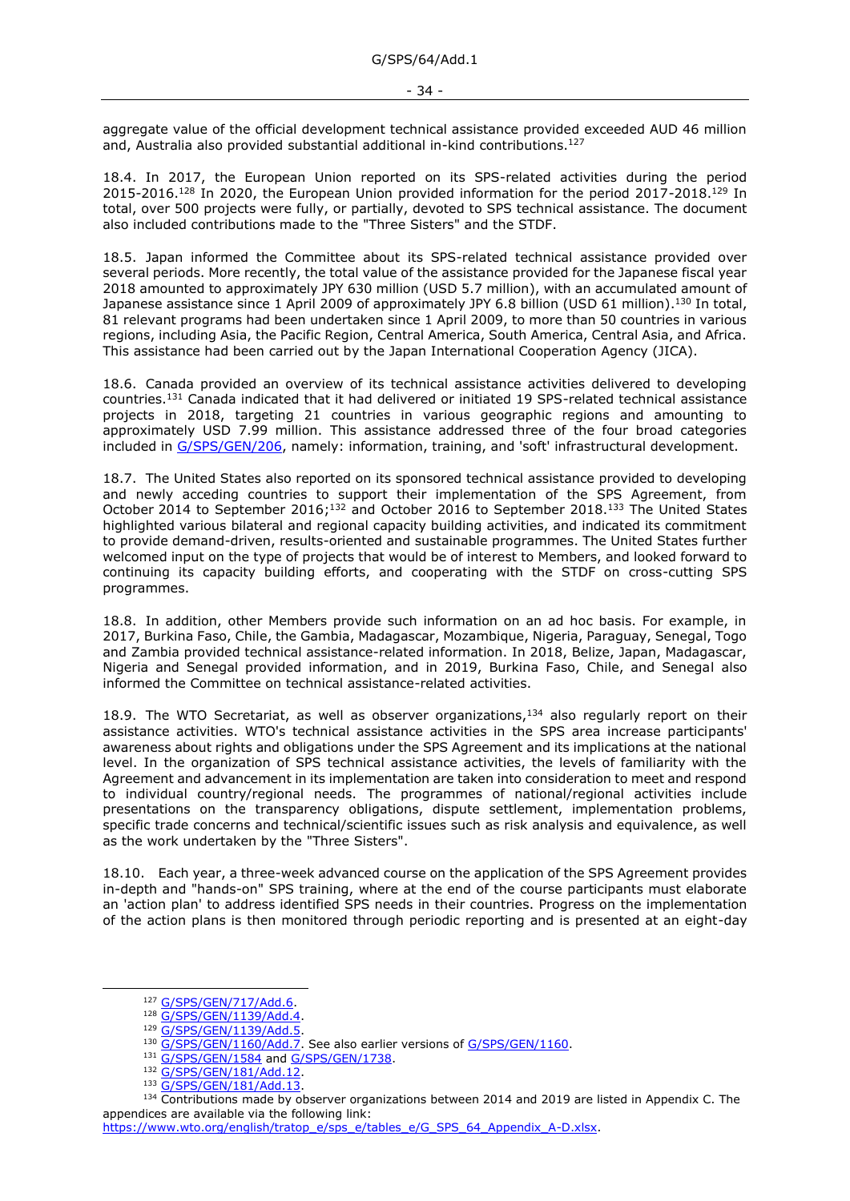aggregate value of the official development technical assistance provided exceeded AUD 46 million and, Australia also provided substantial additional in-kind contributions.[127]

18.4. In 2017, the European Union reported on its SPS-related activities during the period 2015-2016.[128] In 2020, the European Union provided information for the period 2017-2018.[129] In total, over 500 projects were fully, or partially, devoted to SPS technical assistance. The document also included contributions made to the "Three Sisters" and the STDF.

18.5. Japan informed the Committee about its SPS-related technical assistance provided over several periods. More recently, the total value of the assistance provided for the Japanese fiscal year 2018 amounted to approximately JPY 630 million (USD 5.7 million), with an accumulated amount of Japanese assistance since 1 April 2009 of approximately JPY 6.8 billion (USD 61 million).[130] In total, 81 relevant programs had been undertaken since 1 April 2009, to more than 50 countries in various regions, including Asia, the Pacific Region, Central America, South America, Central Asia, and Africa. This assistance had been carried out by the Japan International Cooperation Agency (JICA).

18.6. Canada provided an overview of its technical assistance activities delivered to developing countries.[131] Canada indicated that it had delivered or initiated 19 SPS-related technical assistance projects in 2018, targeting 21 countries in various geographic regions and amounting to approximately USD 7.99 million. This assistance addressed three of the four broad categories included in G/SPS/GEN/206, namely: information, training, and 'soft' infrastructural development.

18.7. The United States also reported on its sponsored technical assistance provided to developing and newly acceding countries to support their implementation of the SPS Agreement, from October 2014 to September 2016;[132] and October 2016 to September 2018.[133] The United States highlighted various bilateral and regional capacity building activities, and indicated its commitment to provide demand-driven, results-oriented and sustainable programmes. The United States further welcomed input on the type of projects that would be of interest to Members, and looked forward to continuing its capacity building efforts, and cooperating with the STDF on cross-cutting SPS programmes.

18.8. In addition, other Members provide such information on an ad hoc basis. For example, in 2017, Burkina Faso, Chile, the Gambia, Madagascar, Mozambique, Nigeria, Paraguay, Senegal, Togo and Zambia provided technical assistance-related information. In 2018, Belize, Japan, Madagascar, Nigeria and Senegal provided information, and in 2019, Burkina Faso, Chile, and Senegal also informed the Committee on technical assistance-related activities.

18.9. The WTO Secretariat, as well as observer organizations,[134] also regularly report on their assistance activities. WTO's technical assistance activities in the SPS area increase participants' awareness about rights and obligations under the SPS Agreement and its implications at the national level. In the organization of SPS technical assistance activities, the levels of familiarity with the Agreement and advancement in its implementation are taken into consideration to meet and respond to individual country/regional needs. The programmes of national/regional activities include presentations on the transparency obligations, dispute settlement, implementation problems, specific trade concerns and technical/scientific issues such as risk analysis and equivalence, as well as the work undertaken by the "Three Sisters".

18.10. Each year, a three-week advanced course on the application of the SPS Agreement provides in-depth and "hands-on" SPS training, where at the end of the course participants must elaborate an 'action plan' to address identified SPS needs in their countries. Progress on the implementation of the action plans is then monitored through periodic reporting and is presented at an eight-day

---

[127] G/SPS/GEN/717/Add.6.

[128] G/SPS/GEN/1139/Add.4.

[129] G/SPS/GEN/1139/Add.5.

[130] G/SPS/GEN/1160/Add.7. See also earlier versions of G/SPS/GEN/1160.

[131] G/SPS/GEN/1584 and G/SPS/GEN/1738.

[132] G/SPS/GEN/181/Add.12.

[133] G/SPS/GEN/181/Add.13.

[134] Contributions made by observer organizations between 2014 and 2019 are listed in Appendix C. The appendices are available via the following link: https://www.wto.org/english/tratop_e/sps_e/tables_e/G_SPS_64_Appendix_A-D.xlsx.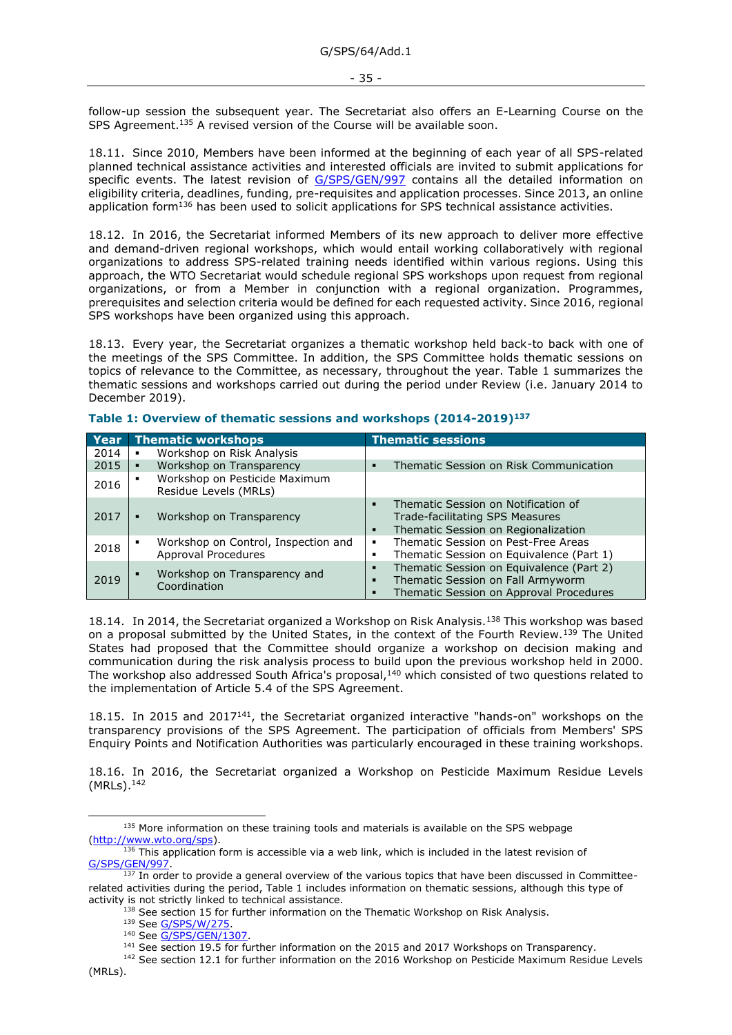follow-up session the subsequent year. The Secretariat also offers an E-Learning Course on the SPS Agreement.[135] A revised version of the Course will be available soon.

18.11. Since 2010, Members have been informed at the beginning of each year of all SPS-related planned technical assistance activities and interested officials are invited to submit applications for specific events. The latest revision of G/SPS/GEN/997 contains all the detailed information on eligibility criteria, deadlines, funding, pre-requisites and application processes. Since 2013, an online application form[136] has been used to solicit applications for SPS technical assistance activities.

18.12. In 2016, the Secretariat informed Members of its new approach to deliver more effective and demand-driven regional workshops, which would entail working collaboratively with regional organizations to address SPS-related training needs identified within various regions. Using this approach, the WTO Secretariat would schedule regional SPS workshops upon request from regional organizations, or from a Member in conjunction with a regional organization. Programmes, prerequisites and selection criteria would be defined for each requested activity. Since 2016, regional SPS workshops have been organized using this approach.

18.13. Every year, the Secretariat organizes a thematic workshop held back-to back with one of the meetings of the SPS Committee. In addition, the SPS Committee holds thematic sessions on topics of relevance to the Committee, as necessary, throughout the year. Table 1 summarizes the thematic sessions and workshops carried out during the period under Review (i.e. January 2014 to December 2019).

**Table 1: Overview of thematic sessions and workshops (2014-2019)[137]**

| Year | Thematic workshops | Thematic sessions |
|---|---|---|
| 2014 | ▪ Workshop on Risk Analysis | |
| 2015 | ▪ Workshop on Transparency | ▪ Thematic Session on Risk Communication |
| 2016 | ▪ Workshop on Pesticide Maximum Residue Levels (MRLs) | |
| 2017 | ▪ Workshop on Transparency | ▪ Thematic Session on Notification of Trade-facilitating SPS Measures<br>▪ Thematic Session on Regionalization |
| 2018 | ▪ Workshop on Control, Inspection and Approval Procedures | ▪ Thematic Session on Pest-Free Areas<br>▪ Thematic Session on Equivalence (Part 1) |
| 2019 | ▪ Workshop on Transparency and Coordination | ▪ Thematic Session on Equivalence (Part 2)<br>▪ Thematic Session on Fall Armyworm<br>▪ Thematic Session on Approval Procedures |

18.14. In 2014, the Secretariat organized a Workshop on Risk Analysis.[138] This workshop was based on a proposal submitted by the United States, in the context of the Fourth Review.[139] The United States had proposed that the Committee should organize a workshop on decision making and communication during the risk analysis process to build upon the previous workshop held in 2000. The workshop also addressed South Africa's proposal,[140] which consisted of two questions related to the implementation of Article 5.4 of the SPS Agreement.

18.15. In 2015 and 2017[141], the Secretariat organized interactive "hands-on" workshops on the transparency provisions of the SPS Agreement. The participation of officials from Members' SPS Enquiry Points and Notification Authorities was particularly encouraged in these training workshops.

18.16. In 2016, the Secretariat organized a Workshop on Pesticide Maximum Residue Levels (MRLs).[142]

---

[135] More information on these training tools and materials is available on the SPS webpage (http://www.wto.org/sps).

[136] This application form is accessible via a web link, which is included in the latest revision of G/SPS/GEN/997.

[137] In order to provide a general overview of the various topics that have been discussed in Committee-related activities during the period, Table 1 includes information on thematic sessions, although this type of activity is not strictly linked to technical assistance.

[138] See section 15 for further information on the Thematic Workshop on Risk Analysis.

[139] See G/SPS/W/275.

[140] See G/SPS/GEN/1307.

[141] See section 19.5 for further information on the 2015 and 2017 Workshops on Transparency.

[142] See section 12.1 for further information on the 2016 Workshop on Pesticide Maximum Residue Levels (MRLs).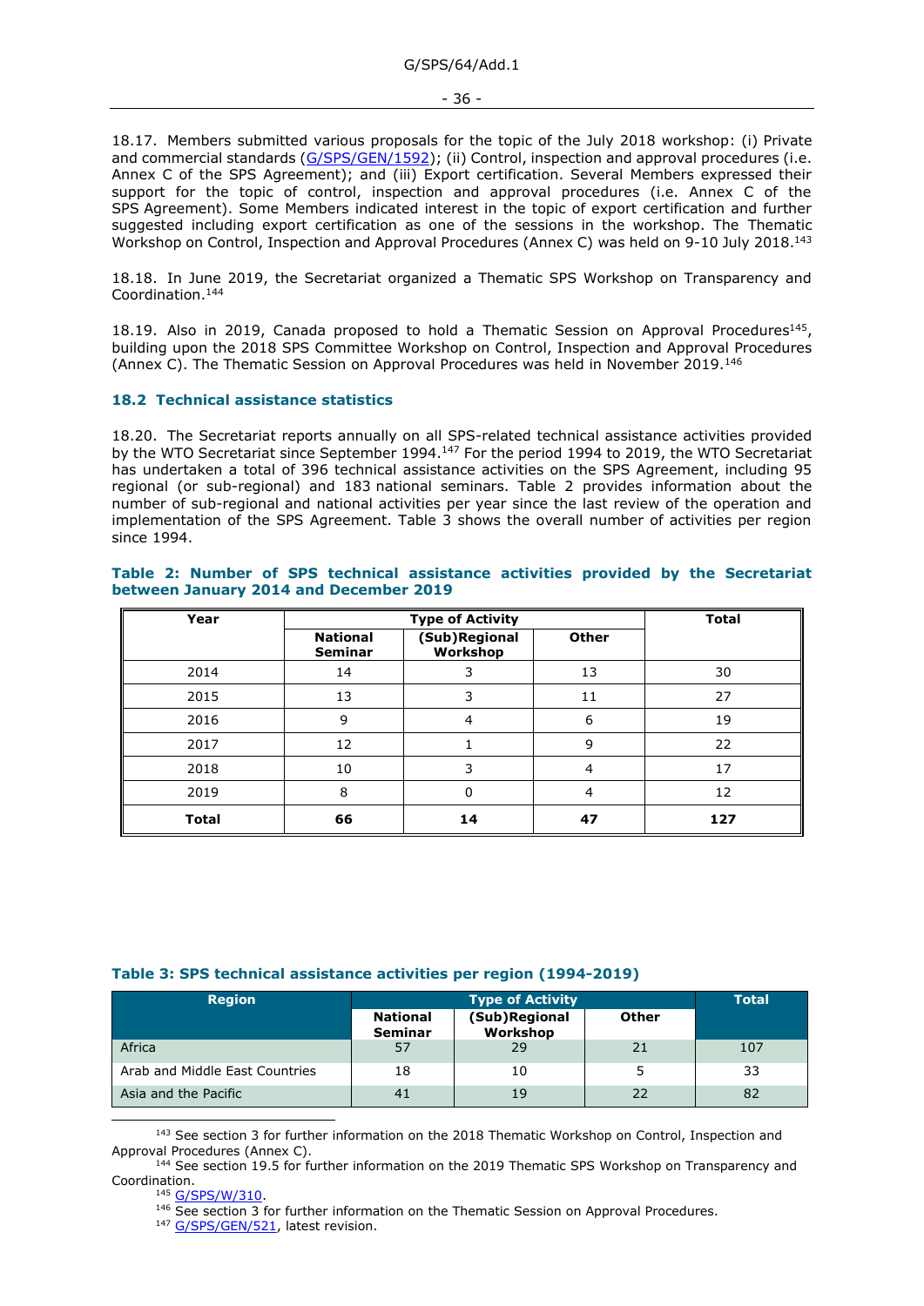18.17. Members submitted various proposals for the topic of the July 2018 workshop: (i) Private and commercial standards (G/SPS/GEN/1592); (ii) Control, inspection and approval procedures (i.e. Annex C of the SPS Agreement); and (iii) Export certification. Several Members expressed their support for the topic of control, inspection and approval procedures (i.e. Annex C of the SPS Agreement). Some Members indicated interest in the topic of export certification and further suggested including export certification as one of the sessions in the workshop. The Thematic Workshop on Control, Inspection and Approval Procedures (Annex C) was held on 9-10 July 2018.[143]

18.18. In June 2019, the Secretariat organized a Thematic SPS Workshop on Transparency and Coordination.[144]

18.19. Also in 2019, Canada proposed to hold a Thematic Session on Approval Procedures[145], building upon the 2018 SPS Committee Workshop on Control, Inspection and Approval Procedures (Annex C). The Thematic Session on Approval Procedures was held in November 2019.[146]

### 18.2 Technical assistance statistics

18.20. The Secretariat reports annually on all SPS-related technical assistance activities provided by the WTO Secretariat since September 1994.[147] For the period 1994 to 2019, the WTO Secretariat has undertaken a total of 396 technical assistance activities on the SPS Agreement, including 95 regional (or sub-regional) and 183 national seminars. Table 2 provides information about the number of sub-regional and national activities per year since the last review of the operation and implementation of the SPS Agreement. Table 3 shows the overall number of activities per region since 1994.

**Table 2: Number of SPS technical assistance activities provided by the Secretariat between January 2014 and December 2019**

| Year | Type of Activity | | | Total |
|---|---|---|---|---|
| | National Seminar | (Sub)Regional Workshop | Other | |
| 2014 | 14 | 3 | 13 | 30 |
| 2015 | 13 | 3 | 11 | 27 |
| 2016 | 9 | 4 | 6 | 19 |
| 2017 | 12 | 1 | 9 | 22 |
| 2018 | 10 | 3 | 4 | 17 |
| 2019 | 8 | 0 | 4 | 12 |
| **Total** | **66** | **14** | **47** | **127** |

**Table 3: SPS technical assistance activities per region (1994-2019)**

| Region | Type of Activity | | | Total |
|---|---|---|---|---|
| | National Seminar | (Sub)Regional Workshop | Other | |
| Africa | 57 | 29 | 21 | 107 |
| Arab and Middle East Countries | 18 | 10 | 5 | 33 |
| Asia and the Pacific | 41 | 19 | 22 | 82 |

---

[143] See section 3 for further information on the 2018 Thematic Workshop on Control, Inspection and Approval Procedures (Annex C).

[144] See section 19.5 for further information on the 2019 Thematic SPS Workshop on Transparency and Coordination.

[145] G/SPS/W/310.

[146] See section 3 for further information on the Thematic Session on Approval Procedures.

[147] G/SPS/GEN/521, latest revision.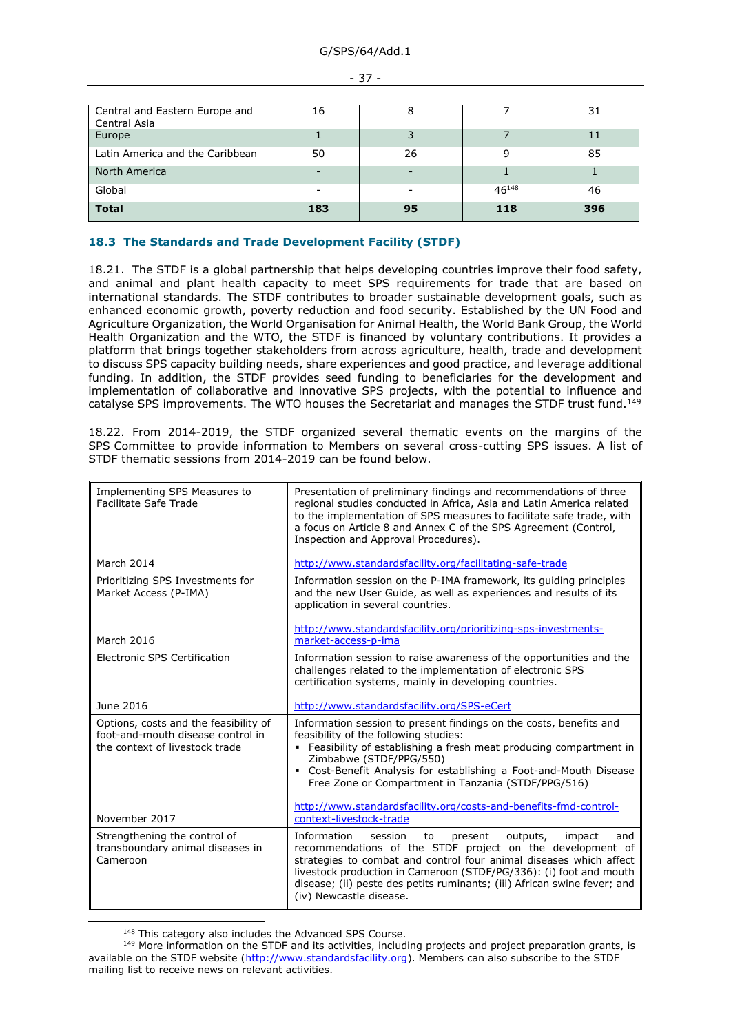| | | | | |
|---|---|---|---|---|
| Central and Eastern Europe and Central Asia | 16 | 8 | 7 | 31 |
| Europe | 1 | 3 | 7 | 11 |
| Latin America and the Caribbean | 50 | 26 | 9 | 85 |
| North America | - | - | 1 | 1 |
| Global | - | - | 46[148] | 46 |
| **Total** | **183** | **95** | **118** | **396** |

### 18.3 The Standards and Trade Development Facility (STDF)

18.21. The STDF is a global partnership that helps developing countries improve their food safety, and animal and plant health capacity to meet SPS requirements for trade that are based on international standards. The STDF contributes to broader sustainable development goals, such as enhanced economic growth, poverty reduction and food security. Established by the UN Food and Agriculture Organization, the World Organisation for Animal Health, the World Bank Group, the World Health Organization and the WTO, the STDF is financed by voluntary contributions. It provides a platform that brings together stakeholders from across agriculture, health, trade and development to discuss SPS capacity building needs, share experiences and good practice, and leverage additional funding. In addition, the STDF provides seed funding to beneficiaries for the development and implementation of collaborative and innovative SPS projects, with the potential to influence and catalyse SPS improvements. The WTO houses the Secretariat and manages the STDF trust fund.[149]

18.22. From 2014-2019, the STDF organized several thematic events on the margins of the SPS Committee to provide information to Members on several cross-cutting SPS issues. A list of STDF thematic sessions from 2014-2019 can be found below.

| | |
|---|---|
| Implementing SPS Measures to Facilitate Safe Trade<br><br>March 2014 | Presentation of preliminary findings and recommendations of three regional studies conducted in Africa, Asia and Latin America related to the implementation of SPS measures to facilitate safe trade, with a focus on Article 8 and Annex C of the SPS Agreement (Control, Inspection and Approval Procedures).<br><br>http://www.standardsfacility.org/facilitating-safe-trade |
| Prioritizing SPS Investments for Market Access (P-IMA)<br><br>March 2016 | Information session on the P-IMA framework, its guiding principles and the new User Guide, as well as experiences and results of its application in several countries.<br><br>http://www.standardsfacility.org/prioritizing-sps-investments-market-access-p-ima |
| Electronic SPS Certification<br><br>June 2016 | Information session to raise awareness of the opportunities and the challenges related to the implementation of electronic SPS certification systems, mainly in developing countries.<br><br>http://www.standardsfacility.org/SPS-eCert |
| Options, costs and the feasibility of foot-and-mouth disease control in the context of livestock trade<br><br>November 2017 | Information session to present findings on the costs, benefits and feasibility of the following studies:<br>▪ Feasibility of establishing a fresh meat producing compartment in Zimbabwe (STDF/PPG/550)<br>▪ Cost-Benefit Analysis for establishing a Foot-and-Mouth Disease Free Zone or Compartment in Tanzania (STDF/PPG/516)<br><br>http://www.standardsfacility.org/costs-and-benefits-fmd-control-context-livestock-trade |
| Strengthening the control of transboundary animal diseases in Cameroon | Information session to present outputs, impact and recommendations of the STDF project on the development of strategies to combat and control four animal diseases which affect livestock production in Cameroon (STDF/PG/336): (i) foot and mouth disease; (ii) peste des petits ruminants; (iii) African swine fever; and (iv) Newcastle disease. |

[148] This category also includes the Advanced SPS Course.

[149] More information on the STDF and its activities, including projects and project preparation grants, is available on the STDF website (http://www.standardsfacility.org). Members can also subscribe to the STDF mailing list to receive news on relevant activities.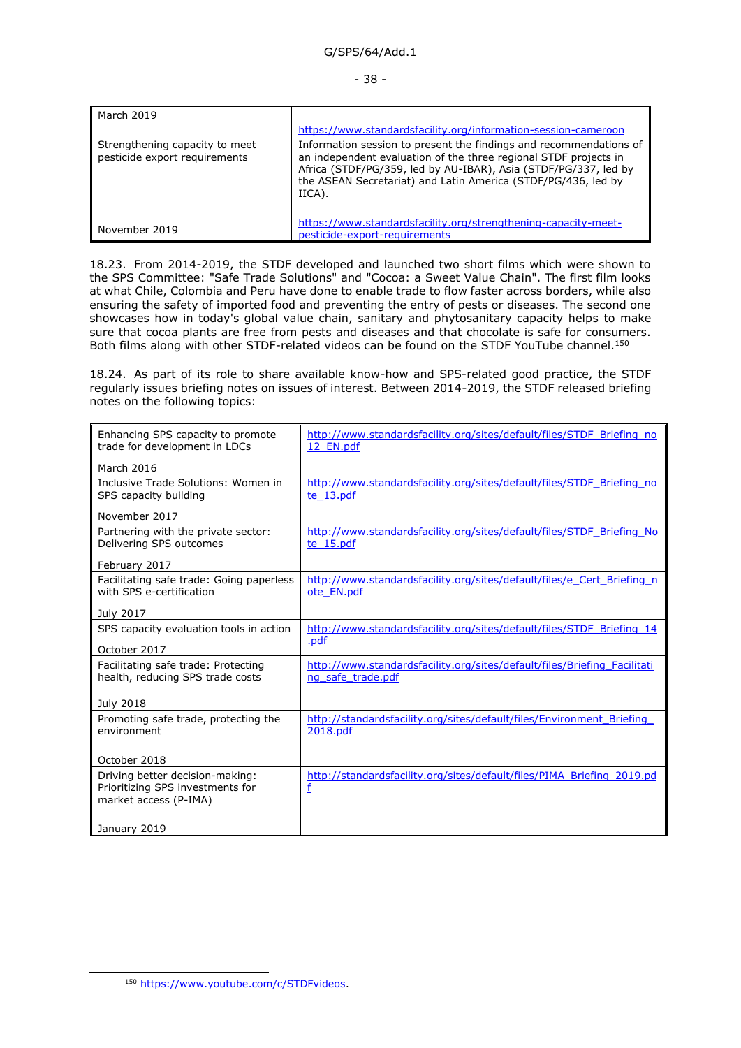| March 2019 | https://www.standardsfacility.org/information-session-cameroon |
|---|---|
| Strengthening capacity to meet pesticide export requirements<br><br>November 2019 | Information session to present the findings and recommendations of an independent evaluation of the three regional STDF projects in Africa (STDF/PG/359, led by AU-IBAR), Asia (STDF/PG/337, led by the ASEAN Secretariat) and Latin America (STDF/PG/436, led by IICA).<br><br>https://www.standardsfacility.org/strengthening-capacity-meet-pesticide-export-requirements |

18.23. From 2014-2019, the STDF developed and launched two short films which were shown to the SPS Committee: "Safe Trade Solutions" and "Cocoa: a Sweet Value Chain". The first film looks at what Chile, Colombia and Peru have done to enable trade to flow faster across borders, while also ensuring the safety of imported food and preventing the entry of pests or diseases. The second one showcases how in today's global value chain, sanitary and phytosanitary capacity helps to make sure that cocoa plants are free from pests and diseases and that chocolate is safe for consumers. Both films along with other STDF-related videos can be found on the STDF YouTube channel.[150]

18.24. As part of its role to share available know-how and SPS-related good practice, the STDF regularly issues briefing notes on issues of interest. Between 2014-2019, the STDF released briefing notes on the following topics:

| Topic | Link |
|---|---|
| Enhancing SPS capacity to promote trade for development in LDCs<br><br>March 2016 | http://www.standardsfacility.org/sites/default/files/STDF_Briefing_no12_EN.pdf |
| Inclusive Trade Solutions: Women in SPS capacity building<br><br>November 2017 | http://www.standardsfacility.org/sites/default/files/STDF_Briefing_note_13.pdf |
| Partnering with the private sector: Delivering SPS outcomes<br><br>February 2017 | http://www.standardsfacility.org/sites/default/files/STDF_Briefing_Note_15.pdf |
| Facilitating safe trade: Going paperless with SPS e-certification<br><br>July 2017 | http://www.standardsfacility.org/sites/default/files/e_Cert_Briefing_note_EN.pdf |
| SPS capacity evaluation tools in action<br><br>October 2017 | http://www.standardsfacility.org/sites/default/files/STDF_Briefing_14.pdf |
| Facilitating safe trade: Protecting health, reducing SPS trade costs<br><br>July 2018 | http://www.standardsfacility.org/sites/default/files/Briefing_Facilitating_safe_trade.pdf |
| Promoting safe trade, protecting the environment<br><br>October 2018 | http://standardsfacility.org/sites/default/files/Environment_Briefing_2018.pdf |
| Driving better decision-making: Prioritizing SPS investments for market access (P-IMA)<br><br>January 2019 | http://standardsfacility.org/sites/default/files/PIMA_Briefing_2019.pdf |

[150] https://www.youtube.com/c/STDFvideos.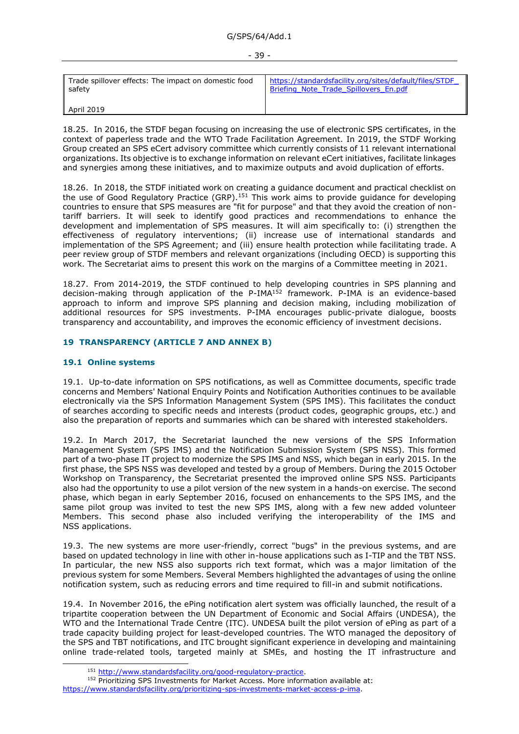| Trade spillover effects: The impact on domestic food safety<br><br>April 2019 | https://standardsfacility.org/sites/default/files/STDF_Briefing_Note_Trade_Spillovers_En.pdf |
|---|---|

18.25. In 2016, the STDF began focusing on increasing the use of electronic SPS certificates, in the context of paperless trade and the WTO Trade Facilitation Agreement. In 2019, the STDF Working Group created an SPS eCert advisory committee which currently consists of 11 relevant international organizations. Its objective is to exchange information on relevant eCert initiatives, facilitate linkages and synergies among these initiatives, and to maximize outputs and avoid duplication of efforts.

18.26. In 2018, the STDF initiated work on creating a guidance document and practical checklist on the use of Good Regulatory Practice (GRP).[151] This work aims to provide guidance for developing countries to ensure that SPS measures are "fit for purpose" and that they avoid the creation of non-tariff barriers. It will seek to identify good practices and recommendations to enhance the development and implementation of SPS measures. It will aim specifically to: (i) strengthen the effectiveness of regulatory interventions; (ii) increase use of international standards and implementation of the SPS Agreement; and (iii) ensure health protection while facilitating trade. A peer review group of STDF members and relevant organizations (including OECD) is supporting this work. The Secretariat aims to present this work on the margins of a Committee meeting in 2021.

18.27. From 2014-2019, the STDF continued to help developing countries in SPS planning and decision-making through application of the P-IMA[152] framework. P-IMA is an evidence-based approach to inform and improve SPS planning and decision making, including mobilization of additional resources for SPS investments. P-IMA encourages public-private dialogue, boosts transparency and accountability, and improves the economic efficiency of investment decisions.

## 19 TRANSPARENCY (ARTICLE 7 AND ANNEX B)

### 19.1 Online systems

19.1. Up-to-date information on SPS notifications, as well as Committee documents, specific trade concerns and Members' National Enquiry Points and Notification Authorities continues to be available electronically via the SPS Information Management System (SPS IMS). This facilitates the conduct of searches according to specific needs and interests (product codes, geographic groups, etc.) and also the preparation of reports and summaries which can be shared with interested stakeholders.

19.2. In March 2017, the Secretariat launched the new versions of the SPS Information Management System (SPS IMS) and the Notification Submission System (SPS NSS). This formed part of a two-phase IT project to modernize the SPS IMS and NSS, which began in early 2015. In the first phase, the SPS NSS was developed and tested by a group of Members. During the 2015 October Workshop on Transparency, the Secretariat presented the improved online SPS NSS. Participants also had the opportunity to use a pilot version of the new system in a hands-on exercise. The second phase, which began in early September 2016, focused on enhancements to the SPS IMS, and the same pilot group was invited to test the new SPS IMS, along with a few new added volunteer Members. This second phase also included verifying the interoperability of the IMS and NSS applications.

19.3. The new systems are more user-friendly, correct "bugs" in the previous systems, and are based on updated technology in line with other in-house applications such as I-TIP and the TBT NSS. In particular, the new NSS also supports rich text format, which was a major limitation of the previous system for some Members. Several Members highlighted the advantages of using the online notification system, such as reducing errors and time required to fill-in and submit notifications.

19.4. In November 2016, the ePing notification alert system was officially launched, the result of a tripartite cooperation between the UN Department of Economic and Social Affairs (UNDESA), the WTO and the International Trade Centre (ITC). UNDESA built the pilot version of ePing as part of a trade capacity building project for least-developed countries. The WTO managed the depository of the SPS and TBT notifications, and ITC brought significant experience in developing and maintaining online trade-related tools, targeted mainly at SMEs, and hosting the IT infrastructure and

[151] http://www.standardsfacility.org/good-regulatory-practice.

[152] Prioritizing SPS Investments for Market Access. More information available at: https://www.standardsfacility.org/prioritizing-sps-investments-market-access-p-ima.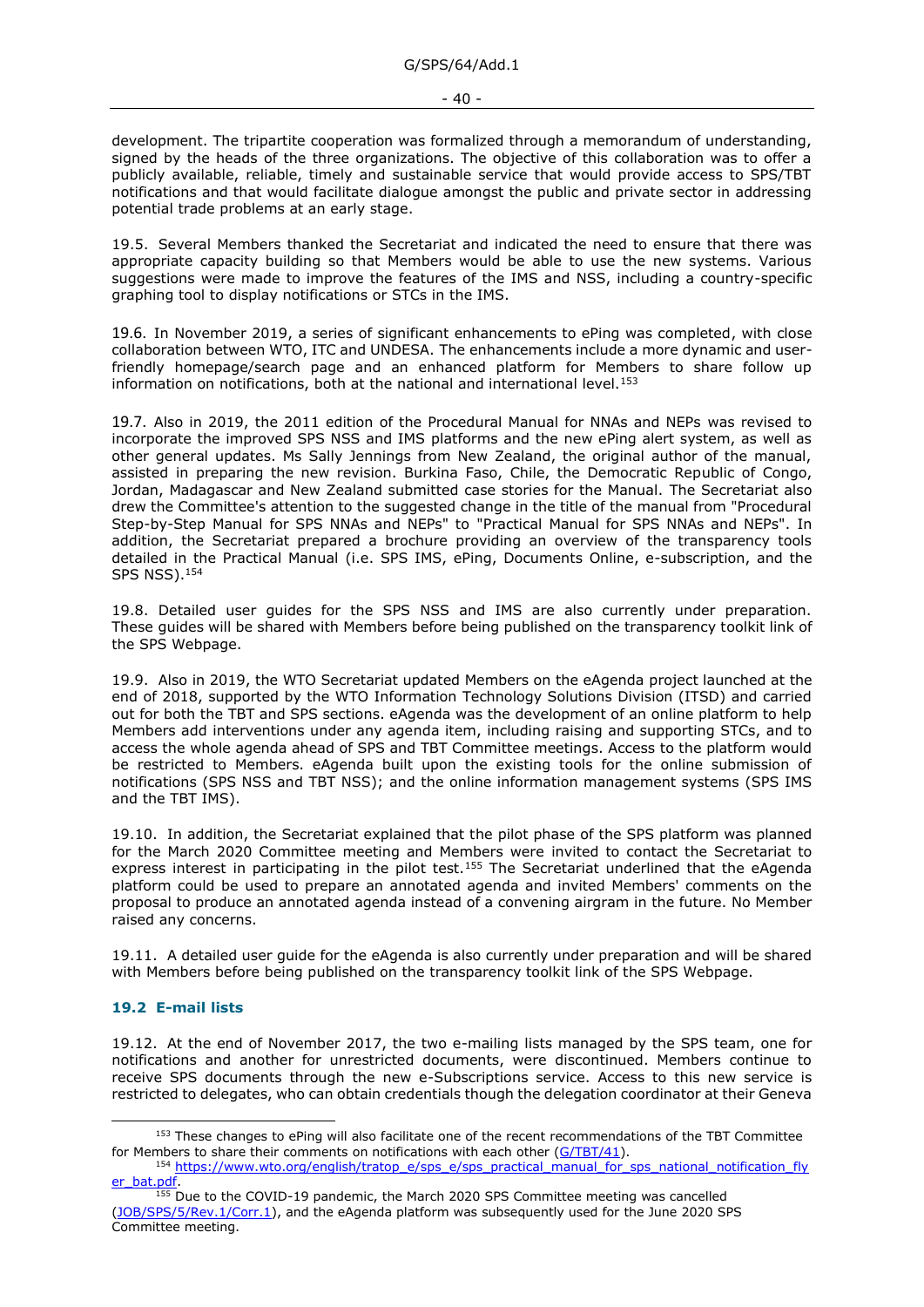development. The tripartite cooperation was formalized through a memorandum of understanding, signed by the heads of the three organizations. The objective of this collaboration was to offer a publicly available, reliable, timely and sustainable service that would provide access to SPS/TBT notifications and that would facilitate dialogue amongst the public and private sector in addressing potential trade problems at an early stage.

19.5. Several Members thanked the Secretariat and indicated the need to ensure that there was appropriate capacity building so that Members would be able to use the new systems. Various suggestions were made to improve the features of the IMS and NSS, including a country-specific graphing tool to display notifications or STCs in the IMS.

19.6. In November 2019, a series of significant enhancements to ePing was completed, with close collaboration between WTO, ITC and UNDESA. The enhancements include a more dynamic and user-friendly homepage/search page and an enhanced platform for Members to share follow up information on notifications, both at the national and international level.[153]

19.7. Also in 2019, the 2011 edition of the Procedural Manual for NNAs and NEPs was revised to incorporate the improved SPS NSS and IMS platforms and the new ePing alert system, as well as other general updates. Ms Sally Jennings from New Zealand, the original author of the manual, assisted in preparing the new revision. Burkina Faso, Chile, the Democratic Republic of Congo, Jordan, Madagascar and New Zealand submitted case stories for the Manual. The Secretariat also drew the Committee's attention to the suggested change in the title of the manual from "Procedural Step-by-Step Manual for SPS NNAs and NEPs" to "Practical Manual for SPS NNAs and NEPs". In addition, the Secretariat prepared a brochure providing an overview of the transparency tools detailed in the Practical Manual (i.e. SPS IMS, ePing, Documents Online, e-subscription, and the SPS NSS).[154]

19.8. Detailed user guides for the SPS NSS and IMS are also currently under preparation. These guides will be shared with Members before being published on the transparency toolkit link of the SPS Webpage.

19.9. Also in 2019, the WTO Secretariat updated Members on the eAgenda project launched at the end of 2018, supported by the WTO Information Technology Solutions Division (ITSD) and carried out for both the TBT and SPS sections. eAgenda was the development of an online platform to help Members add interventions under any agenda item, including raising and supporting STCs, and to access the whole agenda ahead of SPS and TBT Committee meetings. Access to the platform would be restricted to Members. eAgenda built upon the existing tools for the online submission of notifications (SPS NSS and TBT NSS); and the online information management systems (SPS IMS and the TBT IMS).

19.10. In addition, the Secretariat explained that the pilot phase of the SPS platform was planned for the March 2020 Committee meeting and Members were invited to contact the Secretariat to express interest in participating in the pilot test.[155] The Secretariat underlined that the eAgenda platform could be used to prepare an annotated agenda and invited Members' comments on the proposal to produce an annotated agenda instead of a convening airgram in the future. No Member raised any concerns.

19.11. A detailed user guide for the eAgenda is also currently under preparation and will be shared with Members before being published on the transparency toolkit link of the SPS Webpage.

### 19.2 E-mail lists

19.12. At the end of November 2017, the two e-mailing lists managed by the SPS team, one for notifications and another for unrestricted documents, were discontinued. Members continue to receive SPS documents through the new e-Subscriptions service. Access to this new service is restricted to delegates, who can obtain credentials though the delegation coordinator at their Geneva

---

[153] These changes to ePing will also facilitate one of the recent recommendations of the TBT Committee for Members to share their comments on notifications with each other (G/TBT/41).

[154] https://www.wto.org/english/tratop_e/sps_e/sps_practical_manual_for_sps_national_notification_flyer_bat.pdf.

[155] Due to the COVID-19 pandemic, the March 2020 SPS Committee meeting was cancelled (JOB/SPS/5/Rev.1/Corr.1), and the eAgenda platform was subsequently used for the June 2020 SPS Committee meeting.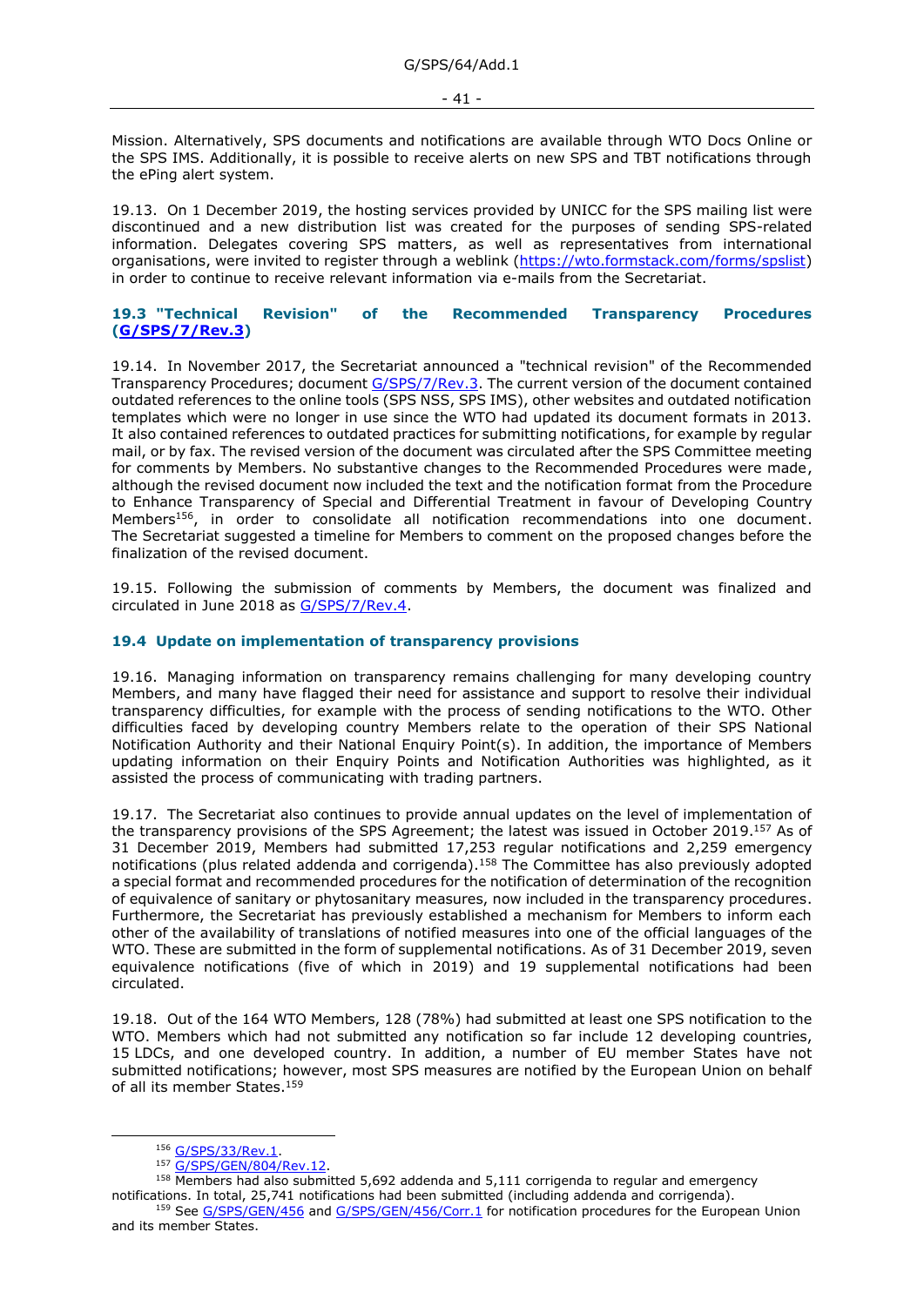Mission. Alternatively, SPS documents and notifications are available through WTO Docs Online or the SPS IMS. Additionally, it is possible to receive alerts on new SPS and TBT notifications through the ePing alert system.

19.13. On 1 December 2019, the hosting services provided by UNICC for the SPS mailing list were discontinued and a new distribution list was created for the purposes of sending SPS-related information. Delegates covering SPS matters, as well as representatives from international organisations, were invited to register through a weblink (https://wto.formstack.com/forms/spslist) in order to continue to receive relevant information via e-mails from the Secretariat.

### 19.3 "Technical Revision" of the Recommended Transparency Procedures (G/SPS/7/Rev.3)

19.14. In November 2017, the Secretariat announced a "technical revision" of the Recommended Transparency Procedures; document G/SPS/7/Rev.3. The current version of the document contained outdated references to the online tools (SPS NSS, SPS IMS), other websites and outdated notification templates which were no longer in use since the WTO had updated its document formats in 2013. It also contained references to outdated practices for submitting notifications, for example by regular mail, or by fax. The revised version of the document was circulated after the SPS Committee meeting for comments by Members. No substantive changes to the Recommended Procedures were made, although the revised document now included the text and the notification format from the Procedure to Enhance Transparency of Special and Differential Treatment in favour of Developing Country Members[156], in order to consolidate all notification recommendations into one document. The Secretariat suggested a timeline for Members to comment on the proposed changes before the finalization of the revised document.

19.15. Following the submission of comments by Members, the document was finalized and circulated in June 2018 as G/SPS/7/Rev.4.

### 19.4 Update on implementation of transparency provisions

19.16. Managing information on transparency remains challenging for many developing country Members, and many have flagged their need for assistance and support to resolve their individual transparency difficulties, for example with the process of sending notifications to the WTO. Other difficulties faced by developing country Members relate to the operation of their SPS National Notification Authority and their National Enquiry Point(s). In addition, the importance of Members updating information on their Enquiry Points and Notification Authorities was highlighted, as it assisted the process of communicating with trading partners.

19.17. The Secretariat also continues to provide annual updates on the level of implementation of the transparency provisions of the SPS Agreement; the latest was issued in October 2019.[157] As of 31 December 2019, Members had submitted 17,253 regular notifications and 2,259 emergency notifications (plus related addenda and corrigenda).[158] The Committee has also previously adopted a special format and recommended procedures for the notification of determination of the recognition of equivalence of sanitary or phytosanitary measures, now included in the transparency procedures. Furthermore, the Secretariat has previously established a mechanism for Members to inform each other of the availability of translations of notified measures into one of the official languages of the WTO. These are submitted in the form of supplemental notifications. As of 31 December 2019, seven equivalence notifications (five of which in 2019) and 19 supplemental notifications had been circulated.

19.18. Out of the 164 WTO Members, 128 (78%) had submitted at least one SPS notification to the WTO. Members which had not submitted any notification so far include 12 developing countries, 15 LDCs, and one developed country. In addition, a number of EU member States have not submitted notifications; however, most SPS measures are notified by the European Union on behalf of all its member States.[159]

---

[156] G/SPS/33/Rev.1.

[157] G/SPS/GEN/804/Rev.12.

[158] Members had also submitted 5,692 addenda and 5,111 corrigenda to regular and emergency notifications. In total, 25,741 notifications had been submitted (including addenda and corrigenda).

[159] See G/SPS/GEN/456 and G/SPS/GEN/456/Corr.1 for notification procedures for the European Union and its member States.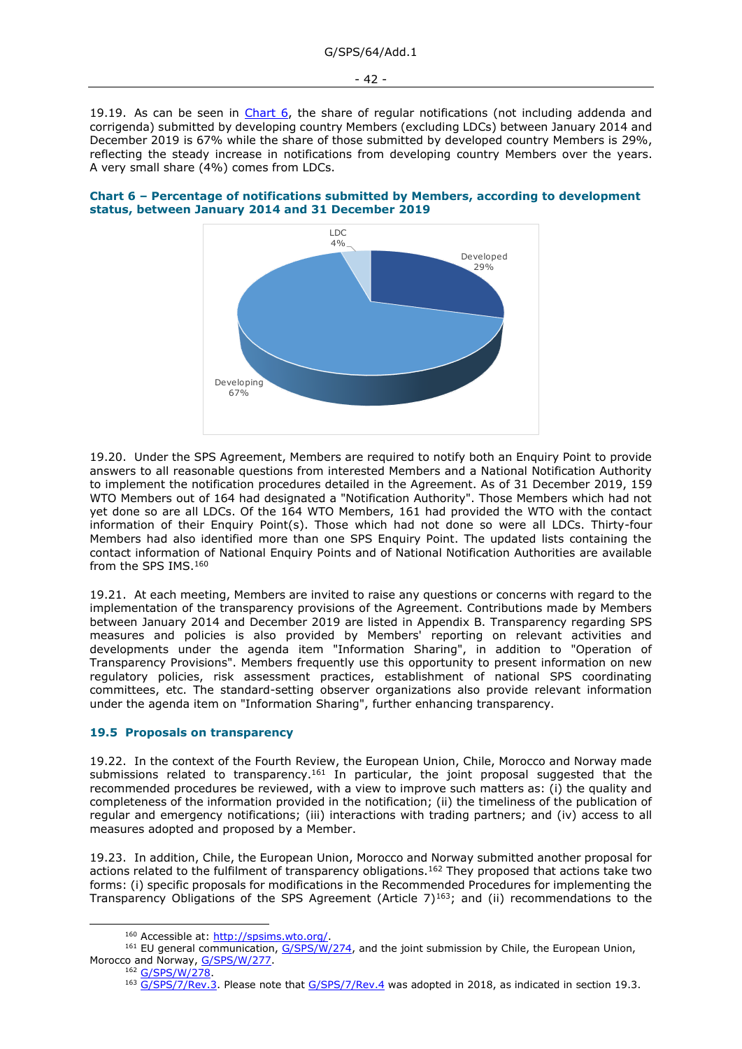19.19. As can be seen in Chart 6, the share of regular notifications (not including addenda and corrigenda) submitted by developing country Members (excluding LDCs) between January 2014 and December 2019 is 67% while the share of those submitted by developed country Members is 29%, reflecting the steady increase in notifications from developing country Members over the years. A very small share (4%) comes from LDCs.

**Chart 6 – Percentage of notifications submitted by Members, according to development status, between January 2014 and 31 December 2019**

LDC 4%

Developed 29%

Developing 67%

19.20. Under the SPS Agreement, Members are required to notify both an Enquiry Point to provide answers to all reasonable questions from interested Members and a National Notification Authority to implement the notification procedures detailed in the Agreement. As of 31 December 2019, 159 WTO Members out of 164 had designated a "Notification Authority". Those Members which had not yet done so are all LDCs. Of the 164 WTO Members, 161 had provided the WTO with the contact information of their Enquiry Point(s). Those which had not done so were all LDCs. Thirty-four Members had also identified more than one SPS Enquiry Point. The updated lists containing the contact information of National Enquiry Points and of National Notification Authorities are available from the SPS IMS.[160]

19.21. At each meeting, Members are invited to raise any questions or concerns with regard to the implementation of the transparency provisions of the Agreement. Contributions made by Members between January 2014 and December 2019 are listed in Appendix B. Transparency regarding SPS measures and policies is also provided by Members' reporting on relevant activities and developments under the agenda item "Information Sharing", in addition to "Operation of Transparency Provisions". Members frequently use this opportunity to present information on new regulatory policies, risk assessment practices, establishment of national SPS coordinating committees, etc. The standard-setting observer organizations also provide relevant information under the agenda item on "Information Sharing", further enhancing transparency.

## 19.5 Proposals on transparency

19.22. In the context of the Fourth Review, the European Union, Chile, Morocco and Norway made submissions related to transparency.[161] In particular, the joint proposal suggested that the recommended procedures be reviewed, with a view to improve such matters as: (i) the quality and completeness of the information provided in the notification; (ii) the timeliness of the publication of regular and emergency notifications; (iii) interactions with trading partners; and (iv) access to all measures adopted and proposed by a Member.

19.23. In addition, Chile, the European Union, Morocco and Norway submitted another proposal for actions related to the fulfilment of transparency obligations.[162] They proposed that actions take two forms: (i) specific proposals for modifications in the Recommended Procedures for implementing the Transparency Obligations of the SPS Agreement (Article 7)[163]; and (ii) recommendations to the

---

[160] Accessible at: http://spsims.wto.org/.

[161] EU general communication, G/SPS/W/274, and the joint submission by Chile, the European Union, Morocco and Norway, G/SPS/W/277.

[162] G/SPS/W/278.

[163] G/SPS/7/Rev.3. Please note that G/SPS/7/Rev.4 was adopted in 2018, as indicated in section 19.3.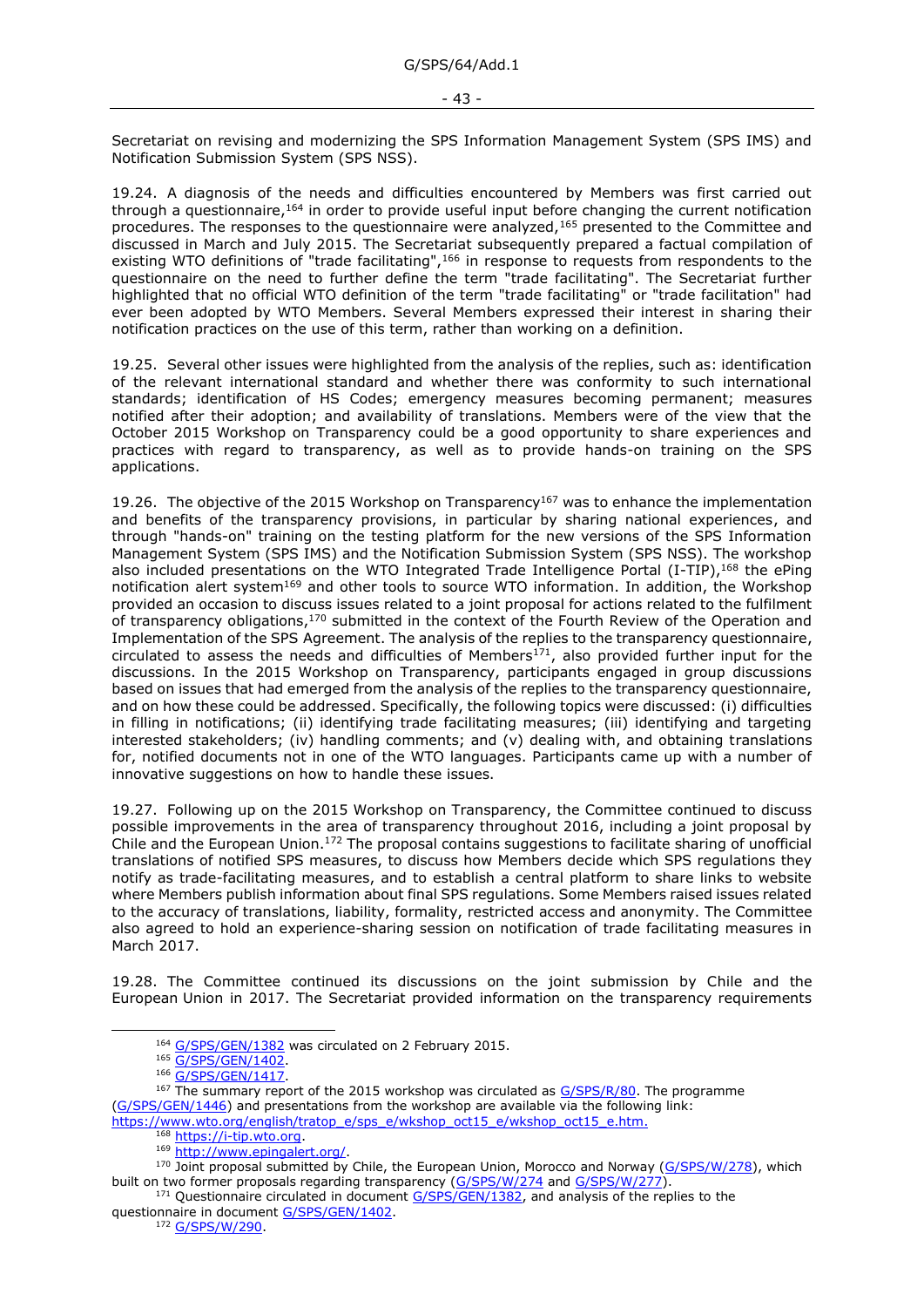Secretariat on revising and modernizing the SPS Information Management System (SPS IMS) and Notification Submission System (SPS NSS).

19.24. A diagnosis of the needs and difficulties encountered by Members was first carried out through a questionnaire,[164] in order to provide useful input before changing the current notification procedures. The responses to the questionnaire were analyzed,[165] presented to the Committee and discussed in March and July 2015. The Secretariat subsequently prepared a factual compilation of existing WTO definitions of "trade facilitating",[166] in response to requests from respondents to the questionnaire on the need to further define the term "trade facilitating". The Secretariat further highlighted that no official WTO definition of the term "trade facilitating" or "trade facilitation" had ever been adopted by WTO Members. Several Members expressed their interest in sharing their notification practices on the use of this term, rather than working on a definition.

19.25. Several other issues were highlighted from the analysis of the replies, such as: identification of the relevant international standard and whether there was conformity to such international standards; identification of HS Codes; emergency measures becoming permanent; measures notified after their adoption; and availability of translations. Members were of the view that the October 2015 Workshop on Transparency could be a good opportunity to share experiences and practices with regard to transparency, as well as to provide hands-on training on the SPS applications.

19.26. The objective of the 2015 Workshop on Transparency[167] was to enhance the implementation and benefits of the transparency provisions, in particular by sharing national experiences, and through "hands-on" training on the testing platform for the new versions of the SPS Information Management System (SPS IMS) and the Notification Submission System (SPS NSS). The workshop also included presentations on the WTO Integrated Trade Intelligence Portal (I-TIP),[168] the ePing notification alert system[169] and other tools to source WTO information. In addition, the Workshop provided an occasion to discuss issues related to a joint proposal for actions related to the fulfilment of transparency obligations,[170] submitted in the context of the Fourth Review of the Operation and Implementation of the SPS Agreement. The analysis of the replies to the transparency questionnaire, circulated to assess the needs and difficulties of Members[171], also provided further input for the discussions. In the 2015 Workshop on Transparency, participants engaged in group discussions based on issues that had emerged from the analysis of the replies to the transparency questionnaire, and on how these could be addressed. Specifically, the following topics were discussed: (i) difficulties in filling in notifications; (ii) identifying trade facilitating measures; (iii) identifying and targeting interested stakeholders; (iv) handling comments; and (v) dealing with, and obtaining translations for, notified documents not in one of the WTO languages. Participants came up with a number of innovative suggestions on how to handle these issues.

19.27. Following up on the 2015 Workshop on Transparency, the Committee continued to discuss possible improvements in the area of transparency throughout 2016, including a joint proposal by Chile and the European Union.[172] The proposal contains suggestions to facilitate sharing of unofficial translations of notified SPS measures, to discuss how Members decide which SPS regulations they notify as trade-facilitating measures, and to establish a central platform to share links to website where Members publish information about final SPS regulations. Some Members raised issues related to the accuracy of translations, liability, formality, restricted access and anonymity. The Committee also agreed to hold an experience-sharing session on notification of trade facilitating measures in March 2017.

19.28. The Committee continued its discussions on the joint submission by Chile and the European Union in 2017. The Secretariat provided information on the transparency requirements

---

[164] G/SPS/GEN/1382 was circulated on 2 February 2015.

[165] G/SPS/GEN/1402.

[166] G/SPS/GEN/1417.

[167] The summary report of the 2015 workshop was circulated as G/SPS/R/80. The programme (G/SPS/GEN/1446) and presentations from the workshop are available via the following link: https://www.wto.org/english/tratop_e/sps_e/wkshop_oct15_e/wkshop_oct15_e.htm.

[168] https://i-tip.wto.org.

[169] http://www.epingalert.org/.

[170] Joint proposal submitted by Chile, the European Union, Morocco and Norway (G/SPS/W/278), which built on two former proposals regarding transparency (G/SPS/W/274 and G/SPS/W/277).

[171] Questionnaire circulated in document G/SPS/GEN/1382, and analysis of the replies to the questionnaire in document G/SPS/GEN/1402.

[172] G/SPS/W/290.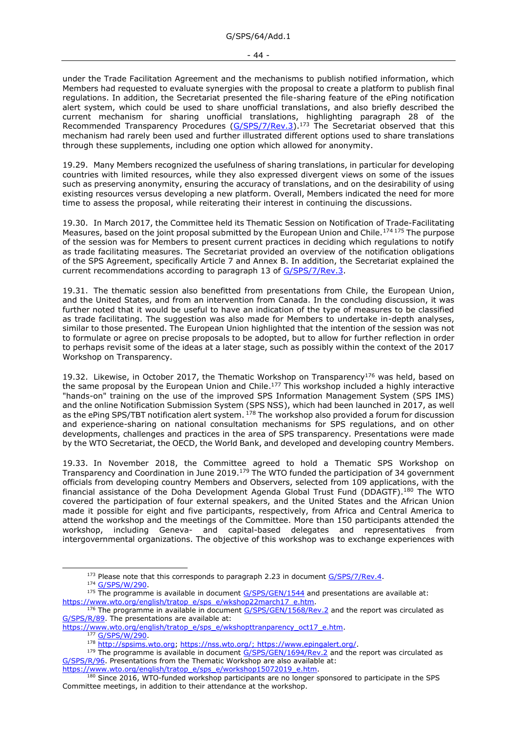under the Trade Facilitation Agreement and the mechanisms to publish notified information, which Members had requested to evaluate synergies with the proposal to create a platform to publish final regulations. In addition, the Secretariat presented the file-sharing feature of the ePing notification alert system, which could be used to share unofficial translations, and also briefly described the current mechanism for sharing unofficial translations, highlighting paragraph 28 of the Recommended Transparency Procedures (G/SPS/7/Rev.3).[173] The Secretariat observed that this mechanism had rarely been used and further illustrated different options used to share translations through these supplements, including one option which allowed for anonymity.

19.29. Many Members recognized the usefulness of sharing translations, in particular for developing countries with limited resources, while they also expressed divergent views on some of the issues such as preserving anonymity, ensuring the accuracy of translations, and on the desirability of using existing resources versus developing a new platform. Overall, Members indicated the need for more time to assess the proposal, while reiterating their interest in continuing the discussions.

19.30. In March 2017, the Committee held its Thematic Session on Notification of Trade-Facilitating Measures, based on the joint proposal submitted by the European Union and Chile.[174] [175] The purpose of the session was for Members to present current practices in deciding which regulations to notify as trade facilitating measures. The Secretariat provided an overview of the notification obligations of the SPS Agreement, specifically Article 7 and Annex B. In addition, the Secretariat explained the current recommendations according to paragraph 13 of G/SPS/7/Rev.3.

19.31. The thematic session also benefitted from presentations from Chile, the European Union, and the United States, and from an intervention from Canada. In the concluding discussion, it was further noted that it would be useful to have an indication of the type of measures to be classified as trade facilitating. The suggestion was also made for Members to undertake in-depth analyses, similar to those presented. The European Union highlighted that the intention of the session was not to formulate or agree on precise proposals to be adopted, but to allow for further reflection in order to perhaps revisit some of the ideas at a later stage, such as possibly within the context of the 2017 Workshop on Transparency.

19.32. Likewise, in October 2017, the Thematic Workshop on Transparency[176] was held, based on the same proposal by the European Union and Chile.[177] This workshop included a highly interactive "hands-on" training on the use of the improved SPS Information Management System (SPS IMS) and the online Notification Submission System (SPS NSS), which had been launched in 2017, as well as the ePing SPS/TBT notification alert system.[178] The workshop also provided a forum for discussion and experience-sharing on national consultation mechanisms for SPS regulations, and on other developments, challenges and practices in the area of SPS transparency. Presentations were made by the WTO Secretariat, the OECD, the World Bank, and developed and developing country Members.

19.33. In November 2018, the Committee agreed to hold a Thematic SPS Workshop on Transparency and Coordination in June 2019.[179] The WTO funded the participation of 34 government officials from developing country Members and Observers, selected from 109 applications, with the financial assistance of the Doha Development Agenda Global Trust Fund (DDAGTF).[180] The WTO covered the participation of four external speakers, and the United States and the African Union made it possible for eight and five participants, respectively, from Africa and Central America to attend the workshop and the meetings of the Committee. More than 150 participants attended the workshop, including Geneva- and capital-based delegates and representatives from intergovernmental organizations. The objective of this workshop was to exchange experiences with

---

[173] Please note that this corresponds to paragraph 2.23 in document G/SPS/7/Rev.4.

[174] G/SPS/W/290.

[175] The programme is available in document G/SPS/GEN/1544 and presentations are available at: https://www.wto.org/english/tratop_e/sps_e/wkshop22march17_e.htm.

[176] The programme in available in document G/SPS/GEN/1568/Rev.2 and the report was circulated as G/SPS/R/89. The presentations are available at: https://www.wto.org/english/tratop_e/sps_e/wkshopttranparency_oct17_e.htm.

[177] G/SPS/W/290.

[178] http://spsims.wto.org; https://nss.wto.org/; https://www.epingalert.org/.

[179] The programme is available in document G/SPS/GEN/1694/Rev.2 and the report was circulated as G/SPS/R/96. Presentations from the Thematic Workshop are also available at: https://www.wto.org/english/tratop_e/sps_e/workshop15072019_e.htm.

[180] Since 2016, WTO-funded workshop participants are no longer sponsored to participate in the SPS Committee meetings, in addition to their attendance at the workshop.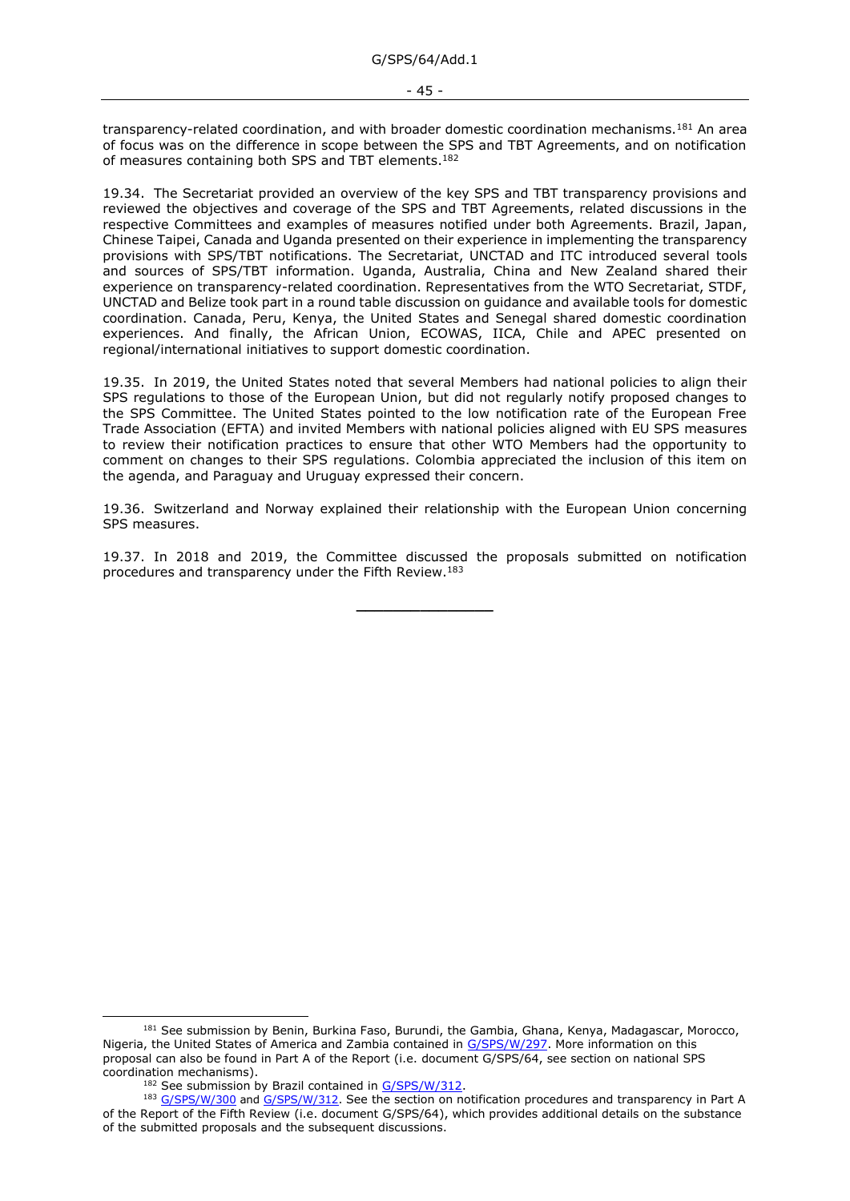transparency-related coordination, and with broader domestic coordination mechanisms.[181] An area of focus was on the difference in scope between the SPS and TBT Agreements, and on notification of measures containing both SPS and TBT elements.[182]

19.34. The Secretariat provided an overview of the key SPS and TBT transparency provisions and reviewed the objectives and coverage of the SPS and TBT Agreements, related discussions in the respective Committees and examples of measures notified under both Agreements. Brazil, Japan, Chinese Taipei, Canada and Uganda presented on their experience in implementing the transparency provisions with SPS/TBT notifications. The Secretariat, UNCTAD and ITC introduced several tools and sources of SPS/TBT information. Uganda, Australia, China and New Zealand shared their experience on transparency-related coordination. Representatives from the WTO Secretariat, STDF, UNCTAD and Belize took part in a round table discussion on guidance and available tools for domestic coordination. Canada, Peru, Kenya, the United States and Senegal shared domestic coordination experiences. And finally, the African Union, ECOWAS, IICA, Chile and APEC presented on regional/international initiatives to support domestic coordination.

19.35. In 2019, the United States noted that several Members had national policies to align their SPS regulations to those of the European Union, but did not regularly notify proposed changes to the SPS Committee. The United States pointed to the low notification rate of the European Free Trade Association (EFTA) and invited Members with national policies aligned with EU SPS measures to review their notification practices to ensure that other WTO Members had the opportunity to comment on changes to their SPS regulations. Colombia appreciated the inclusion of this item on the agenda, and Paraguay and Uruguay expressed their concern.

19.36. Switzerland and Norway explained their relationship with the European Union concerning SPS measures.

19.37. In 2018 and 2019, the Committee discussed the proposals submitted on notification procedures and transparency under the Fifth Review.[183]

---

[181] See submission by Benin, Burkina Faso, Burundi, the Gambia, Ghana, Kenya, Madagascar, Morocco, Nigeria, the United States of America and Zambia contained in G/SPS/W/297. More information on this proposal can also be found in Part A of the Report (i.e. document G/SPS/64, see section on national SPS coordination mechanisms).

[182] See submission by Brazil contained in G/SPS/W/312.

[183] G/SPS/W/300 and G/SPS/W/312. See the section on notification procedures and transparency in Part A of the Report of the Fifth Review (i.e. document G/SPS/64), which provides additional details on the substance of the submitted proposals and the subsequent discussions.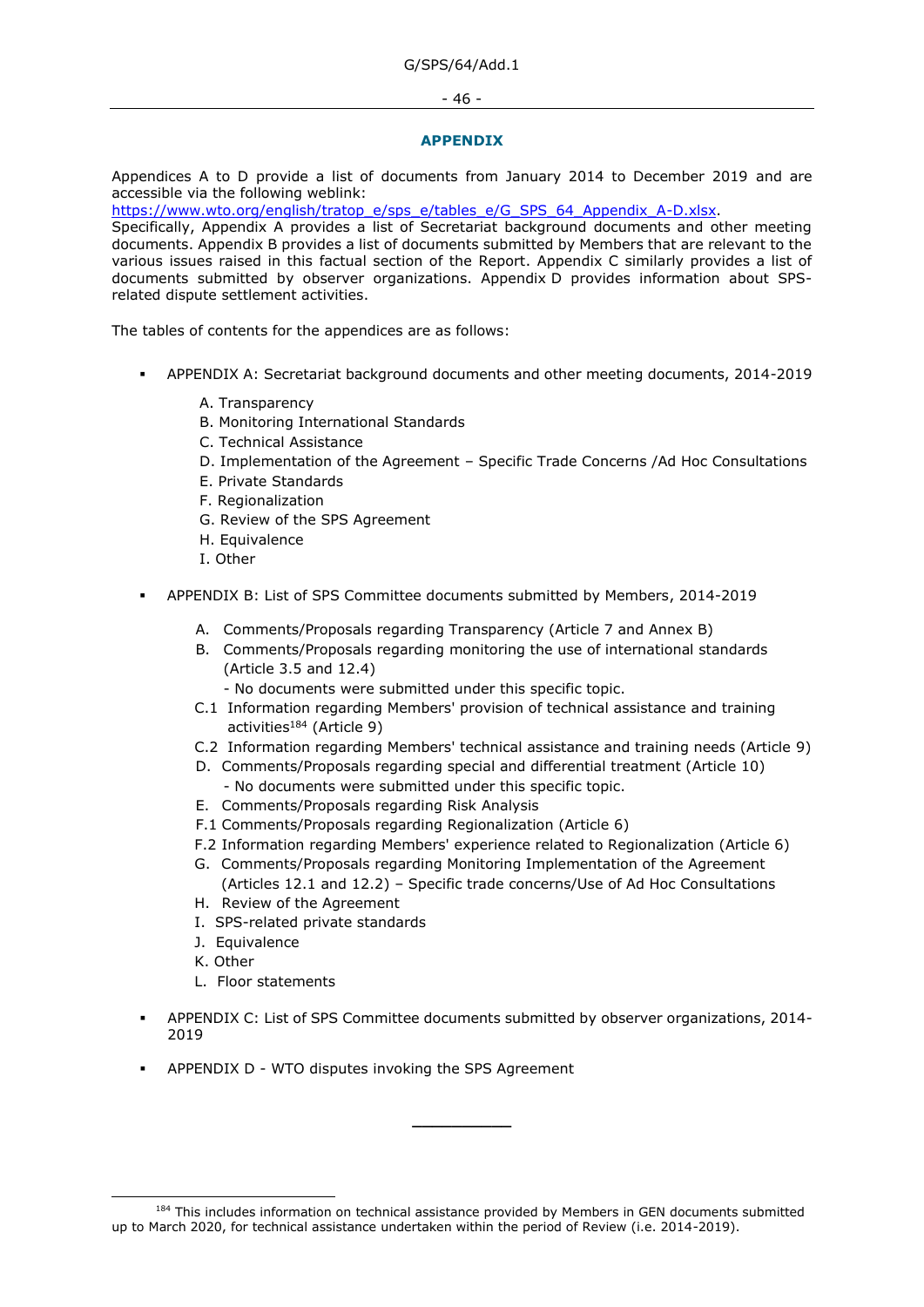## APPENDIX

Appendices A to D provide a list of documents from January 2014 to December 2019 and are accessible via the following weblink:
[https://www.wto.org/english/tratop_e/sps_e/tables_e/G_SPS_64_Appendix_A-D.xlsx](https://www.wto.org/english/tratop_e/sps_e/tables_e/G_SPS_64_Appendix_A-D.xlsx).
Specifically, Appendix A provides a list of Secretariat background documents and other meeting documents. Appendix B provides a list of documents submitted by Members that are relevant to the various issues raised in this factual section of the Report. Appendix C similarly provides a list of documents submitted by observer organizations. Appendix D provides information about SPS-related dispute settlement activities.

The tables of contents for the appendices are as follows:

- APPENDIX A: Secretariat background documents and other meeting documents, 2014-2019
  - A. Transparency
  - B. Monitoring International Standards
  - C. Technical Assistance
  - D. Implementation of the Agreement – Specific Trade Concerns /Ad Hoc Consultations
  - E. Private Standards
  - F. Regionalization
  - G. Review of the SPS Agreement
  - H. Equivalence
  - I. Other

- APPENDIX B: List of SPS Committee documents submitted by Members, 2014-2019
  - A. Comments/Proposals regarding Transparency (Article 7 and Annex B)
  - B. Comments/Proposals regarding monitoring the use of international standards (Article 3.5 and 12.4)
    - No documents were submitted under this specific topic.
  - C.1 Information regarding Members' provision of technical assistance and training activities[184] (Article 9)
  - C.2 Information regarding Members' technical assistance and training needs (Article 9)
  - D. Comments/Proposals regarding special and differential treatment (Article 10)
    - No documents were submitted under this specific topic.
  - E. Comments/Proposals regarding Risk Analysis
  - F.1 Comments/Proposals regarding Regionalization (Article 6)
  - F.2 Information regarding Members' experience related to Regionalization (Article 6)
  - G. Comments/Proposals regarding Monitoring Implementation of the Agreement (Articles 12.1 and 12.2) – Specific trade concerns/Use of Ad Hoc Consultations
  - H. Review of the Agreement
  - I. SPS-related private standards
  - J. Equivalence
  - K. Other
  - L. Floor statements

- APPENDIX C: List of SPS Committee documents submitted by observer organizations, 2014-2019

- APPENDIX D - WTO disputes invoking the SPS Agreement

__________

[184] This includes information on technical assistance provided by Members in GEN documents submitted up to March 2020, for technical assistance undertaken within the period of Review (i.e. 2014-2019).